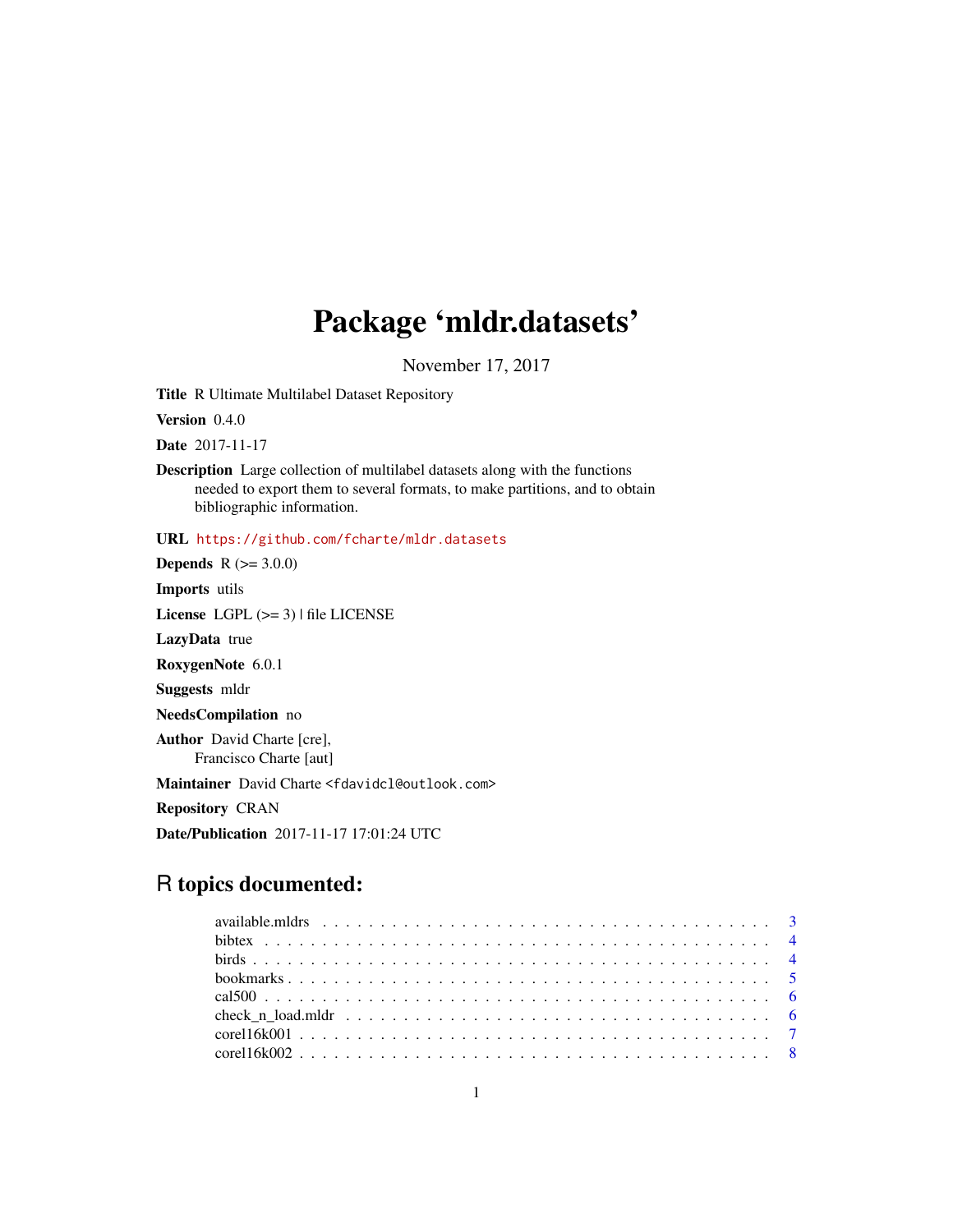# Package 'mldr.datasets'

November 17, 2017

**Title** R Ultimate Multilabel Dataset Repository

**Version** 0.4.0

**Date** 2017-11-17

**Description** Large collection of multilabel datasets along with the functions needed to export them to several formats, to make partitions, and to obtain bibliographic information.

**URL** https://github.com/fcharte/mldr.datasets

**Depends** R (>= 3.0.0)

**Imports** utils

**License** LGPL (>= 3) | file LICENSE

**LazyData** true

**RoxygenNote** 6.0.1

**Suggests** mldr

**NeedsCompilation** no

**Author** David Charte [cre], Francisco Charte [aut]

**Maintainer** David Charte <fdavidcl@outlook.com>

**Repository** CRAN

**Date/Publication** 2017-11-17 17:01:24 UTC

## R topics documented:

- available.mldrs . . . . . . . . . . . . . . . . . . . . . . . . . . . . . . . . . . . . . . . 3
- bibtex . . . . . . . . . . . . . . . . . . . . . . . . . . . . . . . . . . . . . . . . . . . 4
- birds . . . . . . . . . . . . . . . . . . . . . . . . . . . . . . . . . . . . . . . . . . . 4
- bookmarks . . . . . . . . . . . . . . . . . . . . . . . . . . . . . . . . . . . . . . . . 5
- cal500 . . . . . . . . . . . . . . . . . . . . . . . . . . . . . . . . . . . . . . . . . . 6
- check_n_load.mldr . . . . . . . . . . . . . . . . . . . . . . . . . . . . . . . . . . . 6
- corel16k001 . . . . . . . . . . . . . . . . . . . . . . . . . . . . . . . . . . . . . . . 7
- corel16k002 . . . . . . . . . . . . . . . . . . . . . . . . . . . . . . . . . . . . . . . 8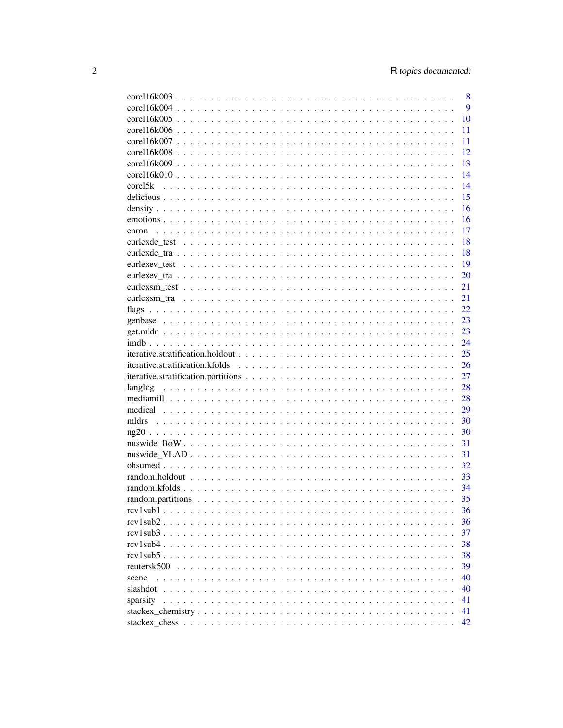corel16k003 . . . . . . . . . . . . . . . . . . . . . . . . . . . . . . . . . . . . . . . . . 8
corel16k004 . . . . . . . . . . . . . . . . . . . . . . . . . . . . . . . . . . . . . . . . . 9
corel16k005 . . . . . . . . . . . . . . . . . . . . . . . . . . . . . . . . . . . . . . . . . 10
corel16k006 . . . . . . . . . . . . . . . . . . . . . . . . . . . . . . . . . . . . . . . . . 11
corel16k007 . . . . . . . . . . . . . . . . . . . . . . . . . . . . . . . . . . . . . . . . . 11
corel16k008 . . . . . . . . . . . . . . . . . . . . . . . . . . . . . . . . . . . . . . . . . 12
corel16k009 . . . . . . . . . . . . . . . . . . . . . . . . . . . . . . . . . . . . . . . . . 13
corel16k010 . . . . . . . . . . . . . . . . . . . . . . . . . . . . . . . . . . . . . . . . . 14
corel5k . . . . . . . . . . . . . . . . . . . . . . . . . . . . . . . . . . . . . . . . . . . . 14
delicious . . . . . . . . . . . . . . . . . . . . . . . . . . . . . . . . . . . . . . . . . . . 15
density . . . . . . . . . . . . . . . . . . . . . . . . . . . . . . . . . . . . . . . . . . . . 16
emotions . . . . . . . . . . . . . . . . . . . . . . . . . . . . . . . . . . . . . . . . . . . 16
enron . . . . . . . . . . . . . . . . . . . . . . . . . . . . . . . . . . . . . . . . . . . . . 17
eurlexdc_test . . . . . . . . . . . . . . . . . . . . . . . . . . . . . . . . . . . . . . . . . 18
eurlexdc_tra . . . . . . . . . . . . . . . . . . . . . . . . . . . . . . . . . . . . . . . . . . 18
eurlexev_test . . . . . . . . . . . . . . . . . . . . . . . . . . . . . . . . . . . . . . . . . 19
eurlexev_tra . . . . . . . . . . . . . . . . . . . . . . . . . . . . . . . . . . . . . . . . . . 20
eurlexsm_test . . . . . . . . . . . . . . . . . . . . . . . . . . . . . . . . . . . . . . . . . 21
eurlexsm_tra . . . . . . . . . . . . . . . . . . . . . . . . . . . . . . . . . . . . . . . . . . 21
flags . . . . . . . . . . . . . . . . . . . . . . . . . . . . . . . . . . . . . . . . . . . . . 22
genbase . . . . . . . . . . . . . . . . . . . . . . . . . . . . . . . . . . . . . . . . . . . . 23
get.mldr . . . . . . . . . . . . . . . . . . . . . . . . . . . . . . . . . . . . . . . . . . . . 23
imdb . . . . . . . . . . . . . . . . . . . . . . . . . . . . . . . . . . . . . . . . . . . . . 24
iterative.stratification.holdout . . . . . . . . . . . . . . . . . . . . . . . . . . . . . . . 25
iterative.stratification.kfolds . . . . . . . . . . . . . . . . . . . . . . . . . . . . . . . . 26
iterative.stratification.partitions . . . . . . . . . . . . . . . . . . . . . . . . . . . . . . 27
langlog . . . . . . . . . . . . . . . . . . . . . . . . . . . . . . . . . . . . . . . . . . . . 28
mediamill . . . . . . . . . . . . . . . . . . . . . . . . . . . . . . . . . . . . . . . . . . . 28
medical . . . . . . . . . . . . . . . . . . . . . . . . . . . . . . . . . . . . . . . . . . . . 29
mldrs . . . . . . . . . . . . . . . . . . . . . . . . . . . . . . . . . . . . . . . . . . . . . 30
ng20 . . . . . . . . . . . . . . . . . . . . . . . . . . . . . . . . . . . . . . . . . . . . . 30
nuswide_BoW . . . . . . . . . . . . . . . . . . . . . . . . . . . . . . . . . . . . . . . . . 31
nuswide_VLAD . . . . . . . . . . . . . . . . . . . . . . . . . . . . . . . . . . . . . . . . 31
ohsumed . . . . . . . . . . . . . . . . . . . . . . . . . . . . . . . . . . . . . . . . . . . . 32
random.holdout . . . . . . . . . . . . . . . . . . . . . . . . . . . . . . . . . . . . . . . . 33
random.kfolds . . . . . . . . . . . . . . . . . . . . . . . . . . . . . . . . . . . . . . . . . 34
random.partitions . . . . . . . . . . . . . . . . . . . . . . . . . . . . . . . . . . . . . . . 35
rcv1sub1 . . . . . . . . . . . . . . . . . . . . . . . . . . . . . . . . . . . . . . . . . . . 36
rcv1sub2 . . . . . . . . . . . . . . . . . . . . . . . . . . . . . . . . . . . . . . . . . . . 36
rcv1sub3 . . . . . . . . . . . . . . . . . . . . . . . . . . . . . . . . . . . . . . . . . . . 37
rcv1sub4 . . . . . . . . . . . . . . . . . . . . . . . . . . . . . . . . . . . . . . . . . . . 38
rcv1sub5 . . . . . . . . . . . . . . . . . . . . . . . . . . . . . . . . . . . . . . . . . . . 38
reutersk500 . . . . . . . . . . . . . . . . . . . . . . . . . . . . . . . . . . . . . . . . . . 39
scene . . . . . . . . . . . . . . . . . . . . . . . . . . . . . . . . . . . . . . . . . . . . . 40
slashdot . . . . . . . . . . . . . . . . . . . . . . . . . . . . . . . . . . . . . . . . . . . . 40
sparsity . . . . . . . . . . . . . . . . . . . . . . . . . . . . . . . . . . . . . . . . . . . . 41
stackex_chemistry . . . . . . . . . . . . . . . . . . . . . . . . . . . . . . . . . . . . . . . 41
stackex_chess . . . . . . . . . . . . . . . . . . . . . . . . . . . . . . . . . . . . . . . . . 42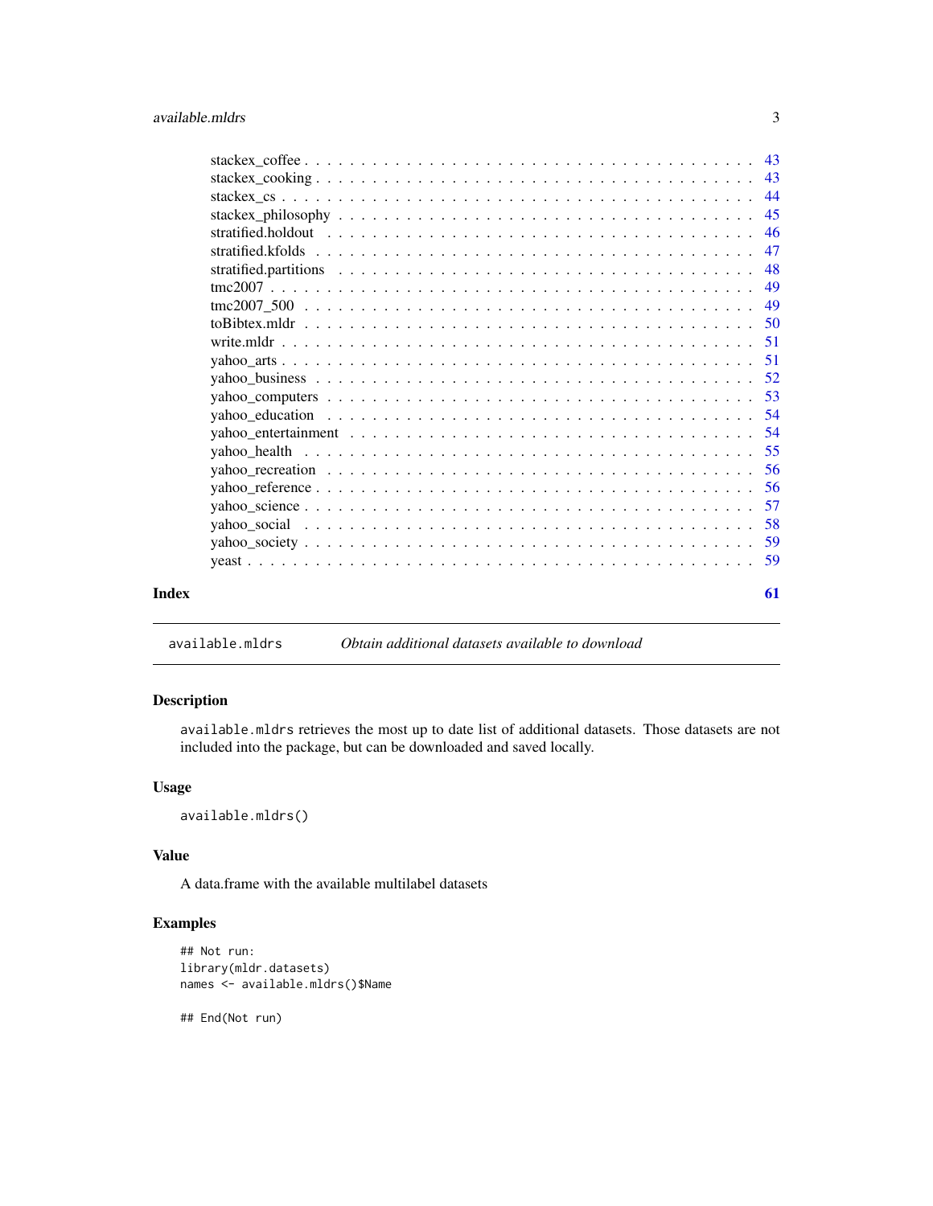stackex_coffee . . . . . . . . . . . . . . . . . . . . . . . . . . . . . . . . . . . . 43
stackex_cooking . . . . . . . . . . . . . . . . . . . . . . . . . . . . . . . . . . . . 43
stackex_cs . . . . . . . . . . . . . . . . . . . . . . . . . . . . . . . . . . . . . . 44
stackex_philosophy . . . . . . . . . . . . . . . . . . . . . . . . . . . . . . . . . . 45
stratified.holdout . . . . . . . . . . . . . . . . . . . . . . . . . . . . . . . . . . . 46
stratified.kfolds . . . . . . . . . . . . . . . . . . . . . . . . . . . . . . . . . . . . 47
stratified.partitions . . . . . . . . . . . . . . . . . . . . . . . . . . . . . . . . . . 48
tmc2007 . . . . . . . . . . . . . . . . . . . . . . . . . . . . . . . . . . . . . . . . 49
tmc2007_500 . . . . . . . . . . . . . . . . . . . . . . . . . . . . . . . . . . . . . . 49
toBibtex.mldr . . . . . . . . . . . . . . . . . . . . . . . . . . . . . . . . . . . . . 50
write.mldr . . . . . . . . . . . . . . . . . . . . . . . . . . . . . . . . . . . . . . . 51
yahoo_arts . . . . . . . . . . . . . . . . . . . . . . . . . . . . . . . . . . . . . . . 51
yahoo_business . . . . . . . . . . . . . . . . . . . . . . . . . . . . . . . . . . . . . 52
yahoo_computers . . . . . . . . . . . . . . . . . . . . . . . . . . . . . . . . . . . . 53
yahoo_education . . . . . . . . . . . . . . . . . . . . . . . . . . . . . . . . . . . . 54
yahoo_entertainment . . . . . . . . . . . . . . . . . . . . . . . . . . . . . . . . . . 54
yahoo_health . . . . . . . . . . . . . . . . . . . . . . . . . . . . . . . . . . . . . . 55
yahoo_recreation . . . . . . . . . . . . . . . . . . . . . . . . . . . . . . . . . . . . 56
yahoo_reference . . . . . . . . . . . . . . . . . . . . . . . . . . . . . . . . . . . . 56
yahoo_science . . . . . . . . . . . . . . . . . . . . . . . . . . . . . . . . . . . . . 57
yahoo_social . . . . . . . . . . . . . . . . . . . . . . . . . . . . . . . . . . . . . . 58
yahoo_society . . . . . . . . . . . . . . . . . . . . . . . . . . . . . . . . . . . . . 59
yeast . . . . . . . . . . . . . . . . . . . . . . . . . . . . . . . . . . . . . . . . . . 59

**Index** **61**

---

`available.mldrs` *Obtain additional datasets available to download*

---

## Description

`available.mldrs` retrieves the most up to date list of additional datasets. Those datasets are not included into the package, but can be downloaded and saved locally.

## Usage

```
available.mldrs()
```

## Value

A data.frame with the available multilabel datasets

## Examples

```
## Not run:
library(mldr.datasets)
names <- available.mldrs()$Name

## End(Not run)
```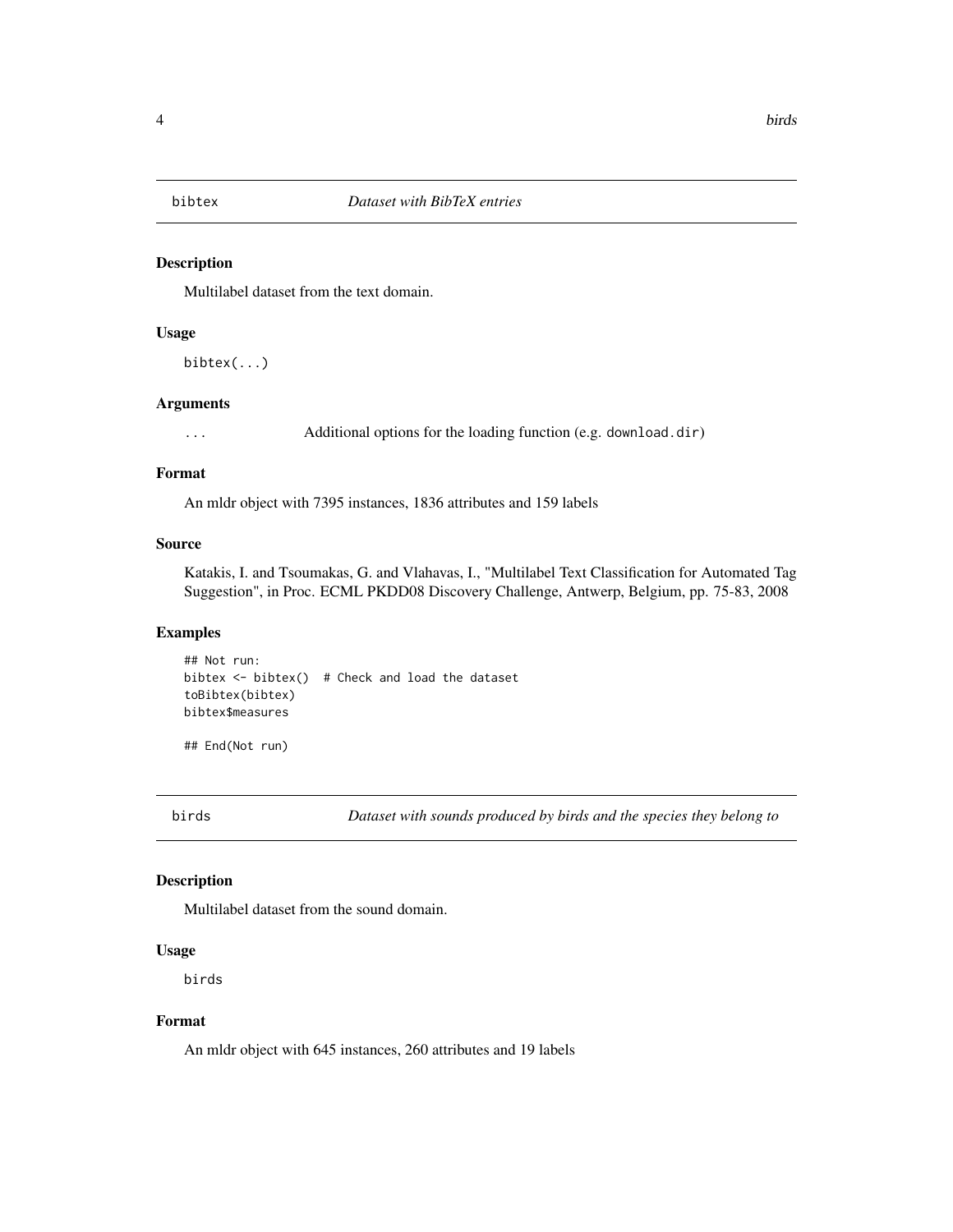## bibtex — *Dataset with BibTeX entries*

### Description

Multilabel dataset from the text domain.

### Usage

```
bibtex(...)
```

### Arguments

`...` Additional options for the loading function (e.g. `download.dir`)

### Format

An mldr object with 7395 instances, 1836 attributes and 159 labels

### Source

Katakis, I. and Tsoumakas, G. and Vlahavas, I., "Multilabel Text Classification for Automated Tag Suggestion", in Proc. ECML PKDD08 Discovery Challenge, Antwerp, Belgium, pp. 75-83, 2008

### Examples

```
## Not run:
bibtex <- bibtex()  # Check and load the dataset
toBibtex(bibtex)
bibtex$measures

## End(Not run)
```

## birds — *Dataset with sounds produced by birds and the species they belong to*

### Description

Multilabel dataset from the sound domain.

### Usage

```
birds
```

### Format

An mldr object with 645 instances, 260 attributes and 19 labels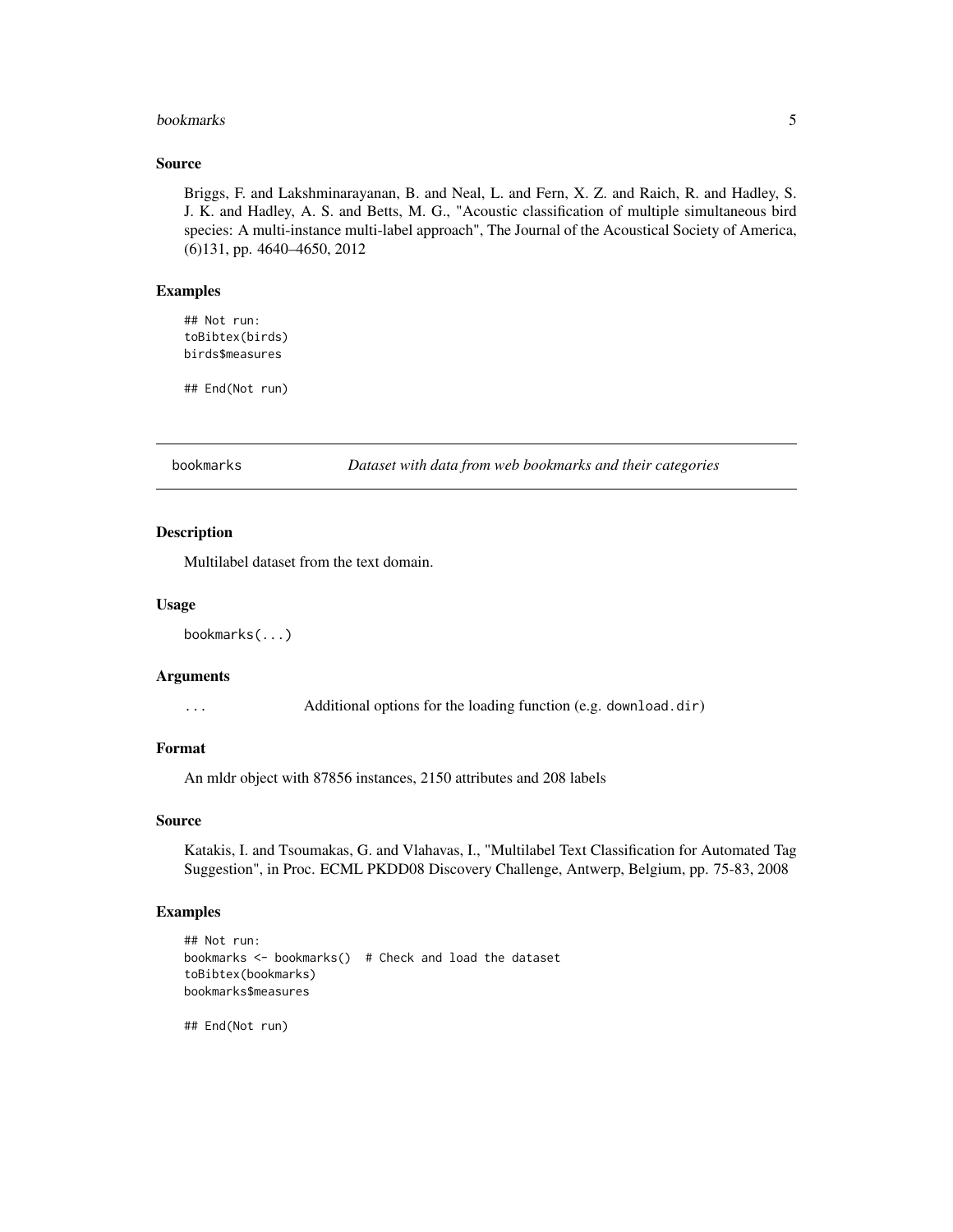### Source

Briggs, F. and Lakshminarayanan, B. and Neal, L. and Fern, X. Z. and Raich, R. and Hadley, S. J. K. and Hadley, A. S. and Betts, M. G., "Acoustic classification of multiple simultaneous bird species: A multi-instance multi-label approach", The Journal of the Acoustical Society of America, (6)131, pp. 4640–4650, 2012

### Examples

```
## Not run:
toBibtex(birds)
birds$measures

## End(Not run)
```

---

## bookmarks — *Dataset with data from web bookmarks and their categories*

---

### Description

Multilabel dataset from the text domain.

### Usage

```
bookmarks(...)
```

### Arguments

| | |
|---|---|
| `...` | Additional options for the loading function (e.g. `download.dir`) |

### Format

An mldr object with 87856 instances, 2150 attributes and 208 labels

### Source

Katakis, I. and Tsoumakas, G. and Vlahavas, I., "Multilabel Text Classification for Automated Tag Suggestion", in Proc. ECML PKDD08 Discovery Challenge, Antwerp, Belgium, pp. 75-83, 2008

### Examples

```
## Not run:
bookmarks <- bookmarks()  # Check and load the dataset
toBibtex(bookmarks)
bookmarks$measures

## End(Not run)
```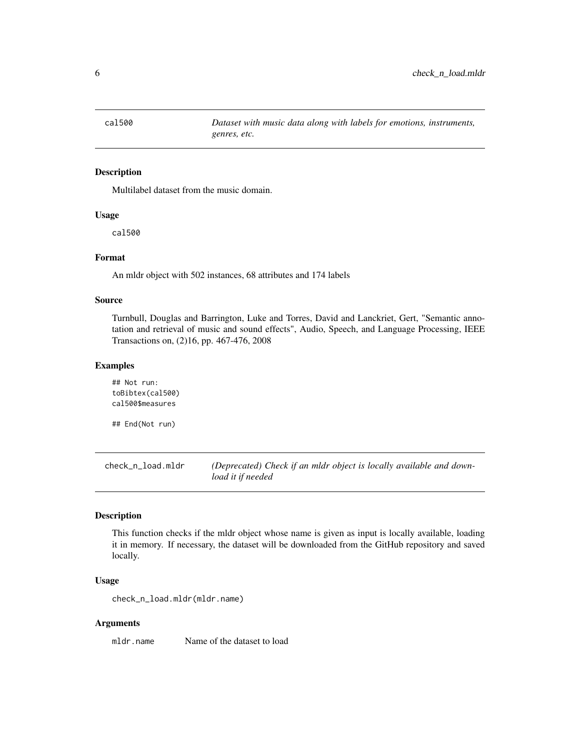## cal500 — *Dataset with music data along with labels for emotions, instruments, genres, etc.*

### Description

Multilabel dataset from the music domain.

### Usage

```
cal500
```

### Format

An mldr object with 502 instances, 68 attributes and 174 labels

### Source

Turnbull, Douglas and Barrington, Luke and Torres, David and Lanckriet, Gert, "Semantic annotation and retrieval of music and sound effects", Audio, Speech, and Language Processing, IEEE Transactions on, (2)16, pp. 467-476, 2008

### Examples

```
## Not run:
toBibtex(cal500)
cal500$measures

## End(Not run)
```

## check_n_load.mldr — *(Deprecated) Check if an mldr object is locally available and download it if needed*

### Description

This function checks if the mldr object whose name is given as input is locally available, loading it in memory. If necessary, the dataset will be downloaded from the GitHub repository and saved locally.

### Usage

```
check_n_load.mldr(mldr.name)
```

### Arguments

| | |
|---|---|
| mldr.name | Name of the dataset to load |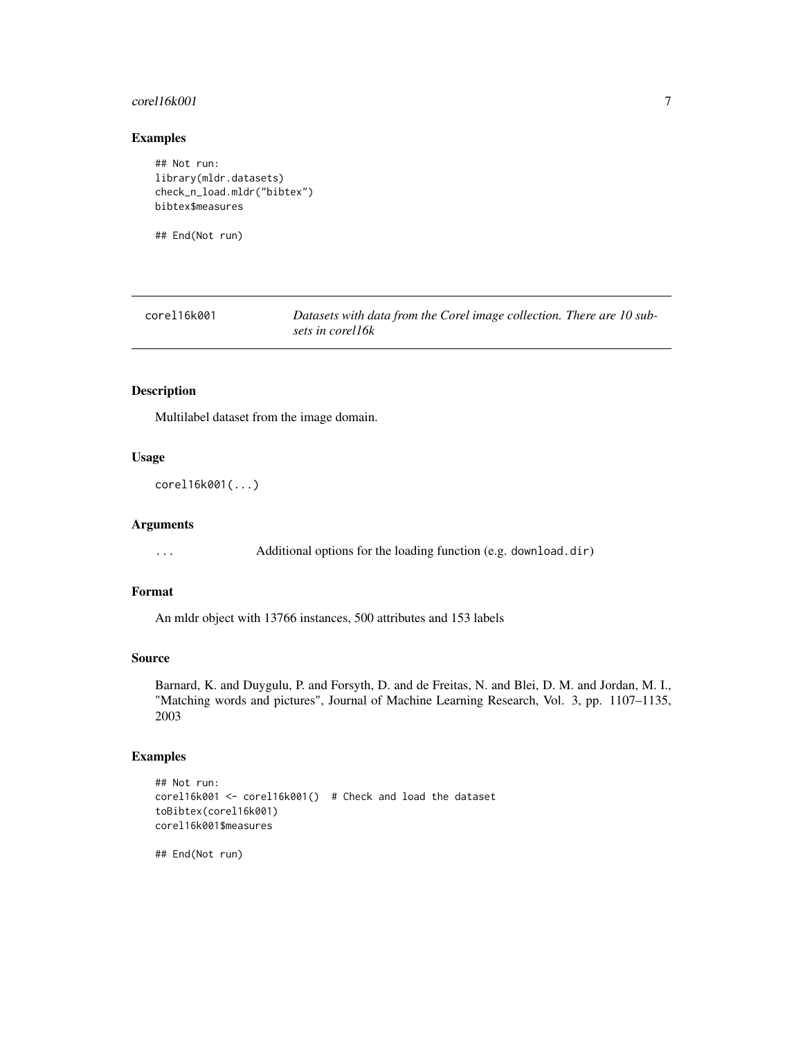### Examples

```
## Not run:
library(mldr.datasets)
check_n_load.mldr("bibtex")
bibtex$measures

## End(Not run)
```

---

## corel16k001 — *Datasets with data from the Corel image collection. There are 10 subsets in corel16k*

---

### Description

Multilabel dataset from the image domain.

### Usage

```
corel16k001(...)
```

### Arguments

| | |
|---|---|
| `...` | Additional options for the loading function (e.g. `download.dir`) |

### Format

An mldr object with 13766 instances, 500 attributes and 153 labels

### Source

Barnard, K. and Duygulu, P. and Forsyth, D. and de Freitas, N. and Blei, D. M. and Jordan, M. I., "Matching words and pictures", Journal of Machine Learning Research, Vol. 3, pp. 1107–1135, 2003

### Examples

```
## Not run:
corel16k001 <- corel16k001()  # Check and load the dataset
toBibtex(corel16k001)
corel16k001$measures

## End(Not run)
```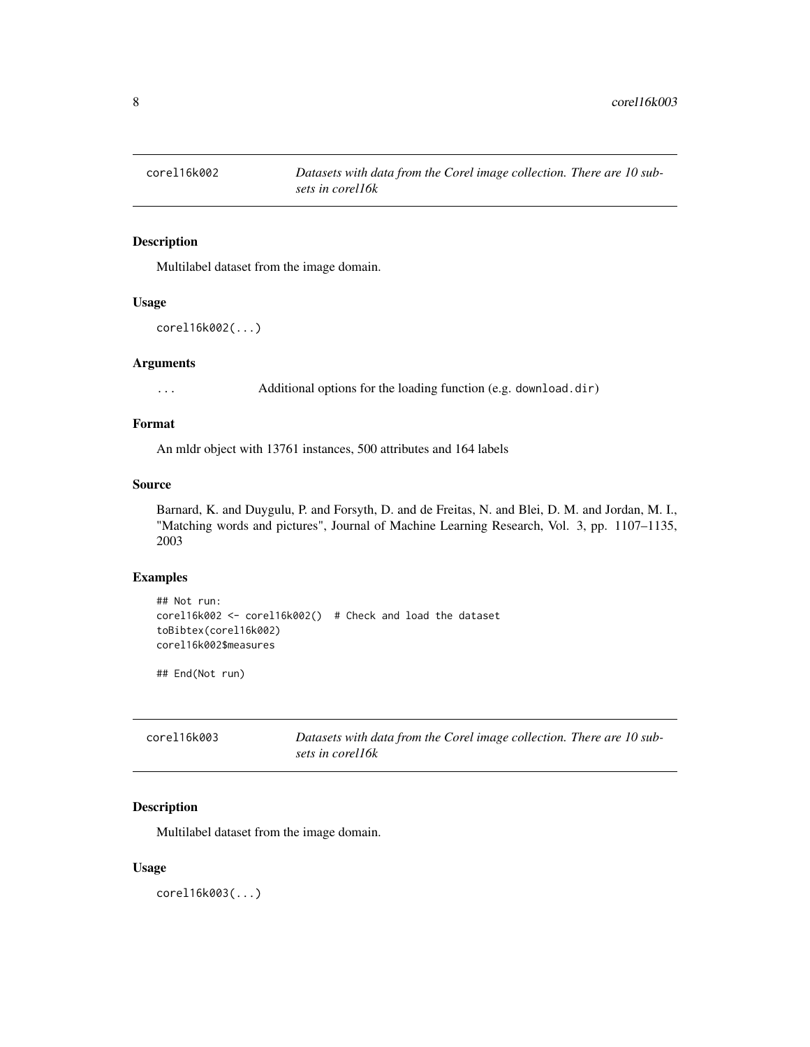## corel16k002 — *Datasets with data from the Corel image collection. There are 10 subsets in corel16k*

### Description

Multilabel dataset from the image domain.

### Usage

```
corel16k002(...)
```

### Arguments

| | |
|---|---|
| ... | Additional options for the loading function (e.g. `download.dir`) |

### Format

An mldr object with 13761 instances, 500 attributes and 164 labels

### Source

Barnard, K. and Duygulu, P. and Forsyth, D. and de Freitas, N. and Blei, D. M. and Jordan, M. I., "Matching words and pictures", Journal of Machine Learning Research, Vol. 3, pp. 1107–1135, 2003

### Examples

```
## Not run:
corel16k002 <- corel16k002()  # Check and load the dataset
toBibtex(corel16k002)
corel16k002$measures

## End(Not run)
```

## corel16k003 — *Datasets with data from the Corel image collection. There are 10 subsets in corel16k*

### Description

Multilabel dataset from the image domain.

### Usage

```
corel16k003(...)
```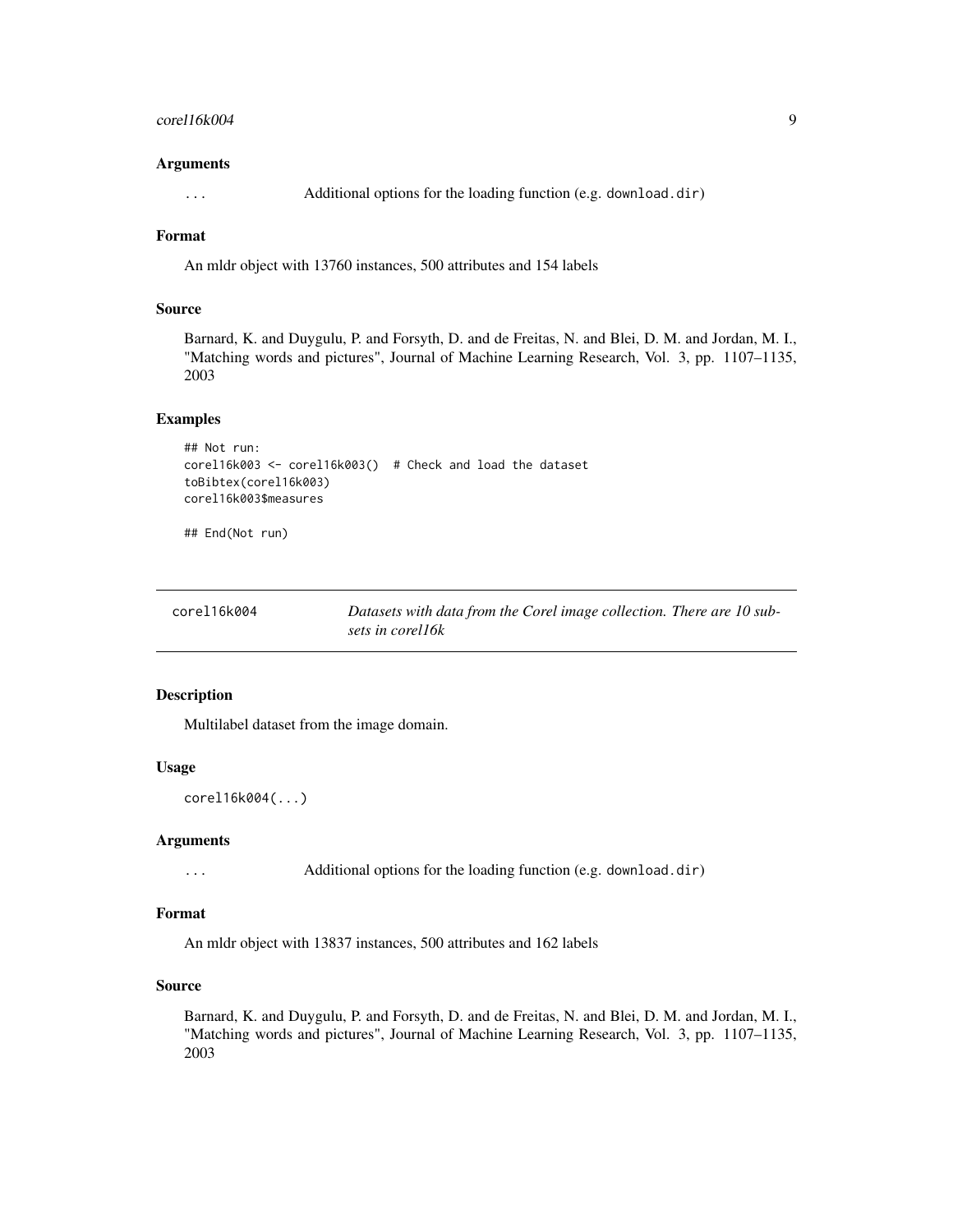### Arguments

`...` Additional options for the loading function (e.g. `download.dir`)

### Format

An mldr object with 13760 instances, 500 attributes and 154 labels

### Source

Barnard, K. and Duygulu, P. and Forsyth, D. and de Freitas, N. and Blei, D. M. and Jordan, M. I., "Matching words and pictures", Journal of Machine Learning Research, Vol. 3, pp. 1107–1135, 2003

### Examples

```
## Not run:
corel16k003 <- corel16k003()  # Check and load the dataset
toBibtex(corel16k003)
corel16k003$measures

## End(Not run)
```

---

## corel16k004 — *Datasets with data from the Corel image collection. There are 10 subsets in corel16k*

### Description

Multilabel dataset from the image domain.

### Usage

```
corel16k004(...)
```

### Arguments

`...` Additional options for the loading function (e.g. `download.dir`)

### Format

An mldr object with 13837 instances, 500 attributes and 162 labels

### Source

Barnard, K. and Duygulu, P. and Forsyth, D. and de Freitas, N. and Blei, D. M. and Jordan, M. I., "Matching words and pictures", Journal of Machine Learning Research, Vol. 3, pp. 1107–1135, 2003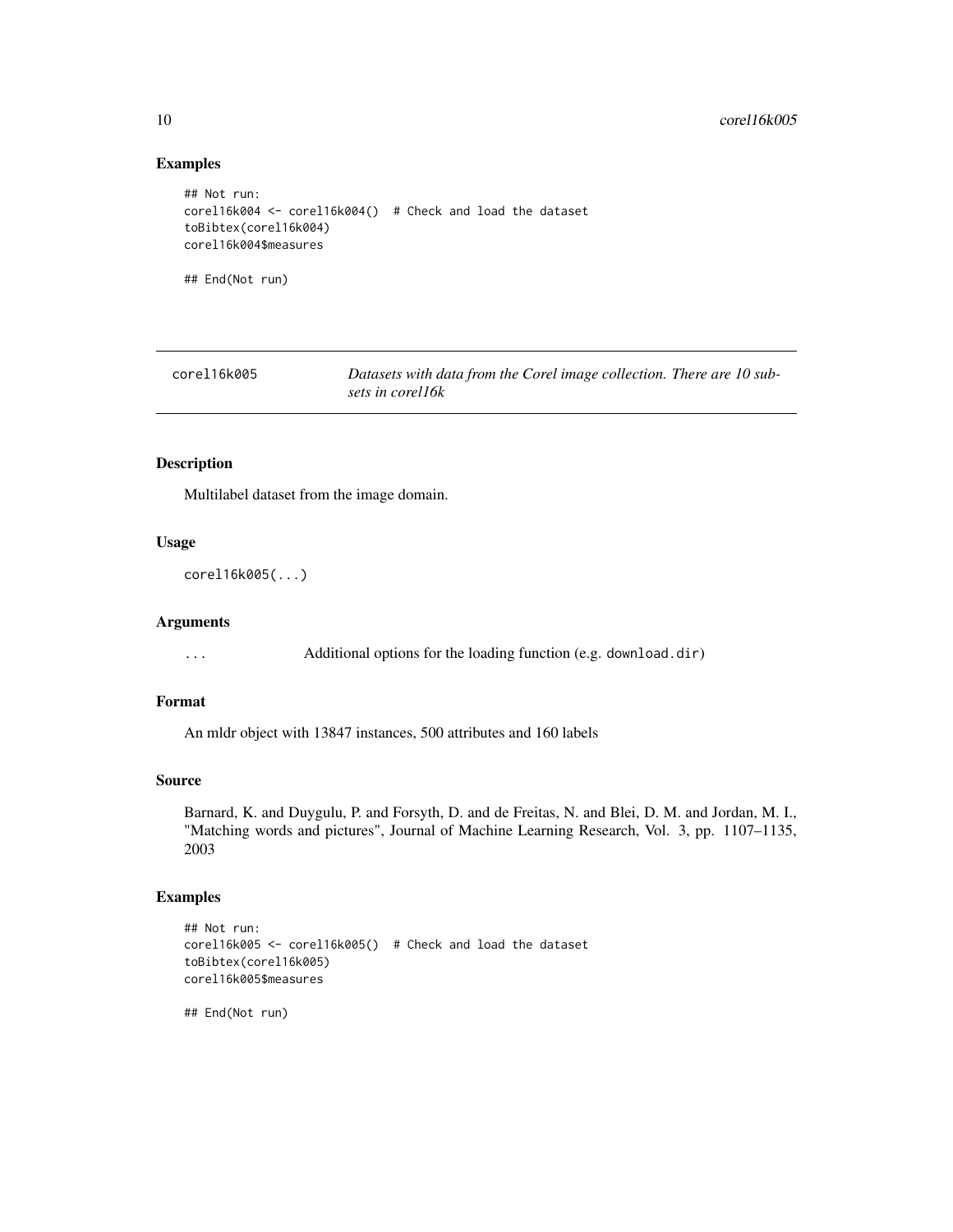## Examples

```
## Not run:
corel16k004 <- corel16k004()  # Check and load the dataset
toBibtex(corel16k004)
corel16k004$measures

## End(Not run)
```

---

# corel16k005 — *Datasets with data from the Corel image collection. There are 10 subsets in corel16k*

## Description

Multilabel dataset from the image domain.

## Usage

```
corel16k005(...)
```

## Arguments

| | |
|---|---|
| `...` | Additional options for the loading function (e.g. `download.dir`) |

## Format

An mldr object with 13847 instances, 500 attributes and 160 labels

## Source

Barnard, K. and Duygulu, P. and Forsyth, D. and de Freitas, N. and Blei, D. M. and Jordan, M. I., "Matching words and pictures", Journal of Machine Learning Research, Vol. 3, pp. 1107–1135, 2003

## Examples

```
## Not run:
corel16k005 <- corel16k005()  # Check and load the dataset
toBibtex(corel16k005)
corel16k005$measures

## End(Not run)
```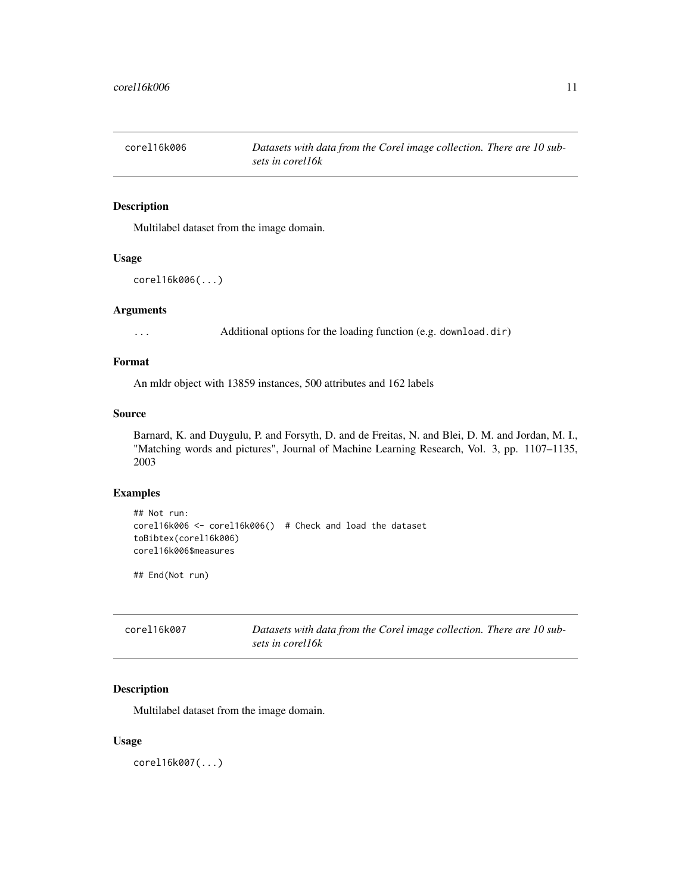## corel16k006 — *Datasets with data from the Corel image collection. There are 10 subsets in corel16k*

### Description

Multilabel dataset from the image domain.

### Usage

```
corel16k006(...)
```

### Arguments

| | |
|---|---|
| ... | Additional options for the loading function (e.g. `download.dir`) |

### Format

An mldr object with 13859 instances, 500 attributes and 162 labels

### Source

Barnard, K. and Duygulu, P. and Forsyth, D. and de Freitas, N. and Blei, D. M. and Jordan, M. I., "Matching words and pictures", Journal of Machine Learning Research, Vol. 3, pp. 1107–1135, 2003

### Examples

```
## Not run:
corel16k006 <- corel16k006()  # Check and load the dataset
toBibtex(corel16k006)
corel16k006$measures

## End(Not run)
```

## corel16k007 — *Datasets with data from the Corel image collection. There are 10 subsets in corel16k*

### Description

Multilabel dataset from the image domain.

### Usage

```
corel16k007(...)
```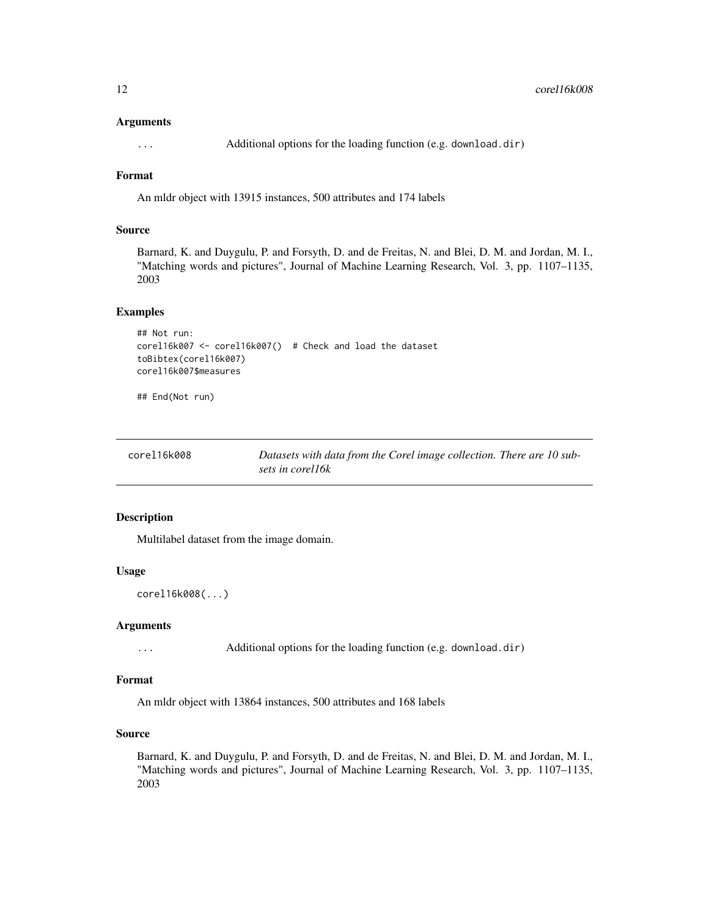### Arguments

`...` Additional options for the loading function (e.g. `download.dir`)

### Format

An mldr object with 13915 instances, 500 attributes and 174 labels

### Source

Barnard, K. and Duygulu, P. and Forsyth, D. and de Freitas, N. and Blei, D. M. and Jordan, M. I., "Matching words and pictures", Journal of Machine Learning Research, Vol. 3, pp. 1107–1135, 2003

### Examples

```
## Not run:
corel16k007 <- corel16k007()  # Check and load the dataset
toBibtex(corel16k007)
corel16k007$measures

## End(Not run)
```

---

## corel16k008 — *Datasets with data from the Corel image collection. There are 10 subsets in corel16k*

### Description

Multilabel dataset from the image domain.

### Usage

```
corel16k008(...)
```

### Arguments

`...` Additional options for the loading function (e.g. `download.dir`)

### Format

An mldr object with 13864 instances, 500 attributes and 168 labels

### Source

Barnard, K. and Duygulu, P. and Forsyth, D. and de Freitas, N. and Blei, D. M. and Jordan, M. I., "Matching words and pictures", Journal of Machine Learning Research, Vol. 3, pp. 1107–1135, 2003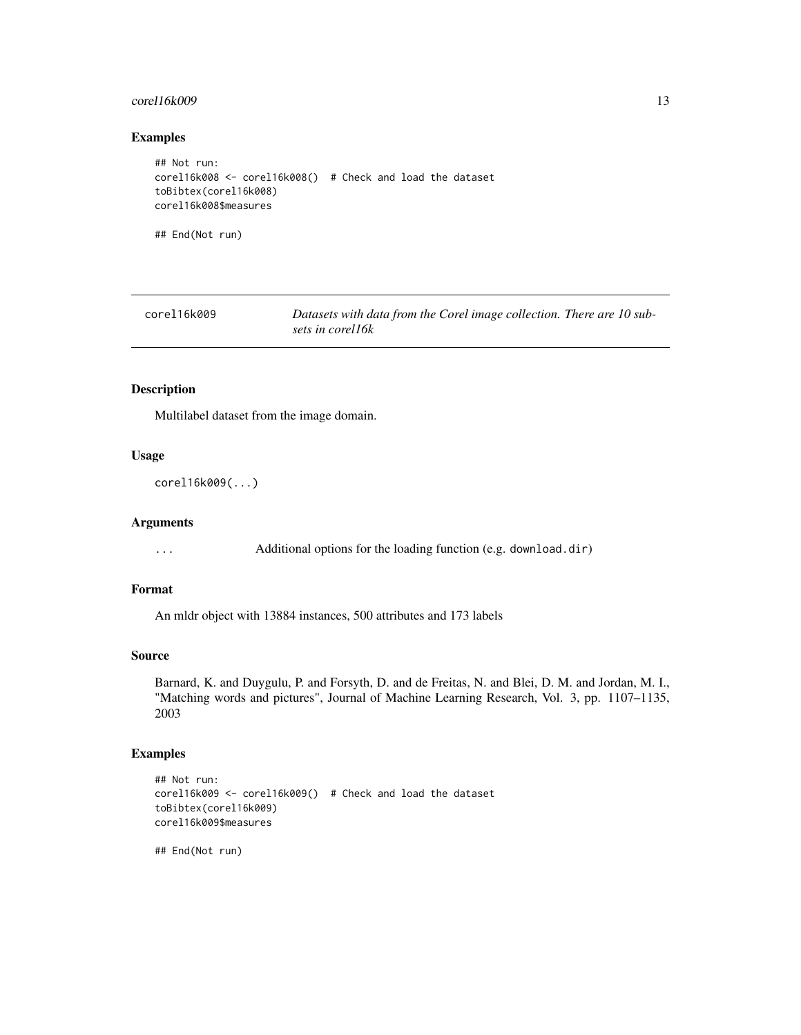### Examples

```
## Not run:
corel16k008 <- corel16k008()  # Check and load the dataset
toBibtex(corel16k008)
corel16k008$measures

## End(Not run)
```

---

## corel16k009 — *Datasets with data from the Corel image collection. There are 10 subsets in corel16k*

---

### Description

Multilabel dataset from the image domain.

### Usage

```
corel16k009(...)
```

### Arguments

| | |
|---|---|
| `...` | Additional options for the loading function (e.g. `download.dir`) |

### Format

An mldr object with 13884 instances, 500 attributes and 173 labels

### Source

Barnard, K. and Duygulu, P. and Forsyth, D. and de Freitas, N. and Blei, D. M. and Jordan, M. I., "Matching words and pictures", Journal of Machine Learning Research, Vol. 3, pp. 1107–1135, 2003

### Examples

```
## Not run:
corel16k009 <- corel16k009()  # Check and load the dataset
toBibtex(corel16k009)
corel16k009$measures

## End(Not run)
```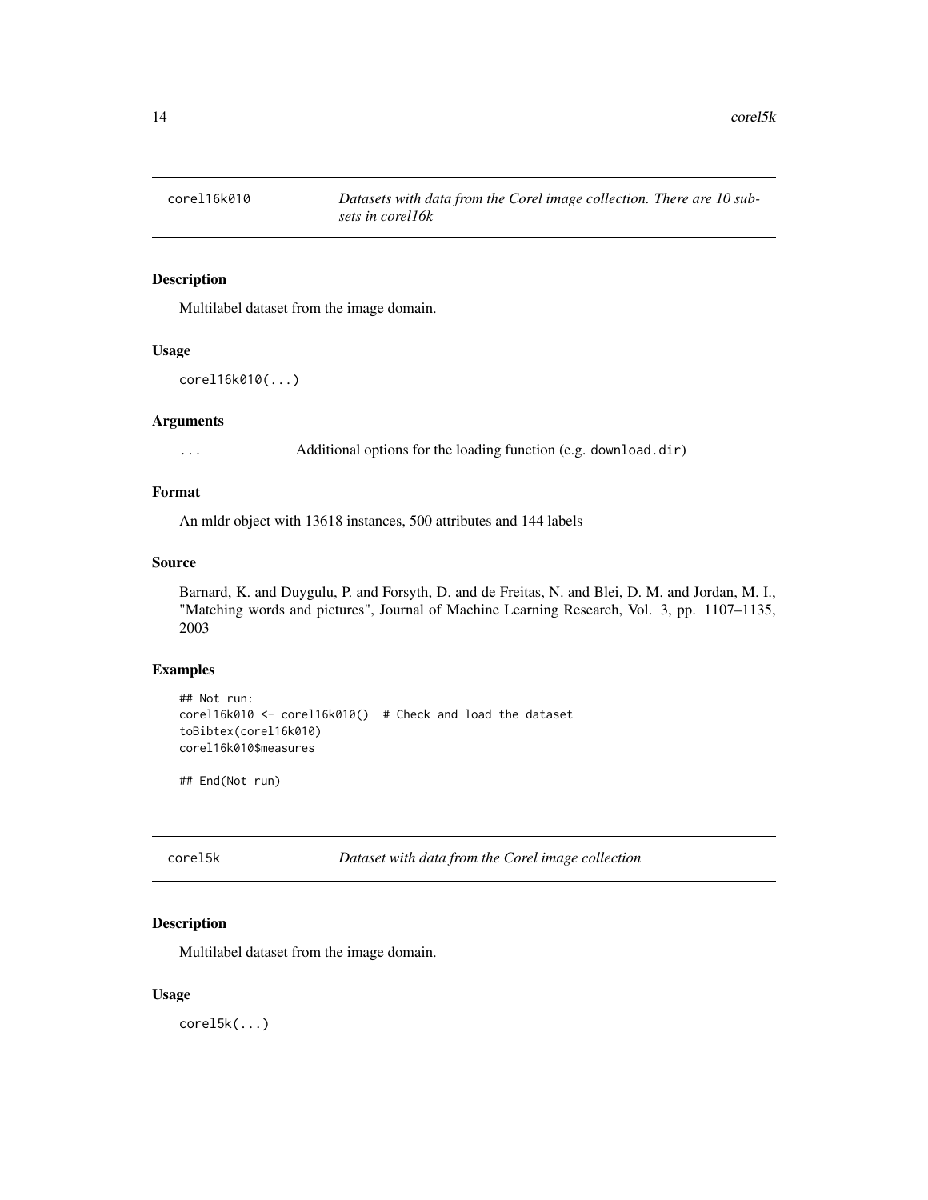## corel16k010 — *Datasets with data from the Corel image collection. There are 10 subsets in corel16k*

### Description

Multilabel dataset from the image domain.

### Usage

```
corel16k010(...)
```

### Arguments

| | |
|---|---|
| ... | Additional options for the loading function (e.g. `download.dir`) |

### Format

An mldr object with 13618 instances, 500 attributes and 144 labels

### Source

Barnard, K. and Duygulu, P. and Forsyth, D. and de Freitas, N. and Blei, D. M. and Jordan, M. I., "Matching words and pictures", Journal of Machine Learning Research, Vol. 3, pp. 1107–1135, 2003

### Examples

```
## Not run:
corel16k010 <- corel16k010()  # Check and load the dataset
toBibtex(corel16k010)
corel16k010$measures

## End(Not run)
```

## corel5k — *Dataset with data from the Corel image collection*

### Description

Multilabel dataset from the image domain.

### Usage

```
corel5k(...)
```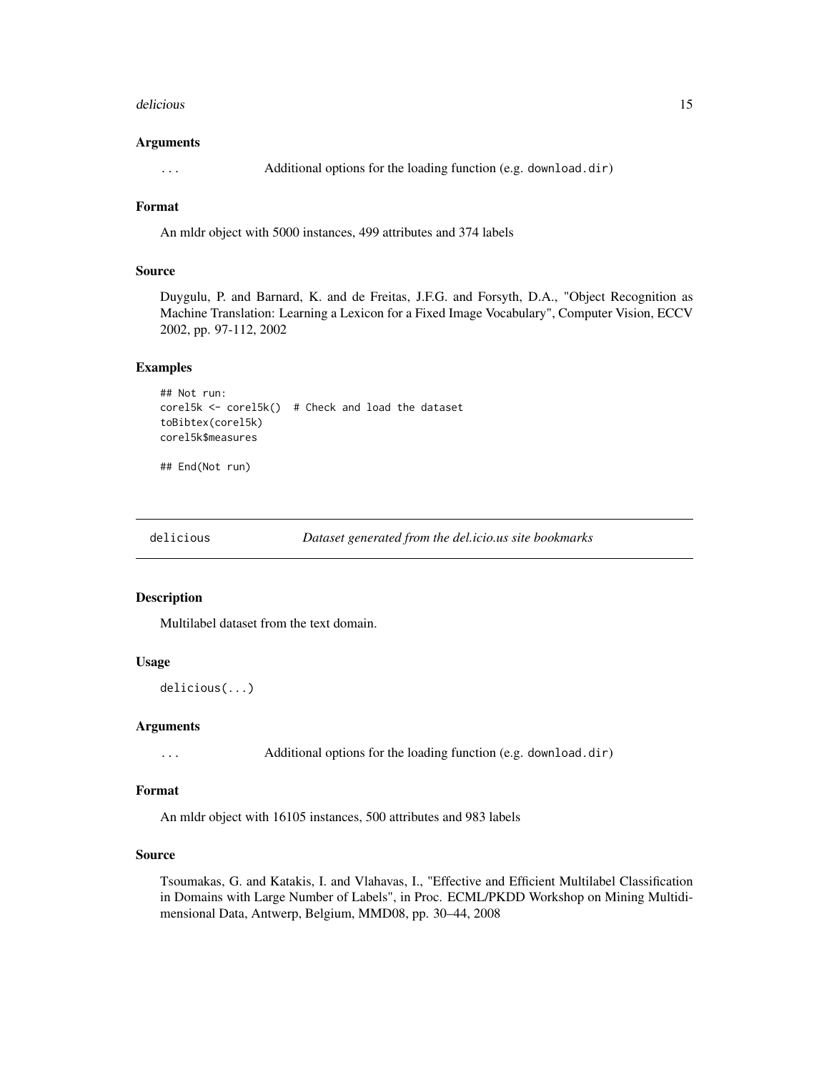### Arguments

`...` Additional options for the loading function (e.g. `download.dir`)

### Format

An mldr object with 5000 instances, 499 attributes and 374 labels

### Source

Duygulu, P. and Barnard, K. and de Freitas, J.F.G. and Forsyth, D.A., "Object Recognition as Machine Translation: Learning a Lexicon for a Fixed Image Vocabulary", Computer Vision, ECCV 2002, pp. 97-112, 2002

### Examples

```
## Not run:
corel5k <- corel5k()  # Check and load the dataset
toBibtex(corel5k)
corel5k$measures

## End(Not run)
```

---

## delicious — *Dataset generated from the del.icio.us site bookmarks*

---

### Description

Multilabel dataset from the text domain.

### Usage

```
delicious(...)
```

### Arguments

`...` Additional options for the loading function (e.g. `download.dir`)

### Format

An mldr object with 16105 instances, 500 attributes and 983 labels

### Source

Tsoumakas, G. and Katakis, I. and Vlahavas, I., "Effective and Efficient Multilabel Classification in Domains with Large Number of Labels", in Proc. ECML/PKDD Workshop on Mining Multidimensional Data, Antwerp, Belgium, MMD08, pp. 30–44, 2008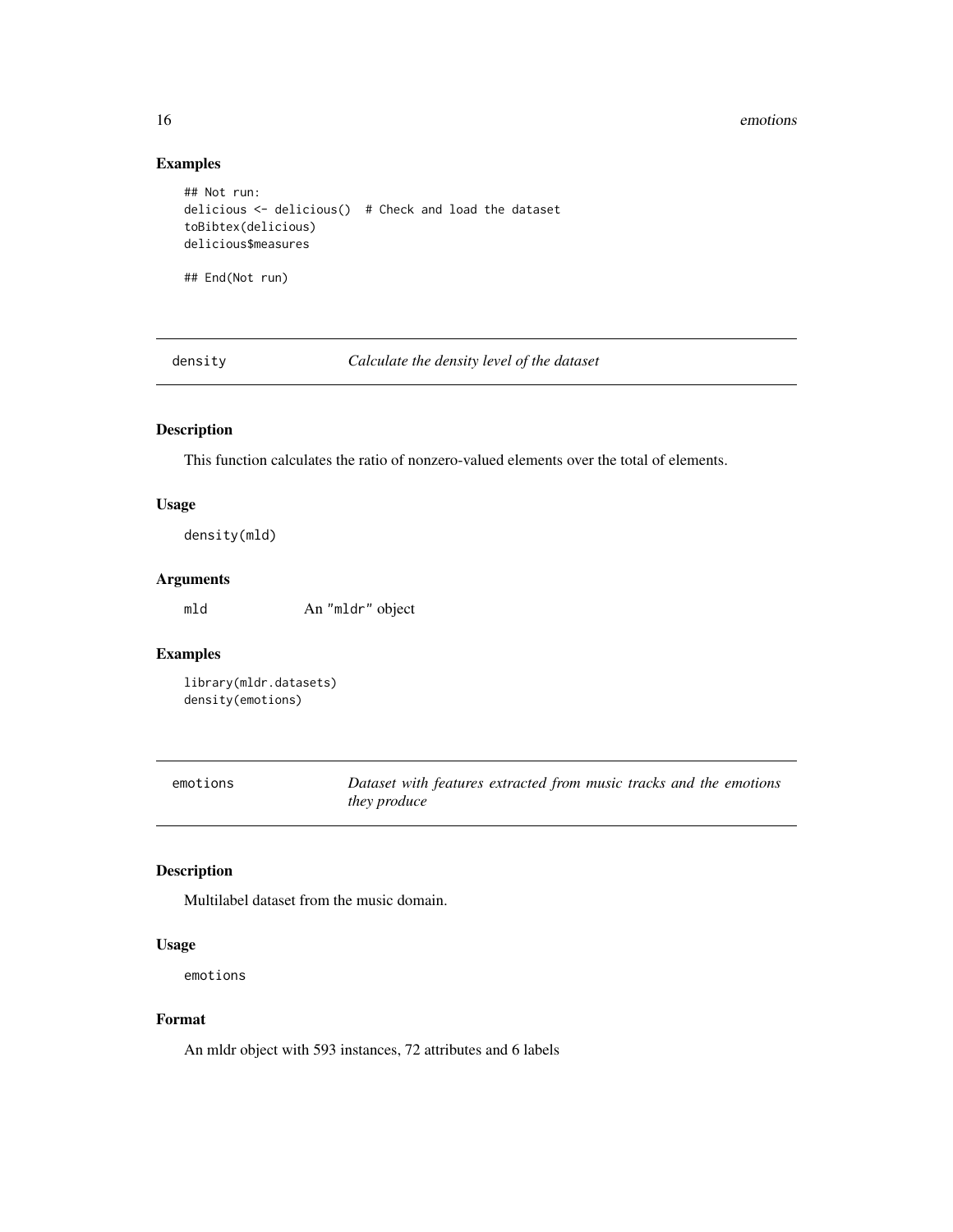### Examples

```
## Not run:
delicious <- delicious()  # Check and load the dataset
toBibtex(delicious)
delicious$measures

## End(Not run)
```

---

## density — *Calculate the density level of the dataset*

---

### Description

This function calculates the ratio of nonzero-valued elements over the total of elements.

### Usage

```
density(mld)
```

### Arguments

| | |
|---|---|
| mld | An "mldr" object |

### Examples

```
library(mldr.datasets)
density(emotions)
```

---

## emotions — *Dataset with features extracted from music tracks and the emotions they produce*

---

### Description

Multilabel dataset from the music domain.

### Usage

```
emotions
```

### Format

An mldr object with 593 instances, 72 attributes and 6 labels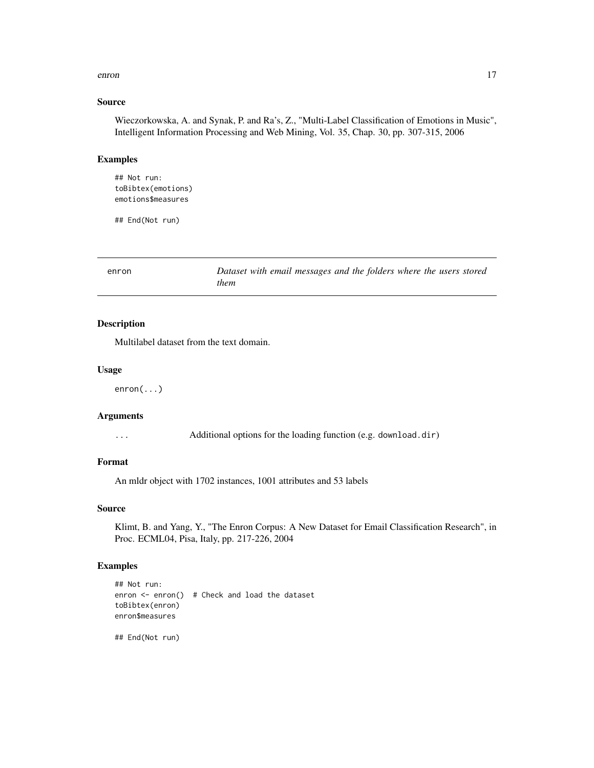### Source

Wieczorkowska, A. and Synak, P. and Ra's, Z., "Multi-Label Classification of Emotions in Music", Intelligent Information Processing and Web Mining, Vol. 35, Chap. 30, pp. 307-315, 2006

### Examples

```
## Not run:
toBibtex(emotions)
emotions$measures

## End(Not run)
```

---

## enron — *Dataset with email messages and the folders where the users stored them*

---

### Description

Multilabel dataset from the text domain.

### Usage

```
enron(...)
```

### Arguments

| | |
|---|---|
| `...` | Additional options for the loading function (e.g. `download.dir`) |

### Format

An mldr object with 1702 instances, 1001 attributes and 53 labels

### Source

Klimt, B. and Yang, Y., "The Enron Corpus: A New Dataset for Email Classification Research", in Proc. ECML04, Pisa, Italy, pp. 217-226, 2004

### Examples

```
## Not run:
enron <- enron()  # Check and load the dataset
toBibtex(enron)
enron$measures

## End(Not run)
```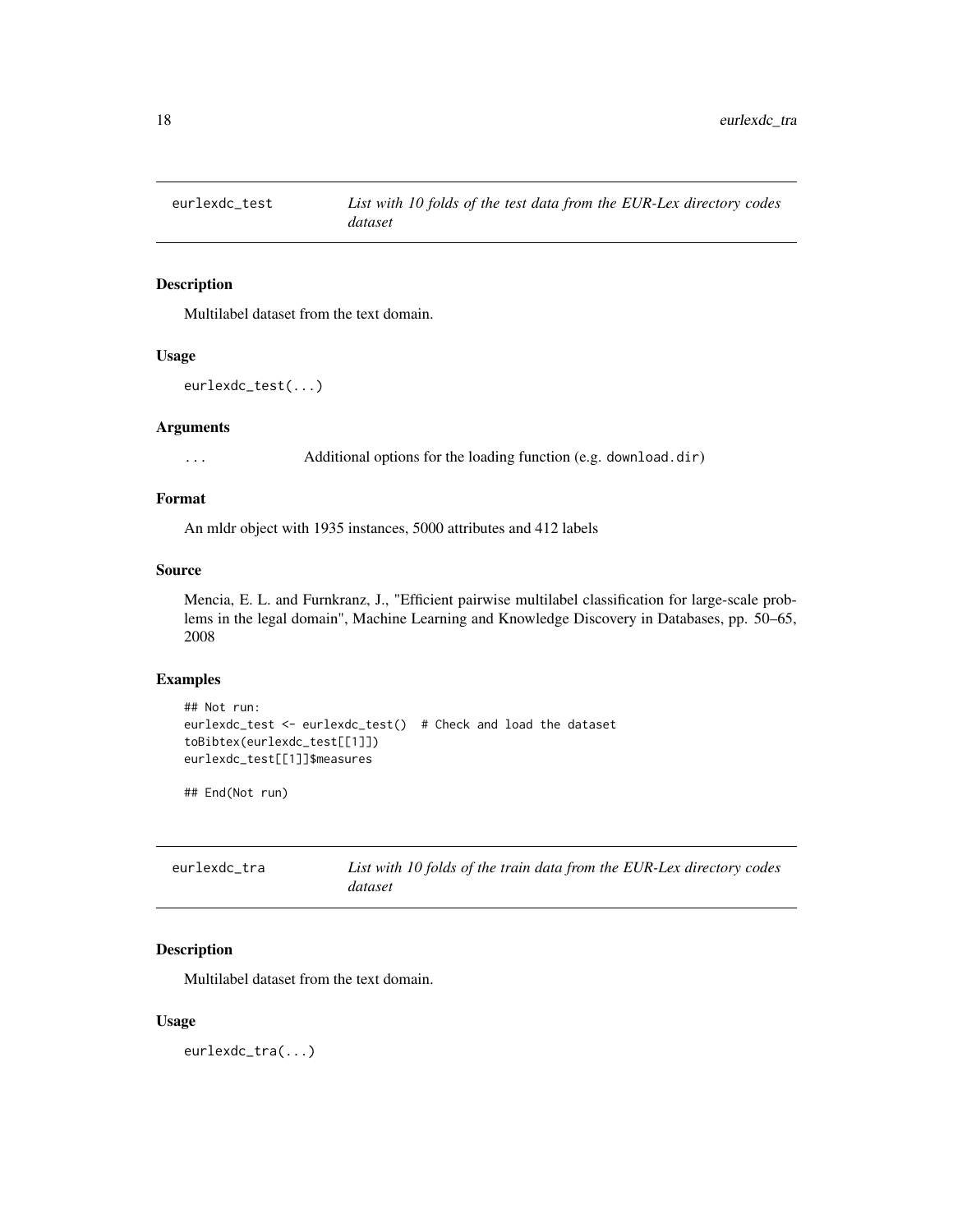## eurlexdc_test — *List with 10 folds of the test data from the EUR-Lex directory codes dataset*

### Description

Multilabel dataset from the text domain.

### Usage

```
eurlexdc_test(...)
```

### Arguments

| | |
|---|---|
| ... | Additional options for the loading function (e.g. download.dir) |

### Format

An mldr object with 1935 instances, 5000 attributes and 412 labels

### Source

Mencia, E. L. and Furnkranz, J., "Efficient pairwise multilabel classification for large-scale problems in the legal domain", Machine Learning and Knowledge Discovery in Databases, pp. 50–65, 2008

### Examples

```
## Not run:
eurlexdc_test <- eurlexdc_test()  # Check and load the dataset
toBibtex(eurlexdc_test[[1]])
eurlexdc_test[[1]]$measures

## End(Not run)
```

## eurlexdc_tra — *List with 10 folds of the train data from the EUR-Lex directory codes dataset*

### Description

Multilabel dataset from the text domain.

### Usage

```
eurlexdc_tra(...)
```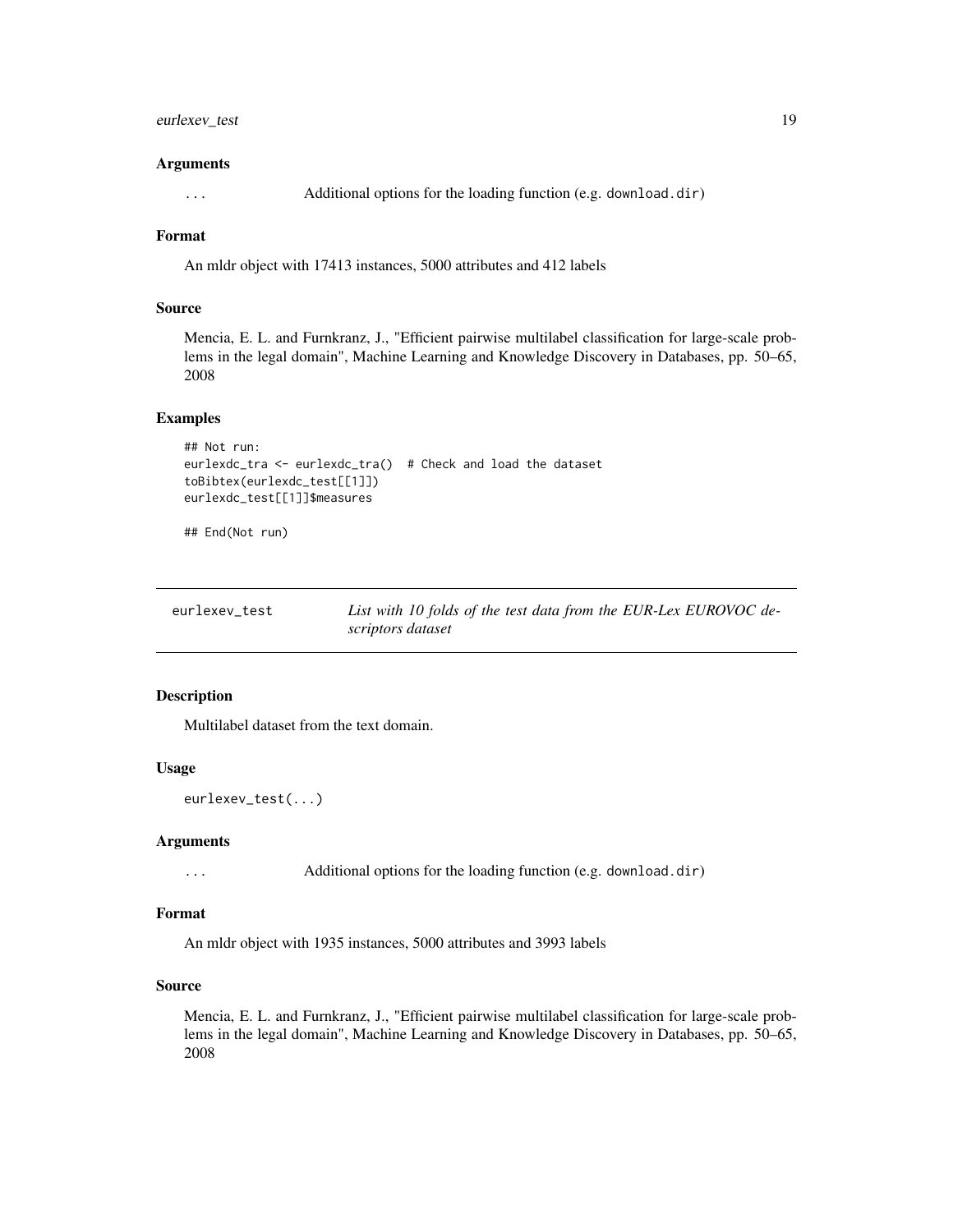### Arguments

`...` Additional options for the loading function (e.g. `download.dir`)

### Format

An mldr object with 17413 instances, 5000 attributes and 412 labels

### Source

Mencia, E. L. and Furnkranz, J., "Efficient pairwise multilabel classification for large-scale problems in the legal domain", Machine Learning and Knowledge Discovery in Databases, pp. 50–65, 2008

### Examples

```
## Not run:
eurlexdc_tra <- eurlexdc_tra()  # Check and load the dataset
toBibtex(eurlexdc_test[[1]])
eurlexdc_test[[1]]$measures

## End(Not run)
```

---

## eurlexev_test — *List with 10 folds of the test data from the EUR-Lex EUROVOC descriptors dataset*

### Description

Multilabel dataset from the text domain.

### Usage

```
eurlexev_test(...)
```

### Arguments

`...` Additional options for the loading function (e.g. `download.dir`)

### Format

An mldr object with 1935 instances, 5000 attributes and 3993 labels

### Source

Mencia, E. L. and Furnkranz, J., "Efficient pairwise multilabel classification for large-scale problems in the legal domain", Machine Learning and Knowledge Discovery in Databases, pp. 50–65, 2008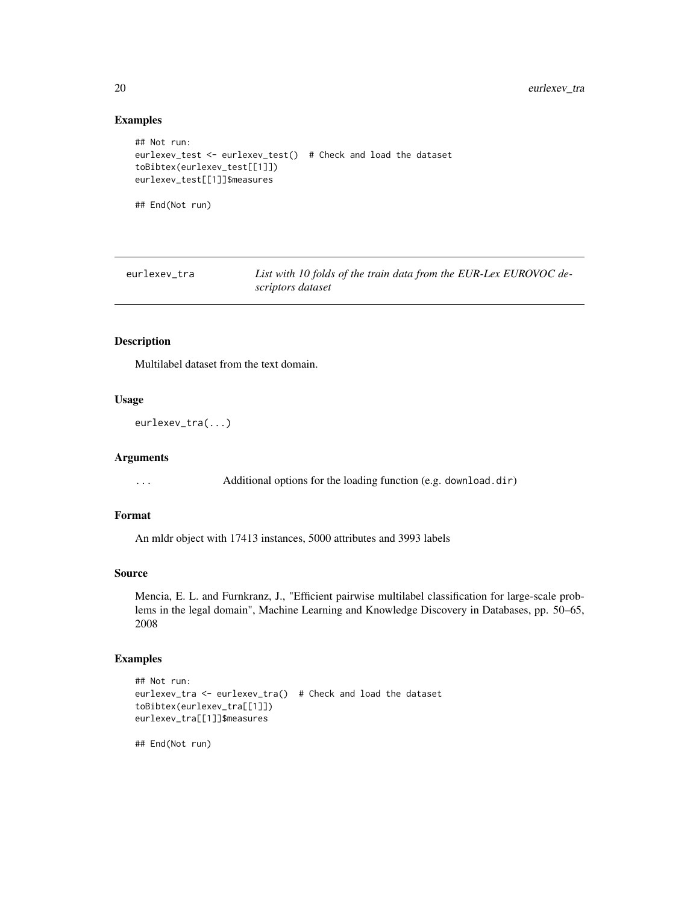## Examples

```
## Not run:
eurlexev_test <- eurlexev_test()  # Check and load the dataset
toBibtex(eurlexev_test[[1]])
eurlexev_test[[1]]$measures

## End(Not run)
```

---

# eurlexev_tra — *List with 10 folds of the train data from the EUR-Lex EUROVOC descriptors dataset*

## Description

Multilabel dataset from the text domain.

## Usage

```
eurlexev_tra(...)
```

## Arguments

| | |
|---|---|
| ... | Additional options for the loading function (e.g. download.dir) |

## Format

An mldr object with 17413 instances, 5000 attributes and 3993 labels

## Source

Mencia, E. L. and Furnkranz, J., "Efficient pairwise multilabel classification for large-scale problems in the legal domain", Machine Learning and Knowledge Discovery in Databases, pp. 50–65, 2008

## Examples

```
## Not run:
eurlexev_tra <- eurlexev_tra()  # Check and load the dataset
toBibtex(eurlexev_tra[[1]])
eurlexev_tra[[1]]$measures

## End(Not run)
```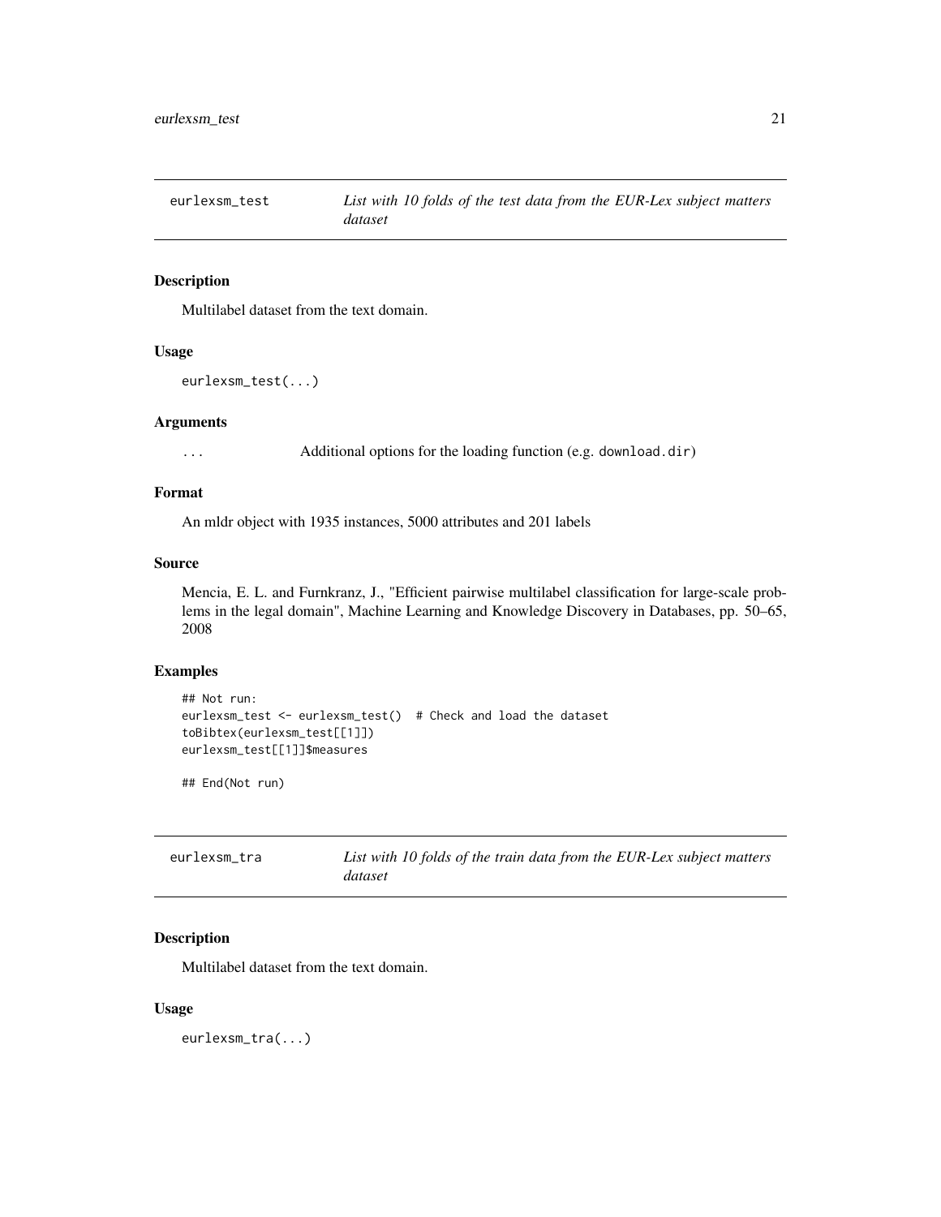## eurlexsm_test

*List with 10 folds of the test data from the EUR-Lex subject matters dataset*

### Description

Multilabel dataset from the text domain.

### Usage

```
eurlexsm_test(...)
```

### Arguments

| | |
|---|---|
| ... | Additional options for the loading function (e.g. `download.dir`) |

### Format

An mldr object with 1935 instances, 5000 attributes and 201 labels

### Source

Mencia, E. L. and Furnkranz, J., "Efficient pairwise multilabel classification for large-scale problems in the legal domain", Machine Learning and Knowledge Discovery in Databases, pp. 50–65, 2008

### Examples

```
## Not run:
eurlexsm_test <- eurlexsm_test()  # Check and load the dataset
toBibtex(eurlexsm_test[[1]])
eurlexsm_test[[1]]$measures

## End(Not run)
```

## eurlexsm_tra

*List with 10 folds of the train data from the EUR-Lex subject matters dataset*

### Description

Multilabel dataset from the text domain.

### Usage

```
eurlexsm_tra(...)
```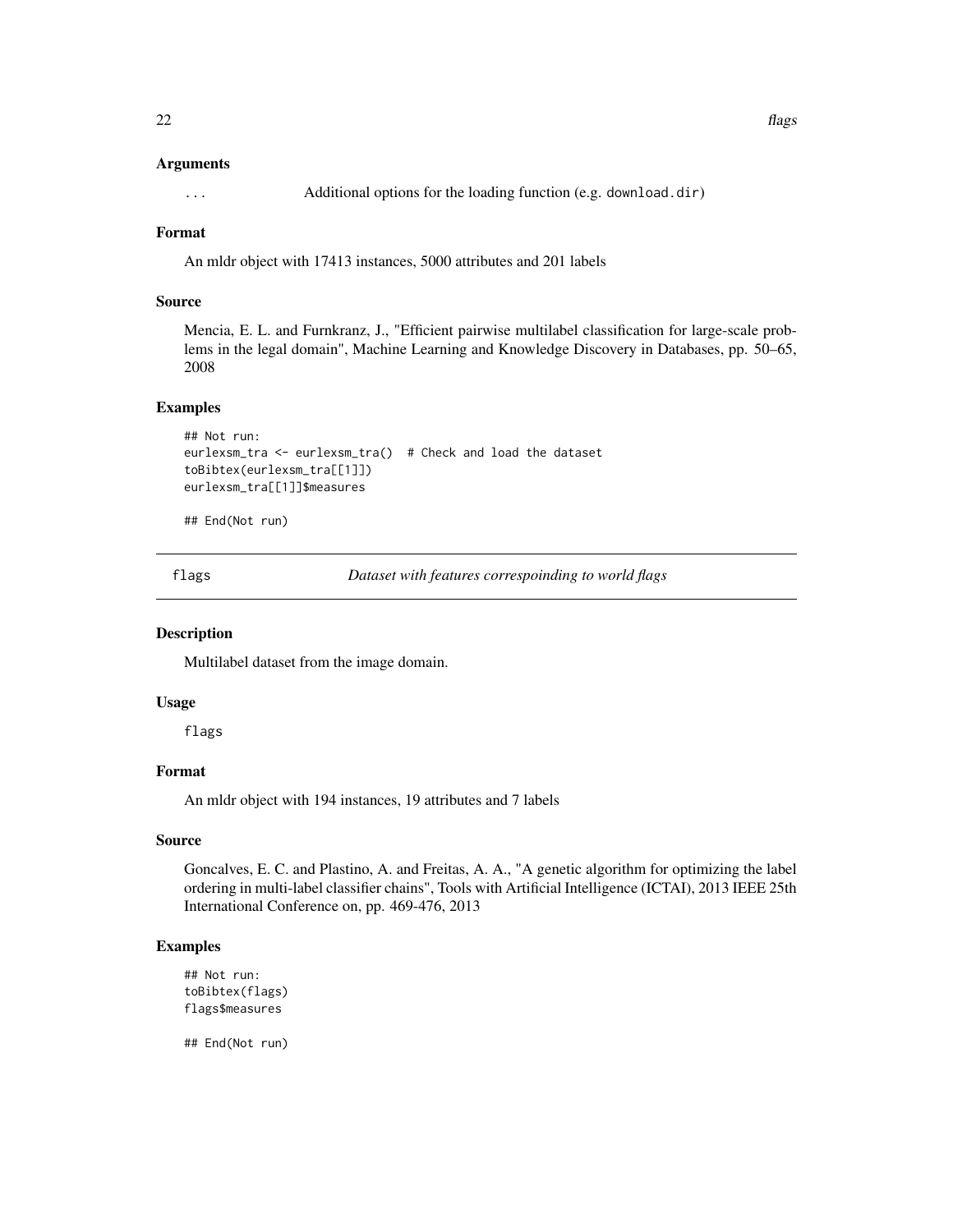### Arguments

... Additional options for the loading function (e.g. download.dir)

### Format

An mldr object with 17413 instances, 5000 attributes and 201 labels

### Source

Mencia, E. L. and Furnkranz, J., "Efficient pairwise multilabel classification for large-scale problems in the legal domain", Machine Learning and Knowledge Discovery in Databases, pp. 50–65, 2008

### Examples

```
## Not run:
eurlexsm_tra <- eurlexsm_tra()  # Check and load the dataset
toBibtex(eurlexsm_tra[[1]])
eurlexsm_tra[[1]]$measures

## End(Not run)
```

---

## flags — *Dataset with features correspoinding to world flags*

### Description

Multilabel dataset from the image domain.

### Usage

```
flags
```

### Format

An mldr object with 194 instances, 19 attributes and 7 labels

### Source

Goncalves, E. C. and Plastino, A. and Freitas, A. A., "A genetic algorithm for optimizing the label ordering in multi-label classifier chains", Tools with Artificial Intelligence (ICTAI), 2013 IEEE 25th International Conference on, pp. 469-476, 2013

### Examples

```
## Not run:
toBibtex(flags)
flags$measures

## End(Not run)
```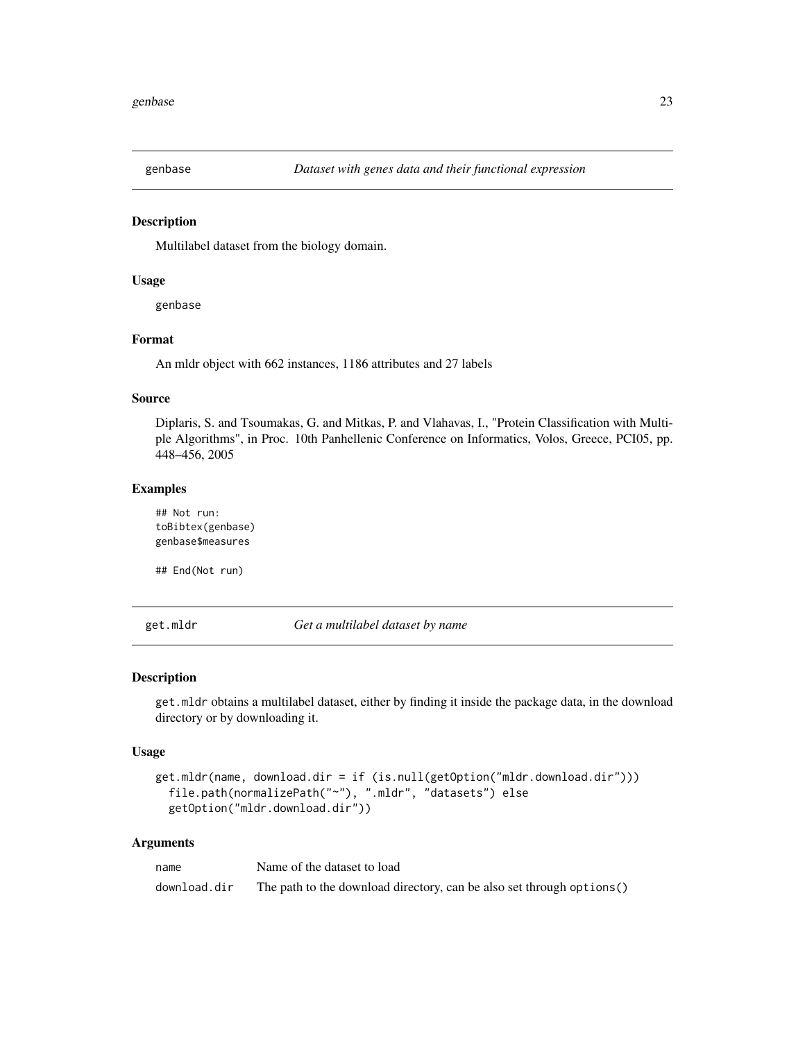## genbase *Dataset with genes data and their functional expression*

### Description

Multilabel dataset from the biology domain.

### Usage

```
genbase
```

### Format

An mldr object with 662 instances, 1186 attributes and 27 labels

### Source

Diplaris, S. and Tsoumakas, G. and Mitkas, P. and Vlahavas, I., "Protein Classification with Multiple Algorithms", in Proc. 10th Panhellenic Conference on Informatics, Volos, Greece, PCI05, pp. 448–456, 2005

### Examples

```
## Not run:
toBibtex(genbase)
genbase$measures

## End(Not run)
```

## get.mldr *Get a multilabel dataset by name*

### Description

get.mldr obtains a multilabel dataset, either by finding it inside the package data, in the download directory or by downloading it.

### Usage

```
get.mldr(name, download.dir = if (is.null(getOption("mldr.download.dir")))
  file.path(normalizePath("~"), ".mldr", "datasets") else
  getOption("mldr.download.dir"))
```

### Arguments

| | |
|---|---|
| name | Name of the dataset to load |
| download.dir | The path to the download directory, can be also set through options() |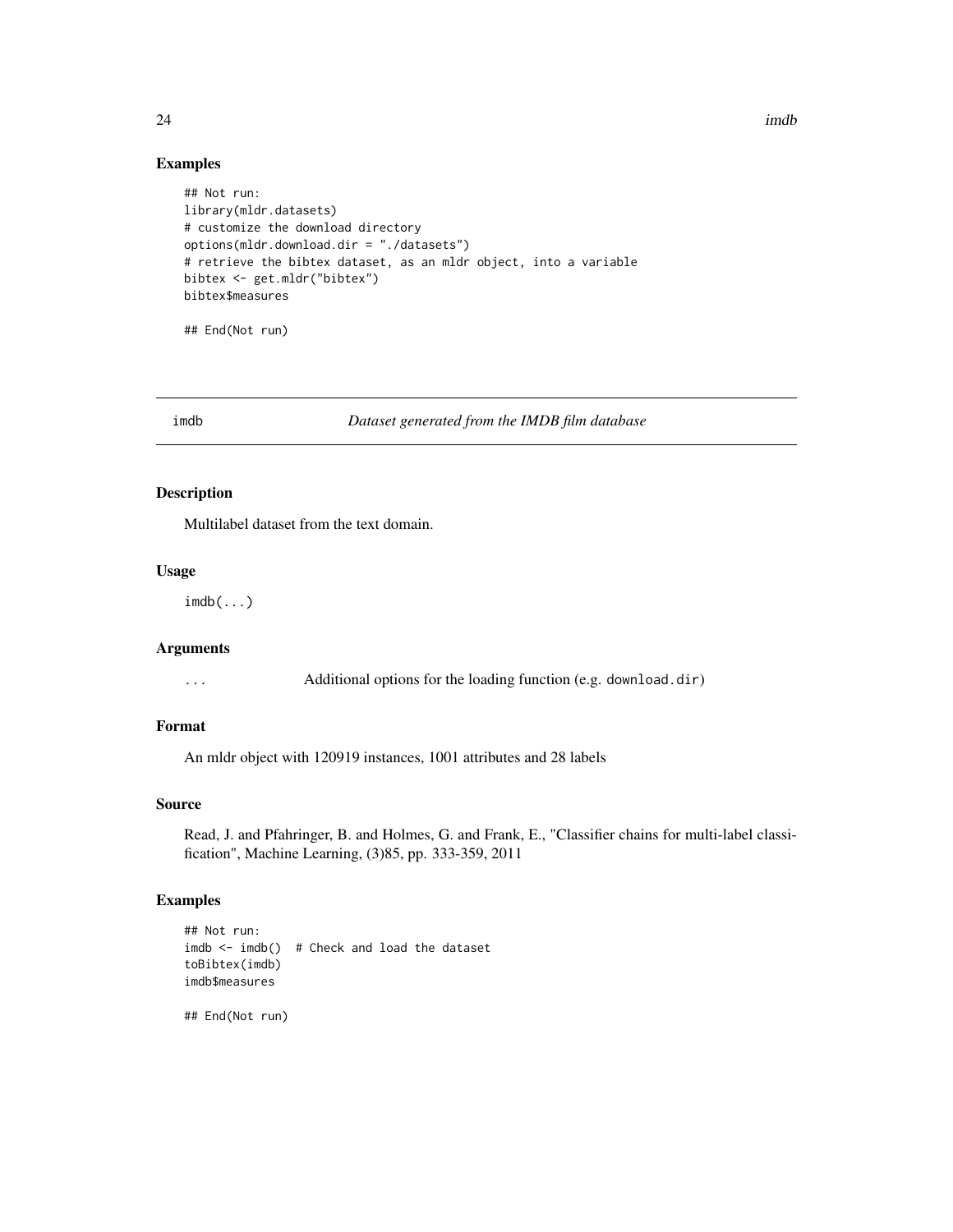### Examples

```
## Not run:
library(mldr.datasets)
# customize the download directory
options(mldr.download.dir = "./datasets")
# retrieve the bibtex dataset, as an mldr object, into a variable
bibtex <- get.mldr("bibtex")
bibtex$measures

## End(Not run)
```

## imdb — *Dataset generated from the IMDB film database*

### Description

Multilabel dataset from the text domain.

### Usage

```
imdb(...)
```

### Arguments

| | |
|---|---|
| ... | Additional options for the loading function (e.g. `download.dir`) |

### Format

An mldr object with 120919 instances, 1001 attributes and 28 labels

### Source

Read, J. and Pfahringer, B. and Holmes, G. and Frank, E., "Classifier chains for multi-label classification", Machine Learning, (3)85, pp. 333-359, 2011

### Examples

```
## Not run:
imdb <- imdb()  # Check and load the dataset
toBibtex(imdb)
imdb$measures

## End(Not run)
```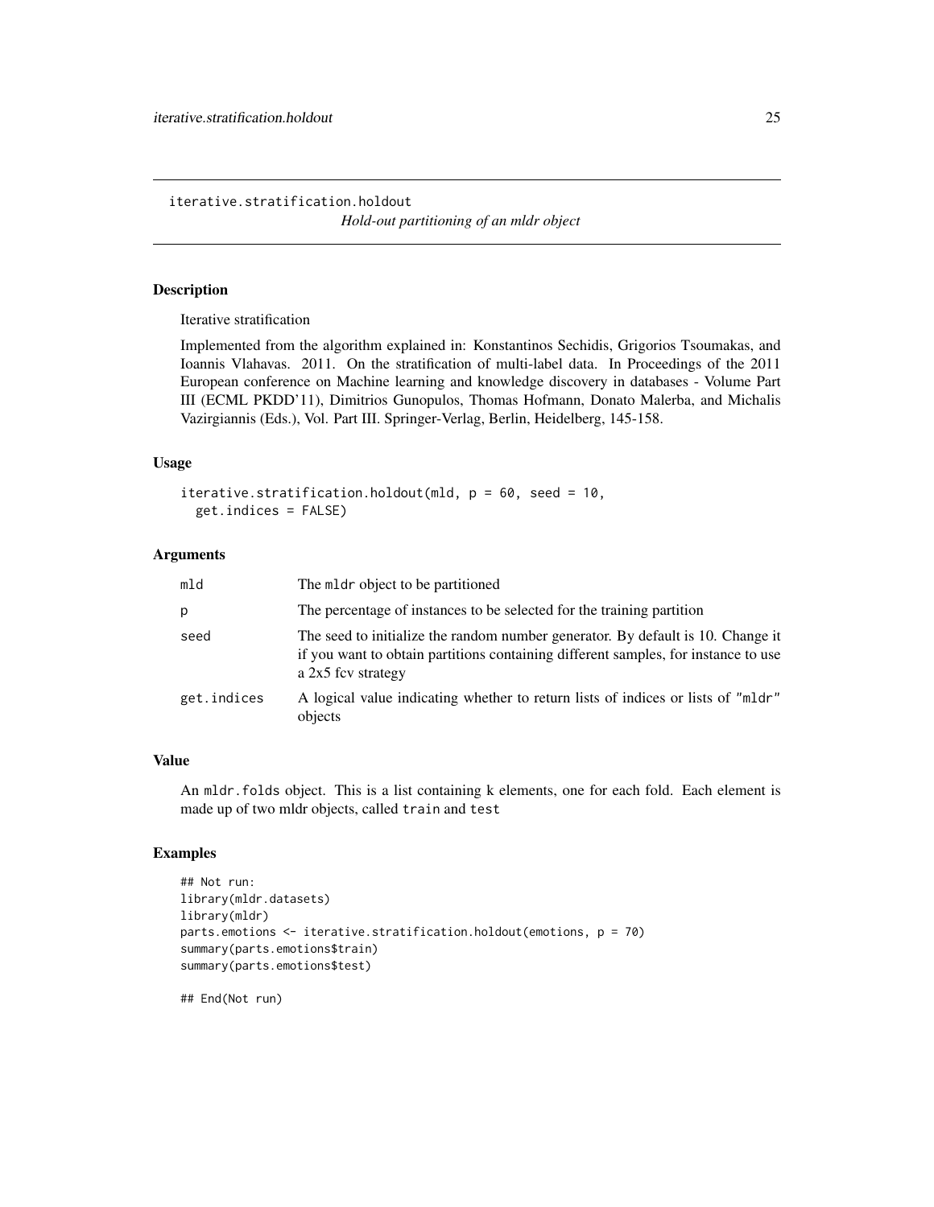## iterative.stratification.holdout

*Hold-out partitioning of an mldr object*

### Description

Iterative stratification

Implemented from the algorithm explained in: Konstantinos Sechidis, Grigorios Tsoumakas, and Ioannis Vlahavas. 2011. On the stratification of multi-label data. In Proceedings of the 2011 European conference on Machine learning and knowledge discovery in databases - Volume Part III (ECML PKDD'11), Dimitrios Gunopulos, Thomas Hofmann, Donato Malerba, and Michalis Vazirgiannis (Eds.), Vol. Part III. Springer-Verlag, Berlin, Heidelberg, 145-158.

### Usage

```
iterative.stratification.holdout(mld, p = 60, seed = 10,
  get.indices = FALSE)
```

### Arguments

| | |
|---|---|
| `mld` | The `mldr` object to be partitioned |
| `p` | The percentage of instances to be selected for the training partition |
| `seed` | The seed to initialize the random number generator. By default is 10. Change it if you want to obtain partitions containing different samples, for instance to use a 2x5 fcv strategy |
| `get.indices` | A logical value indicating whether to return lists of indices or lists of `"mldr"` objects |

### Value

An `mldr.folds` object. This is a list containing k elements, one for each fold. Each element is made up of two mldr objects, called `train` and `test`

### Examples

```
## Not run:
library(mldr.datasets)
library(mldr)
parts.emotions <- iterative.stratification.holdout(emotions, p = 70)
summary(parts.emotions$train)
summary(parts.emotions$test)

## End(Not run)
```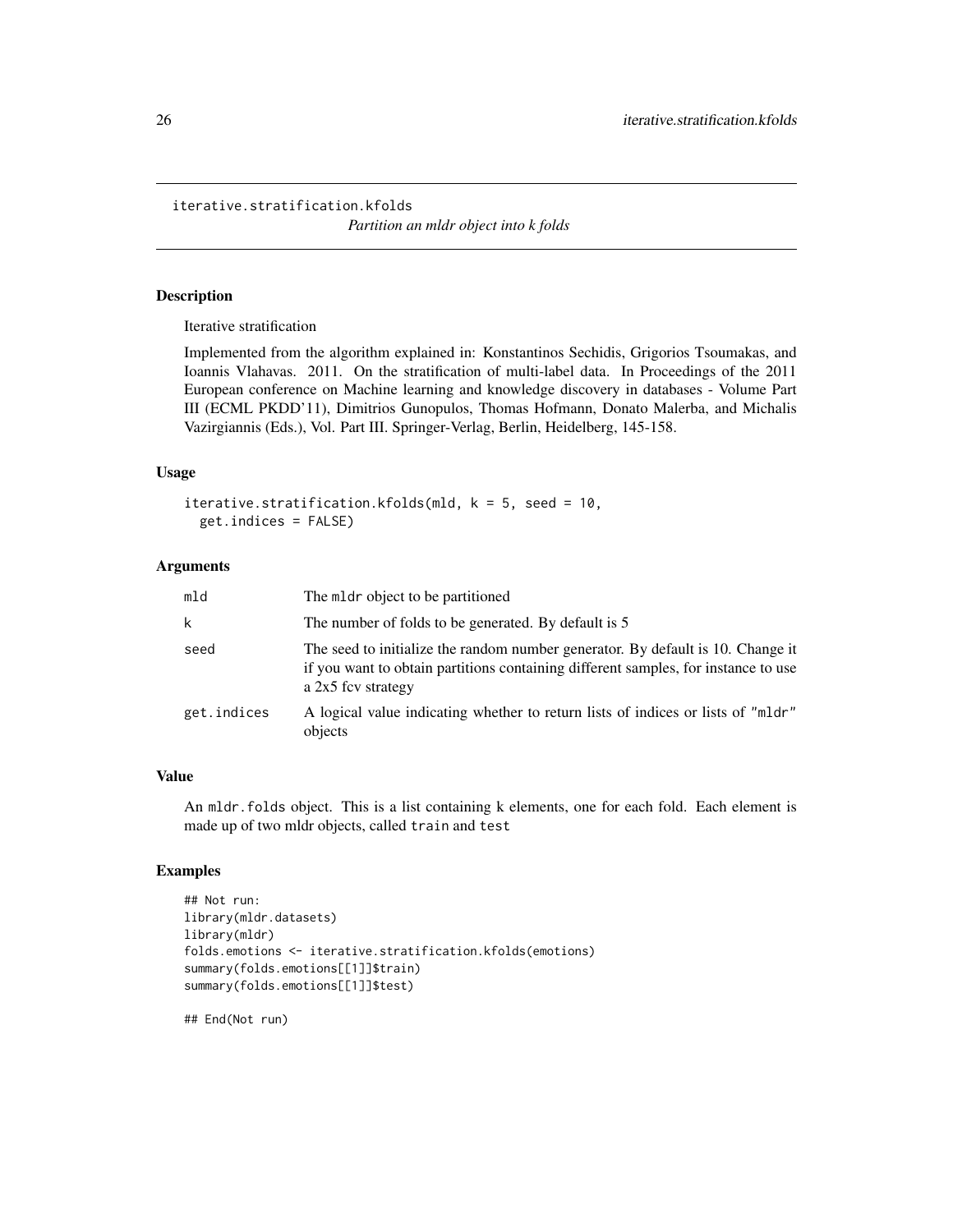# iterative.stratification.kfolds

*Partition an mldr object into k folds*

## Description

Iterative stratification

Implemented from the algorithm explained in: Konstantinos Sechidis, Grigorios Tsoumakas, and Ioannis Vlahavas. 2011. On the stratification of multi-label data. In Proceedings of the 2011 European conference on Machine learning and knowledge discovery in databases - Volume Part III (ECML PKDD'11), Dimitrios Gunopulos, Thomas Hofmann, Donato Malerba, and Michalis Vazirgiannis (Eds.), Vol. Part III. Springer-Verlag, Berlin, Heidelberg, 145-158.

## Usage

```
iterative.stratification.kfolds(mld, k = 5, seed = 10,
  get.indices = FALSE)
```

## Arguments

| | |
|---|---|
| `mld` | The `mldr` object to be partitioned |
| `k` | The number of folds to be generated. By default is 5 |
| `seed` | The seed to initialize the random number generator. By default is 10. Change it if you want to obtain partitions containing different samples, for instance to use a 2x5 fcv strategy |
| `get.indices` | A logical value indicating whether to return lists of indices or lists of `"mldr"` objects |

## Value

An `mldr.folds` object. This is a list containing k elements, one for each fold. Each element is made up of two mldr objects, called `train` and `test`

## Examples

```
## Not run:
library(mldr.datasets)
library(mldr)
folds.emotions <- iterative.stratification.kfolds(emotions)
summary(folds.emotions[[1]]$train)
summary(folds.emotions[[1]]$test)

## End(Not run)
```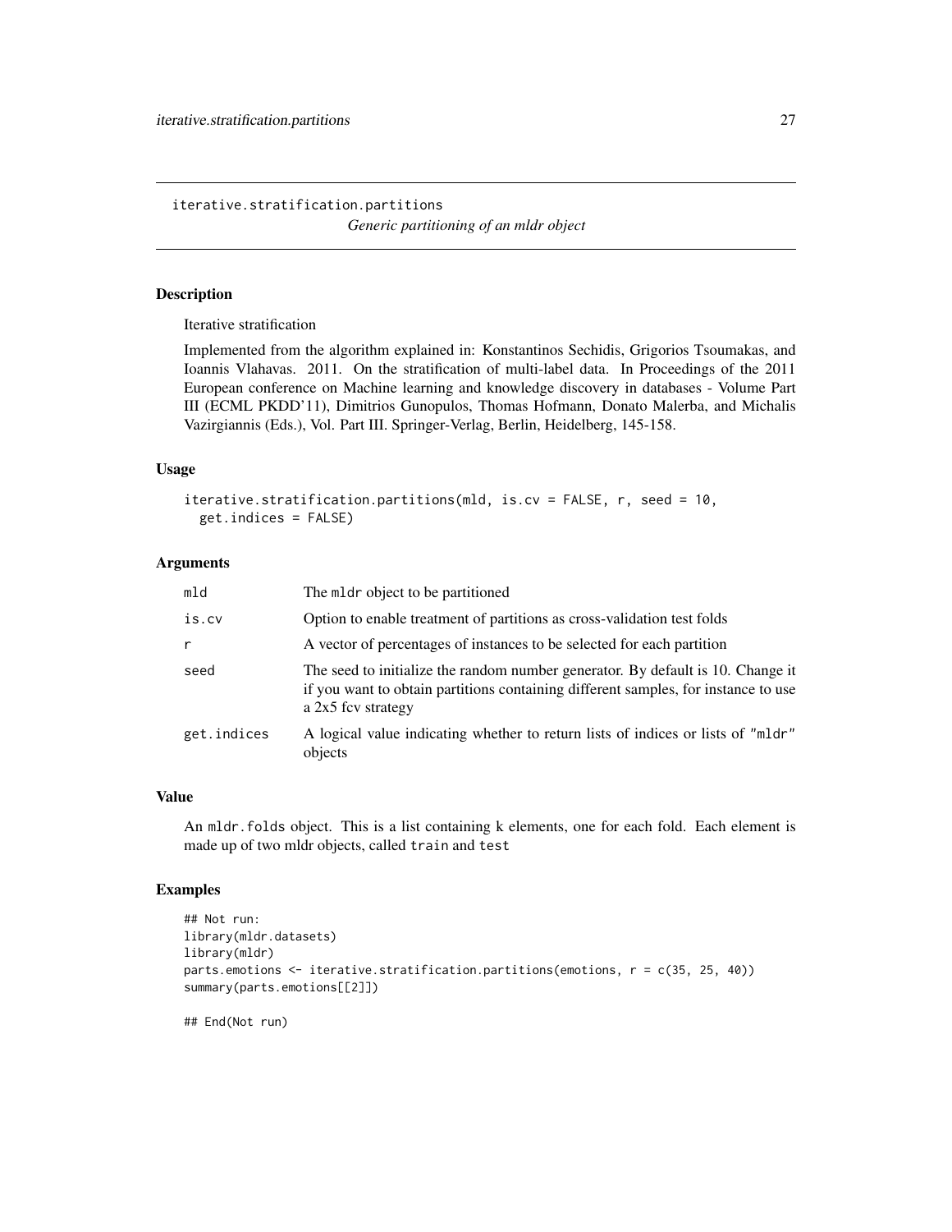# iterative.stratification.partitions

*Generic partitioning of an mldr object*

## Description

Iterative stratification

Implemented from the algorithm explained in: Konstantinos Sechidis, Grigorios Tsoumakas, and Ioannis Vlahavas. 2011. On the stratification of multi-label data. In Proceedings of the 2011 European conference on Machine learning and knowledge discovery in databases - Volume Part III (ECML PKDD'11), Dimitrios Gunopulos, Thomas Hofmann, Donato Malerba, and Michalis Vazirgiannis (Eds.), Vol. Part III. Springer-Verlag, Berlin, Heidelberg, 145-158.

## Usage

```
iterative.stratification.partitions(mld, is.cv = FALSE, r, seed = 10,
  get.indices = FALSE)
```

## Arguments

| | |
|---|---|
| `mld` | The `mldr` object to be partitioned |
| `is.cv` | Option to enable treatment of partitions as cross-validation test folds |
| `r` | A vector of percentages of instances to be selected for each partition |
| `seed` | The seed to initialize the random number generator. By default is 10. Change it if you want to obtain partitions containing different samples, for instance to use a 2x5 fcv strategy |
| `get.indices` | A logical value indicating whether to return lists of indices or lists of `"mldr"` objects |

## Value

An `mldr.folds` object. This is a list containing k elements, one for each fold. Each element is made up of two mldr objects, called `train` and `test`

## Examples

```
## Not run:
library(mldr.datasets)
library(mldr)
parts.emotions <- iterative.stratification.partitions(emotions, r = c(35, 25, 40))
summary(parts.emotions[[2]])

## End(Not run)
```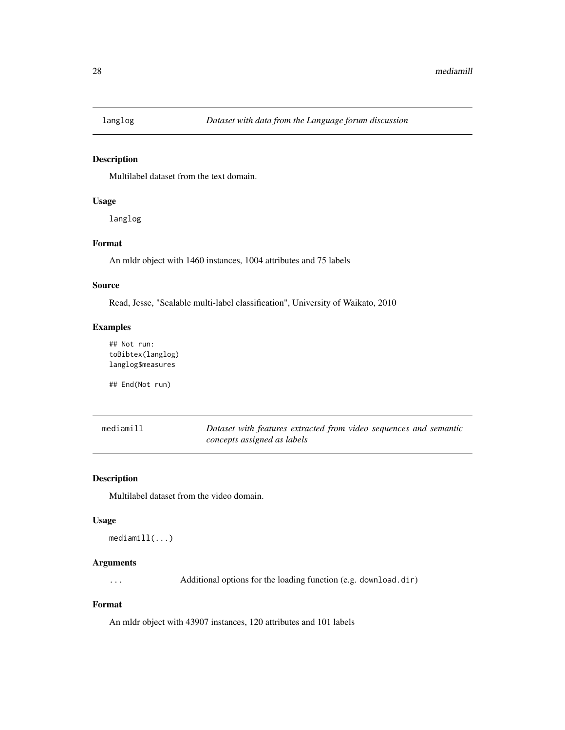## langlog — *Dataset with data from the Language forum discussion*

### Description

Multilabel dataset from the text domain.

### Usage

```
langlog
```

### Format

An mldr object with 1460 instances, 1004 attributes and 75 labels

### Source

Read, Jesse, "Scalable multi-label classification", University of Waikato, 2010

### Examples

```
## Not run:
toBibtex(langlog)
langlog$measures

## End(Not run)
```

## mediamill — *Dataset with features extracted from video sequences and semantic concepts assigned as labels*

### Description

Multilabel dataset from the video domain.

### Usage

```
mediamill(...)
```

### Arguments

| | |
|---|---|
| ... | Additional options for the loading function (e.g. download.dir) |

### Format

An mldr object with 43907 instances, 120 attributes and 101 labels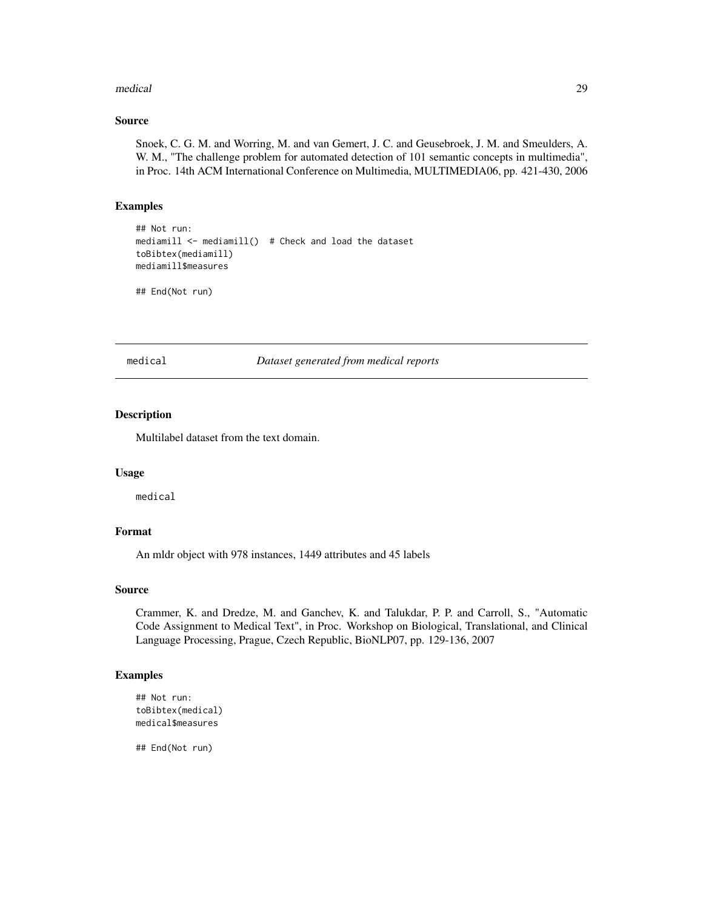### Source

Snoek, C. G. M. and Worring, M. and van Gemert, J. C. and Geusebroek, J. M. and Smeulders, A. W. M., "The challenge problem for automated detection of 101 semantic concepts in multimedia", in Proc. 14th ACM International Conference on Multimedia, MULTIMEDIA06, pp. 421-430, 2006

### Examples

```
## Not run:
mediamill <- mediamill()  # Check and load the dataset
toBibtex(mediamill)
mediamill$measures

## End(Not run)
```

---

## medical — *Dataset generated from medical reports*

---

### Description

Multilabel dataset from the text domain.

### Usage

```
medical
```

### Format

An mldr object with 978 instances, 1449 attributes and 45 labels

### Source

Crammer, K. and Dredze, M. and Ganchev, K. and Talukdar, P. P. and Carroll, S., "Automatic Code Assignment to Medical Text", in Proc. Workshop on Biological, Translational, and Clinical Language Processing, Prague, Czech Republic, BioNLP07, pp. 129-136, 2007

### Examples

```
## Not run:
toBibtex(medical)
medical$measures

## End(Not run)
```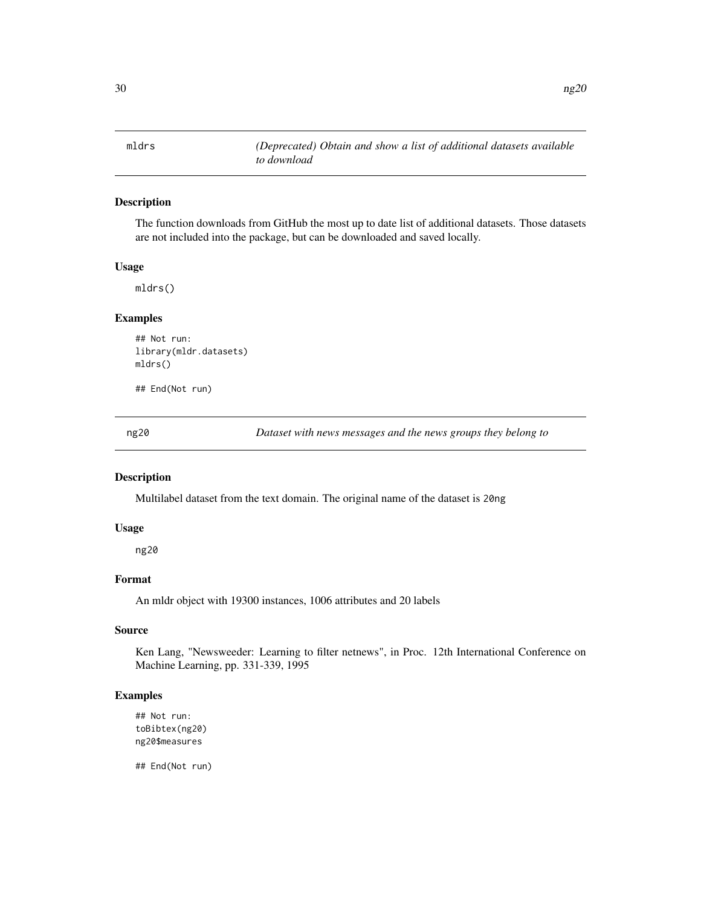## mldrs — *(Deprecated) Obtain and show a list of additional datasets available to download*

### Description

The function downloads from GitHub the most up to date list of additional datasets. Those datasets are not included into the package, but can be downloaded and saved locally.

### Usage

```
mldrs()
```

### Examples

```
## Not run:
library(mldr.datasets)
mldrs()

## End(Not run)
```

## ng20 — *Dataset with news messages and the news groups they belong to*

### Description

Multilabel dataset from the text domain. The original name of the dataset is `20ng`

### Usage

```
ng20
```

### Format

An mldr object with 19300 instances, 1006 attributes and 20 labels

### Source

Ken Lang, "Newsweeder: Learning to filter netnews", in Proc. 12th International Conference on Machine Learning, pp. 331-339, 1995

### Examples

```
## Not run:
toBibtex(ng20)
ng20$measures

## End(Not run)
```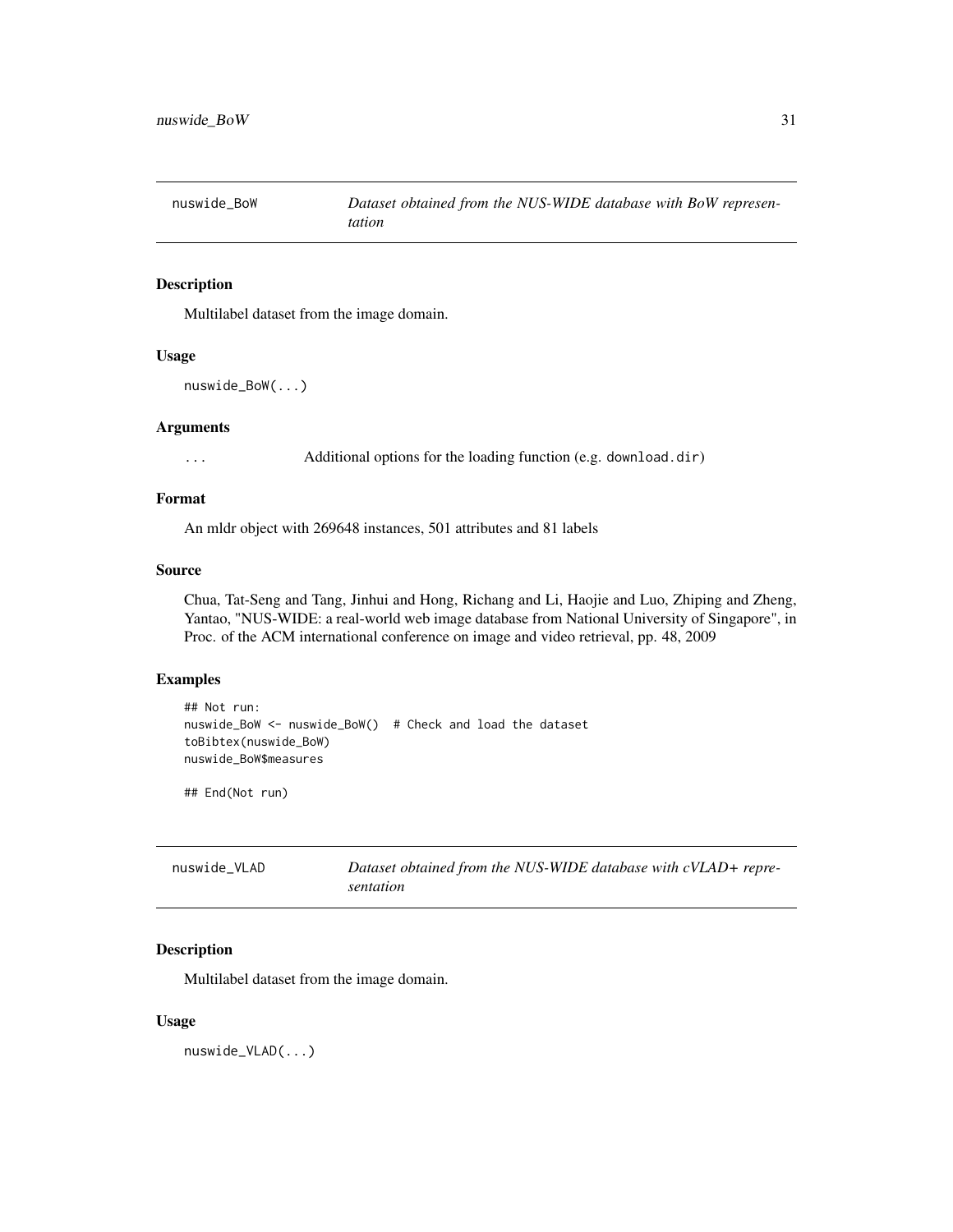## nuswide_BoW — *Dataset obtained from the NUS-WIDE database with BoW representation*

### Description

Multilabel dataset from the image domain.

### Usage

```
nuswide_BoW(...)
```

### Arguments

`...` Additional options for the loading function (e.g. `download.dir`)

### Format

An mldr object with 269648 instances, 501 attributes and 81 labels

### Source

Chua, Tat-Seng and Tang, Jinhui and Hong, Richang and Li, Haojie and Luo, Zhiping and Zheng, Yantao, "NUS-WIDE: a real-world web image database from National University of Singapore", in Proc. of the ACM international conference on image and video retrieval, pp. 48, 2009

### Examples

```
## Not run:
nuswide_BoW <- nuswide_BoW()  # Check and load the dataset
toBibtex(nuswide_BoW)
nuswide_BoW$measures

## End(Not run)
```

## nuswide_VLAD — *Dataset obtained from the NUS-WIDE database with cVLAD+ representation*

### Description

Multilabel dataset from the image domain.

### Usage

```
nuswide_VLAD(...)
```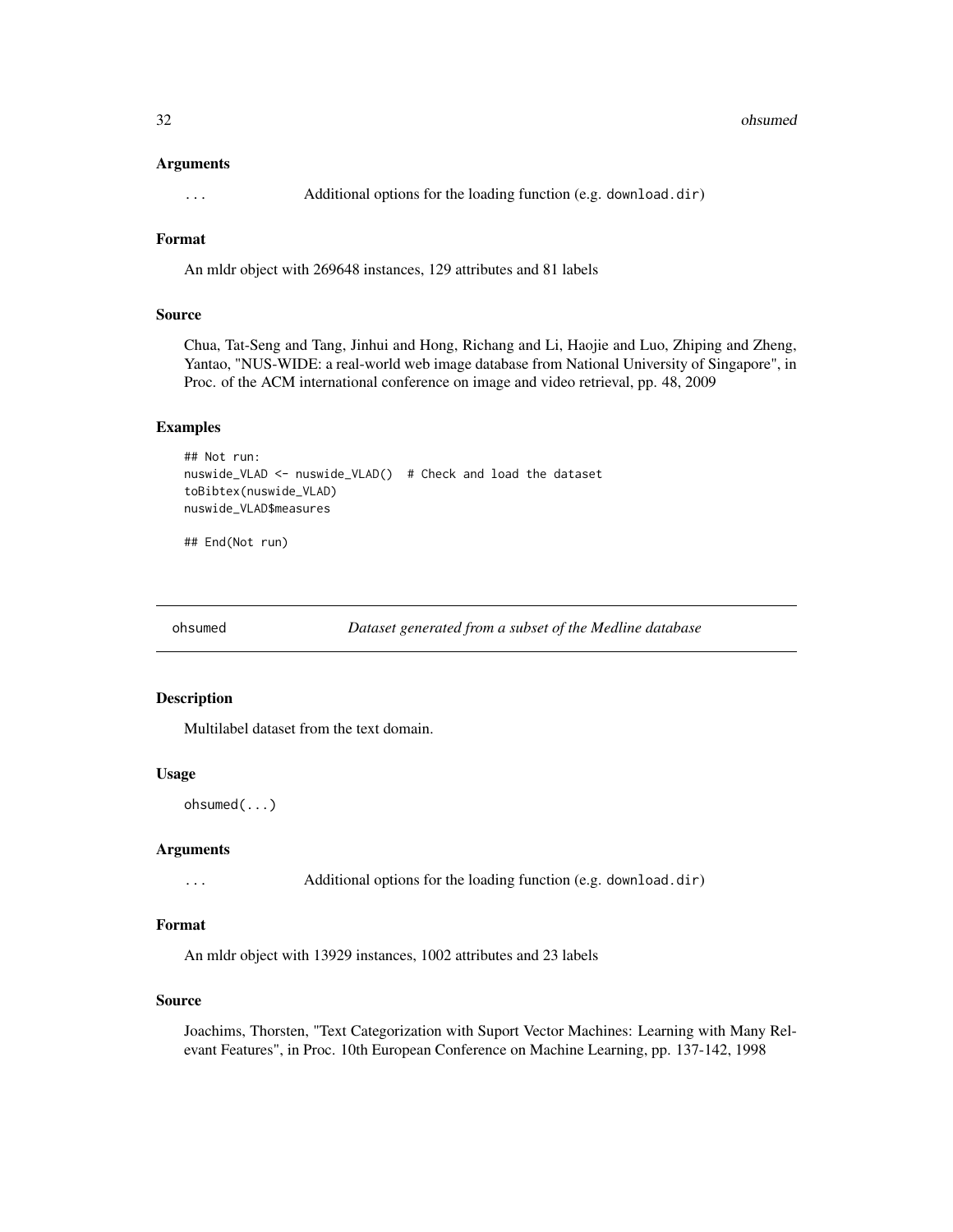### Arguments

`...` Additional options for the loading function (e.g. `download.dir`)

### Format

An mldr object with 269648 instances, 129 attributes and 81 labels

### Source

Chua, Tat-Seng and Tang, Jinhui and Hong, Richang and Li, Haojie and Luo, Zhiping and Zheng, Yantao, "NUS-WIDE: a real-world web image database from National University of Singapore", in Proc. of the ACM international conference on image and video retrieval, pp. 48, 2009

### Examples

```
## Not run:
nuswide_VLAD <- nuswide_VLAD()  # Check and load the dataset
toBibtex(nuswide_VLAD)
nuswide_VLAD$measures

## End(Not run)
```

---

## ohsumed — *Dataset generated from a subset of the Medline database*

---

### Description

Multilabel dataset from the text domain.

### Usage

```
ohsumed(...)
```

### Arguments

`...` Additional options for the loading function (e.g. `download.dir`)

### Format

An mldr object with 13929 instances, 1002 attributes and 23 labels

### Source

Joachims, Thorsten, "Text Categorization with Suport Vector Machines: Learning with Many Relevant Features", in Proc. 10th European Conference on Machine Learning, pp. 137-142, 1998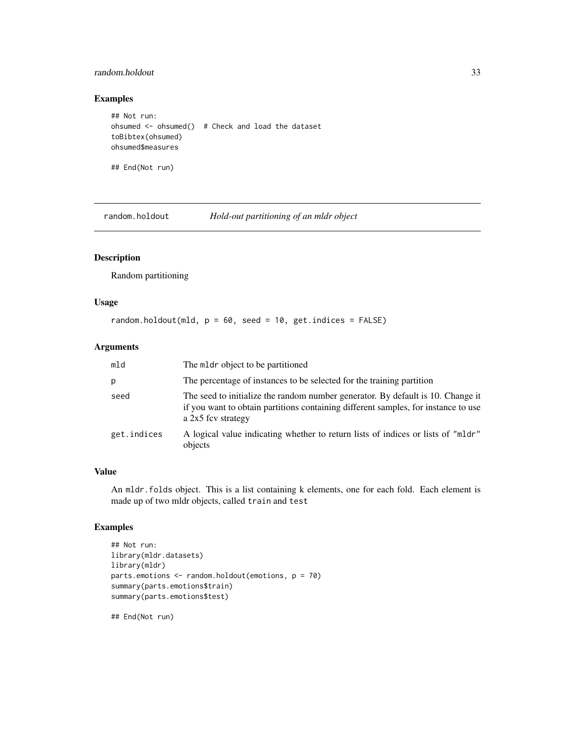### Examples

```
## Not run:
ohsumed <- ohsumed()  # Check and load the dataset
toBibtex(ohsumed)
ohsumed$measures

## End(Not run)
```

---

## random.holdout *Hold-out partitioning of an mldr object*

### Description

Random partitioning

### Usage

```
random.holdout(mld, p = 60, seed = 10, get.indices = FALSE)
```

### Arguments

| | |
|---|---|
| mld | The `mldr` object to be partitioned |
| p | The percentage of instances to be selected for the training partition |
| seed | The seed to initialize the random number generator. By default is 10. Change it if you want to obtain partitions containing different samples, for instance to use a 2x5 fcv strategy |
| get.indices | A logical value indicating whether to return lists of indices or lists of `"mldr"` objects |

### Value

An `mldr.folds` object. This is a list containing k elements, one for each fold. Each element is made up of two mldr objects, called `train` and `test`

### Examples

```
## Not run:
library(mldr.datasets)
library(mldr)
parts.emotions <- random.holdout(emotions, p = 70)
summary(parts.emotions$train)
summary(parts.emotions$test)

## End(Not run)
```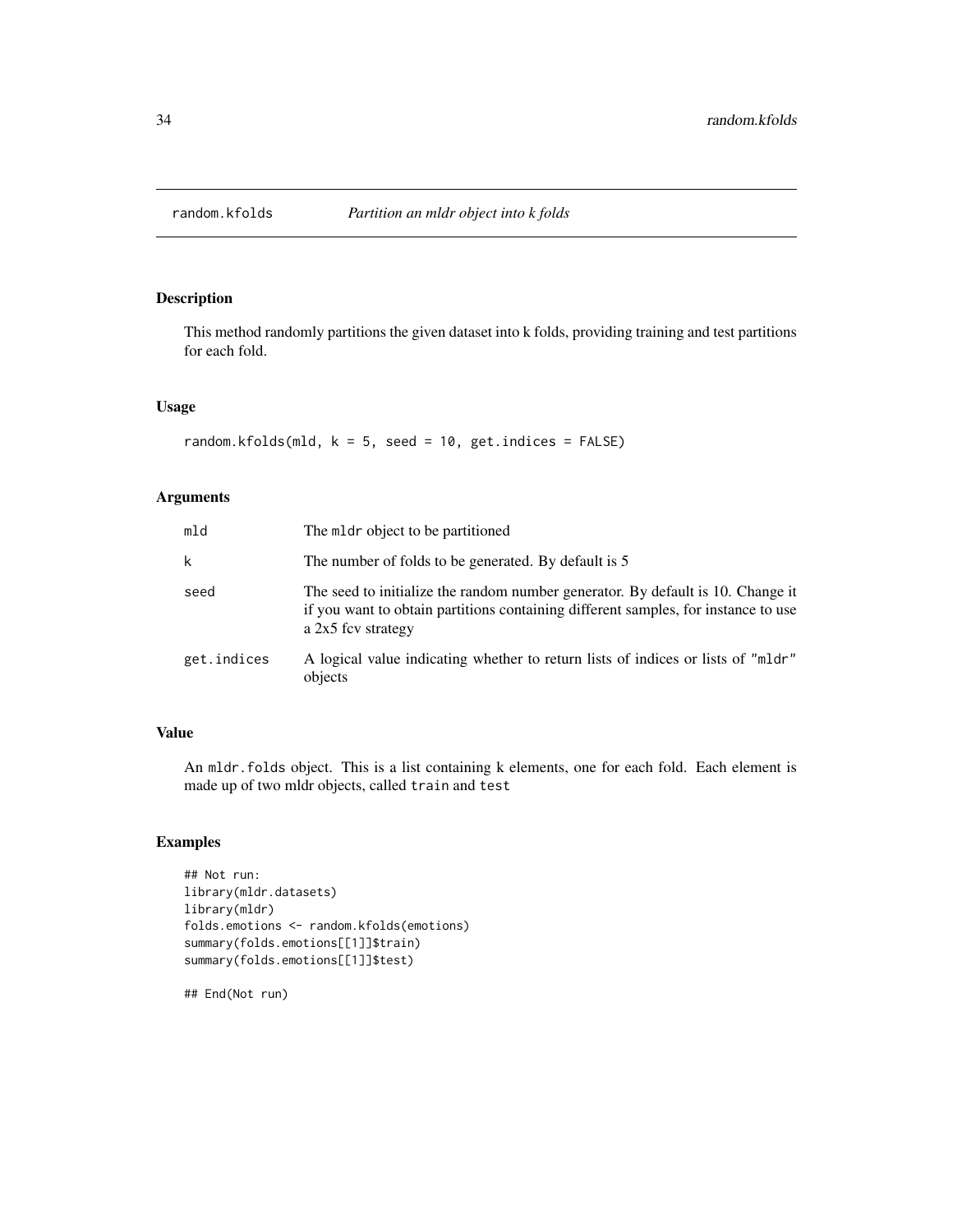# random.kfolds — *Partition an mldr object into k folds*

## Description

This method randomly partitions the given dataset into k folds, providing training and test partitions for each fold.

## Usage

```
random.kfolds(mld, k = 5, seed = 10, get.indices = FALSE)
```

## Arguments

| | |
|---|---|
| mld | The mldr object to be partitioned |
| k | The number of folds to be generated. By default is 5 |
| seed | The seed to initialize the random number generator. By default is 10. Change it if you want to obtain partitions containing different samples, for instance to use a 2x5 fcv strategy |
| get.indices | A logical value indicating whether to return lists of indices or lists of "mldr" objects |

## Value

An mldr.folds object. This is a list containing k elements, one for each fold. Each element is made up of two mldr objects, called train and test

## Examples

```
## Not run:
library(mldr.datasets)
library(mldr)
folds.emotions <- random.kfolds(emotions)
summary(folds.emotions[[1]]$train)
summary(folds.emotions[[1]]$test)

## End(Not run)
```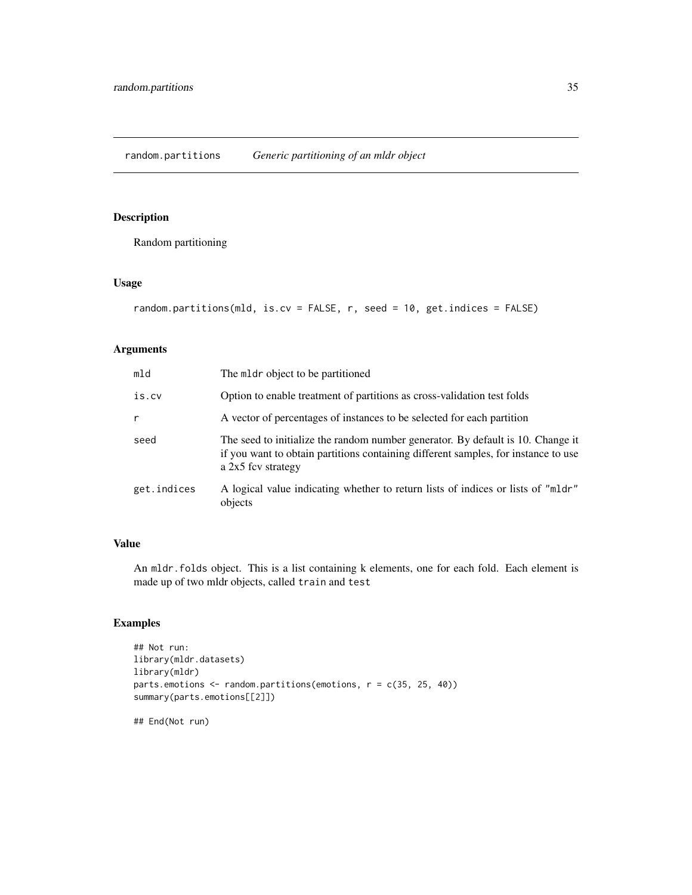# random.partitions    *Generic partitioning of an mldr object*

## Description

Random partitioning

## Usage

```
random.partitions(mld, is.cv = FALSE, r, seed = 10, get.indices = FALSE)
```

## Arguments

| | |
|---|---|
| mld | The mldr object to be partitioned |
| is.cv | Option to enable treatment of partitions as cross-validation test folds |
| r | A vector of percentages of instances to be selected for each partition |
| seed | The seed to initialize the random number generator. By default is 10. Change it if you want to obtain partitions containing different samples, for instance to use a 2x5 fcv strategy |
| get.indices | A logical value indicating whether to return lists of indices or lists of "mldr" objects |

## Value

An mldr.folds object. This is a list containing k elements, one for each fold. Each element is made up of two mldr objects, called train and test

## Examples

```
## Not run:
library(mldr.datasets)
library(mldr)
parts.emotions <- random.partitions(emotions, r = c(35, 25, 40))
summary(parts.emotions[[2]])

## End(Not run)
```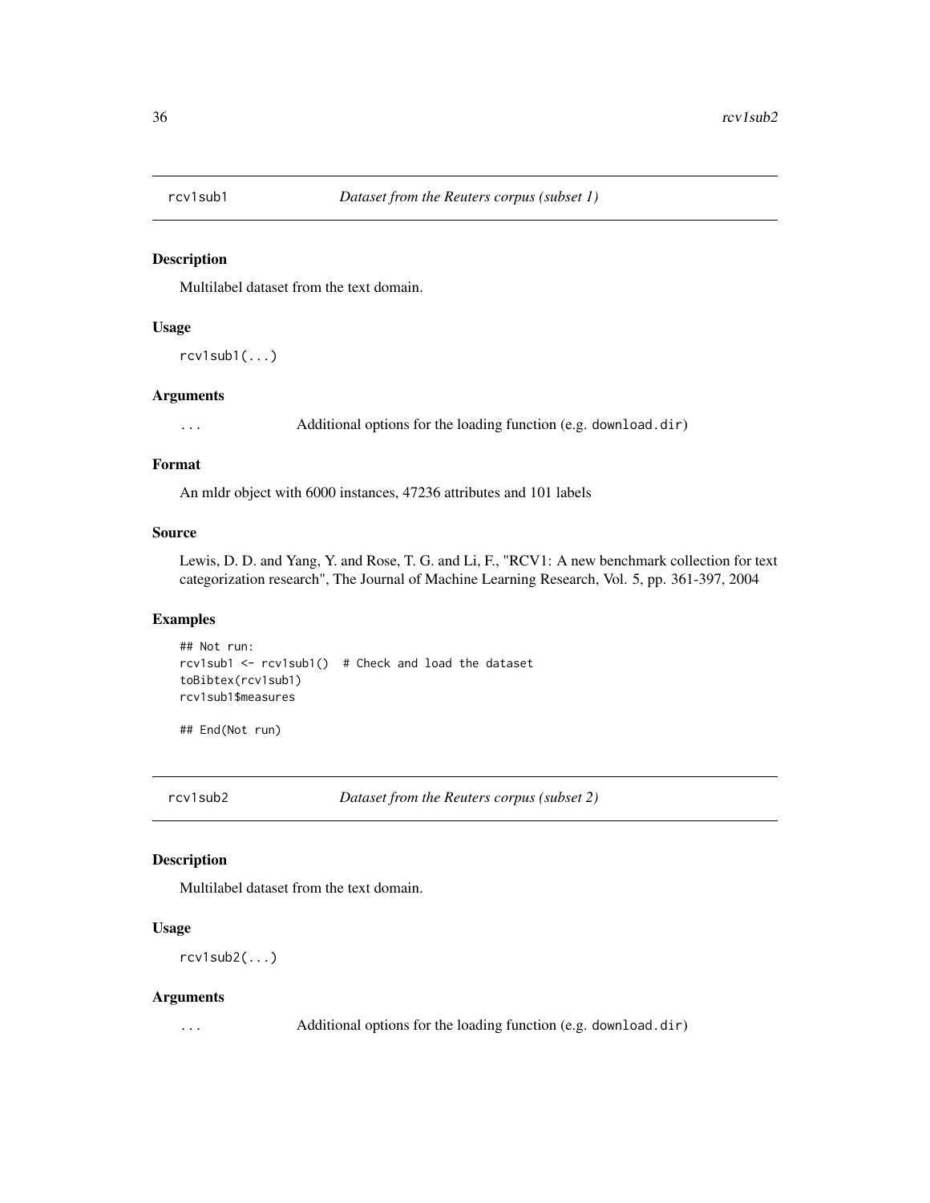## rcv1sub1 — *Dataset from the Reuters corpus (subset 1)*

### Description

Multilabel dataset from the text domain.

### Usage

```
rcv1sub1(...)
```

### Arguments

`...` Additional options for the loading function (e.g. `download.dir`)

### Format

An mldr object with 6000 instances, 47236 attributes and 101 labels

### Source

Lewis, D. D. and Yang, Y. and Rose, T. G. and Li, F., "RCV1: A new benchmark collection for text categorization research", The Journal of Machine Learning Research, Vol. 5, pp. 361-397, 2004

### Examples

```
## Not run:
rcv1sub1 <- rcv1sub1()  # Check and load the dataset
toBibtex(rcv1sub1)
rcv1sub1$measures

## End(Not run)
```

## rcv1sub2 — *Dataset from the Reuters corpus (subset 2)*

### Description

Multilabel dataset from the text domain.

### Usage

```
rcv1sub2(...)
```

### Arguments

`...` Additional options for the loading function (e.g. `download.dir`)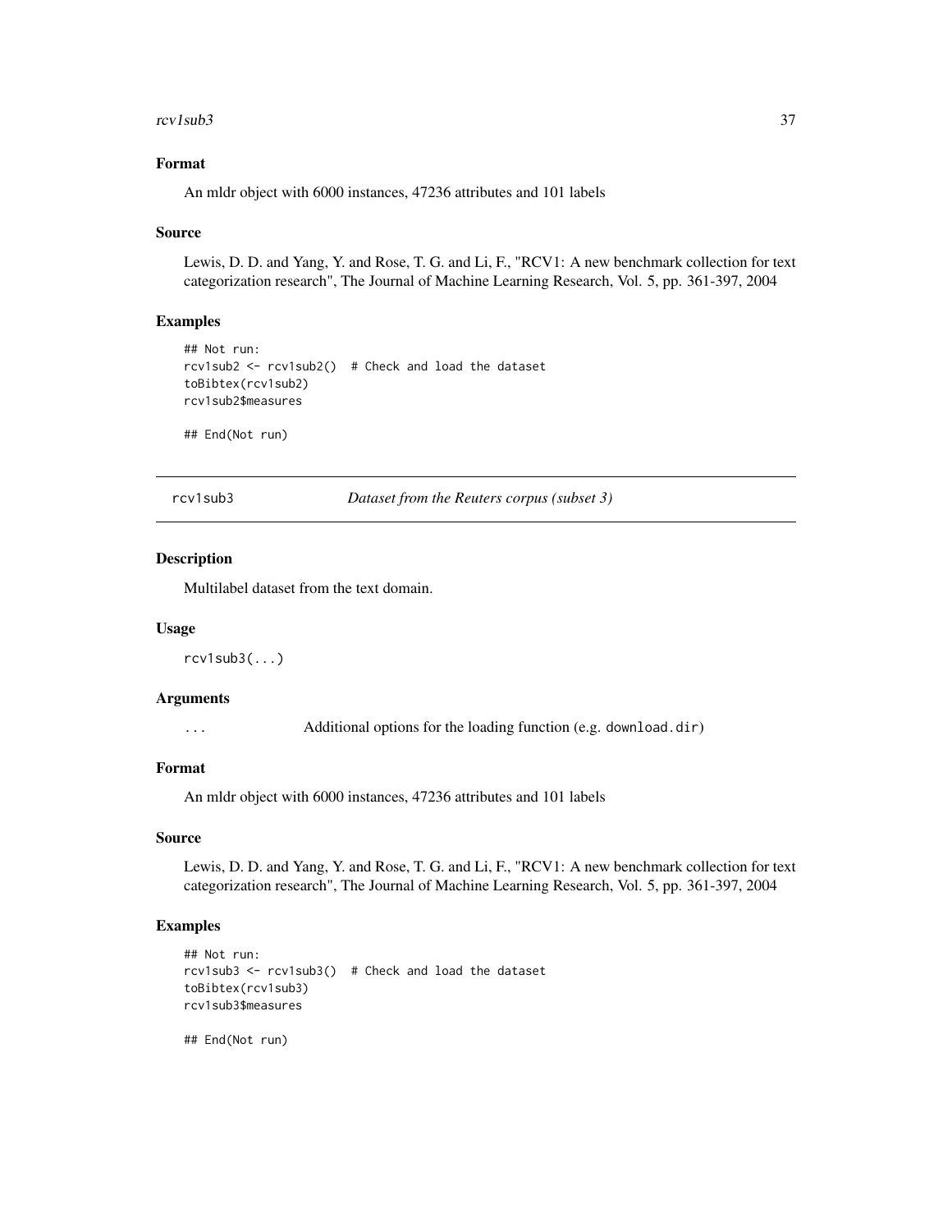### Format

An mldr object with 6000 instances, 47236 attributes and 101 labels

### Source

Lewis, D. D. and Yang, Y. and Rose, T. G. and Li, F., "RCV1: A new benchmark collection for text categorization research", The Journal of Machine Learning Research, Vol. 5, pp. 361-397, 2004

### Examples

```
## Not run:
rcv1sub2 <- rcv1sub2()  # Check and load the dataset
toBibtex(rcv1sub2)
rcv1sub2$measures

## End(Not run)
```

---

## rcv1sub3 — *Dataset from the Reuters corpus (subset 3)*

---

### Description

Multilabel dataset from the text domain.

### Usage

```
rcv1sub3(...)
```

### Arguments

| | |
|---|---|
| ... | Additional options for the loading function (e.g. `download.dir`) |

### Format

An mldr object with 6000 instances, 47236 attributes and 101 labels

### Source

Lewis, D. D. and Yang, Y. and Rose, T. G. and Li, F., "RCV1: A new benchmark collection for text categorization research", The Journal of Machine Learning Research, Vol. 5, pp. 361-397, 2004

### Examples

```
## Not run:
rcv1sub3 <- rcv1sub3()  # Check and load the dataset
toBibtex(rcv1sub3)
rcv1sub3$measures

## End(Not run)
```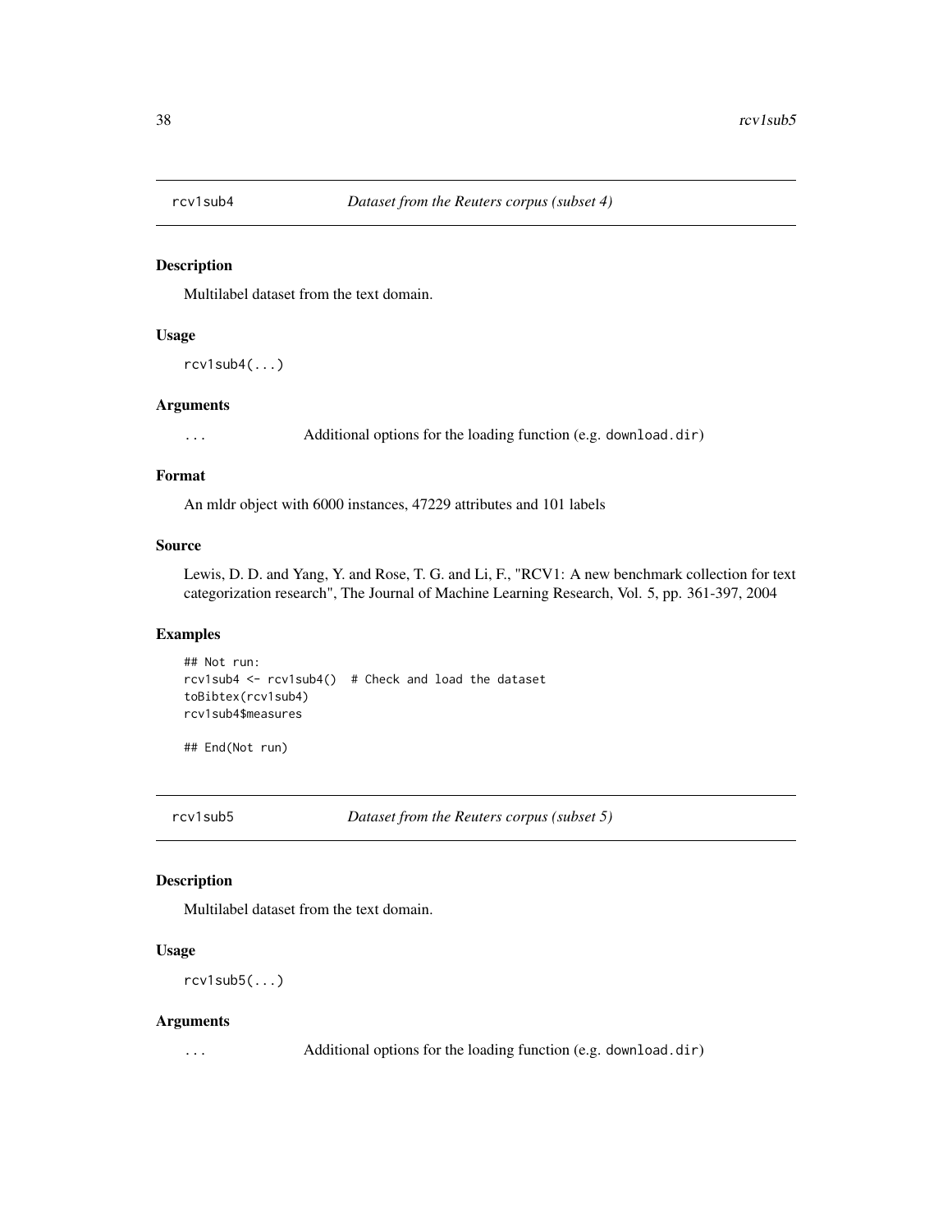## rcv1sub4 — *Dataset from the Reuters corpus (subset 4)*

### Description

Multilabel dataset from the text domain.

### Usage

```
rcv1sub4(...)
```

### Arguments

`...` Additional options for the loading function (e.g. `download.dir`)

### Format

An mldr object with 6000 instances, 47229 attributes and 101 labels

### Source

Lewis, D. D. and Yang, Y. and Rose, T. G. and Li, F., "RCV1: A new benchmark collection for text categorization research", The Journal of Machine Learning Research, Vol. 5, pp. 361-397, 2004

### Examples

```
## Not run:
rcv1sub4 <- rcv1sub4()  # Check and load the dataset
toBibtex(rcv1sub4)
rcv1sub4$measures

## End(Not run)
```

## rcv1sub5 — *Dataset from the Reuters corpus (subset 5)*

### Description

Multilabel dataset from the text domain.

### Usage

```
rcv1sub5(...)
```

### Arguments

`...` Additional options for the loading function (e.g. `download.dir`)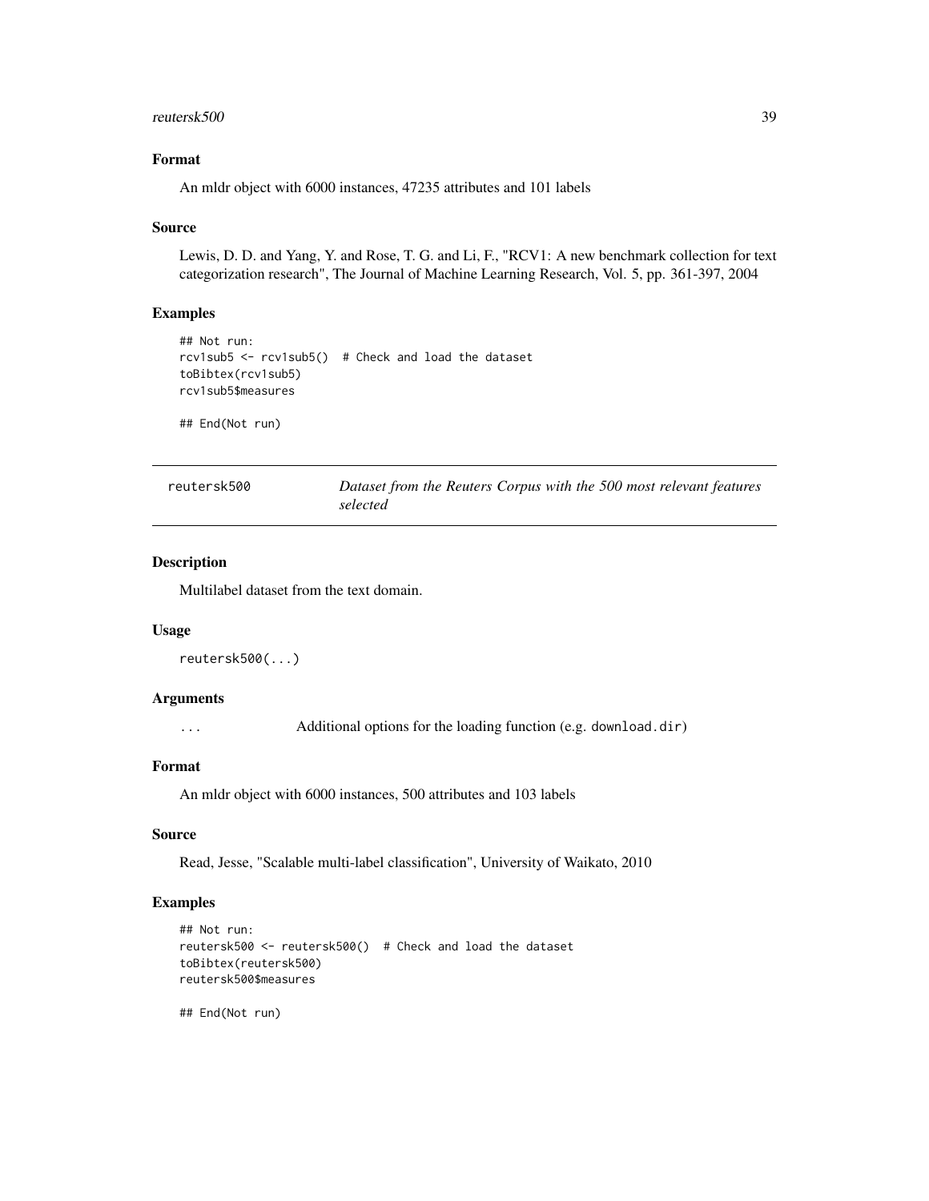### Format

An mldr object with 6000 instances, 47235 attributes and 101 labels

### Source

Lewis, D. D. and Yang, Y. and Rose, T. G. and Li, F., "RCV1: A new benchmark collection for text categorization research", The Journal of Machine Learning Research, Vol. 5, pp. 361-397, 2004

### Examples

```
## Not run:
rcv1sub5 <- rcv1sub5()  # Check and load the dataset
toBibtex(rcv1sub5)
rcv1sub5$measures

## End(Not run)
```

---

## reutersk500 — *Dataset from the Reuters Corpus with the 500 most relevant features selected*

---

### Description

Multilabel dataset from the text domain.

### Usage

```
reutersk500(...)
```

### Arguments

| | |
|---|---|
| `...` | Additional options for the loading function (e.g. `download.dir`) |

### Format

An mldr object with 6000 instances, 500 attributes and 103 labels

### Source

Read, Jesse, "Scalable multi-label classification", University of Waikato, 2010

### Examples

```
## Not run:
reutersk500 <- reutersk500()  # Check and load the dataset
toBibtex(reutersk500)
reutersk500$measures

## End(Not run)
```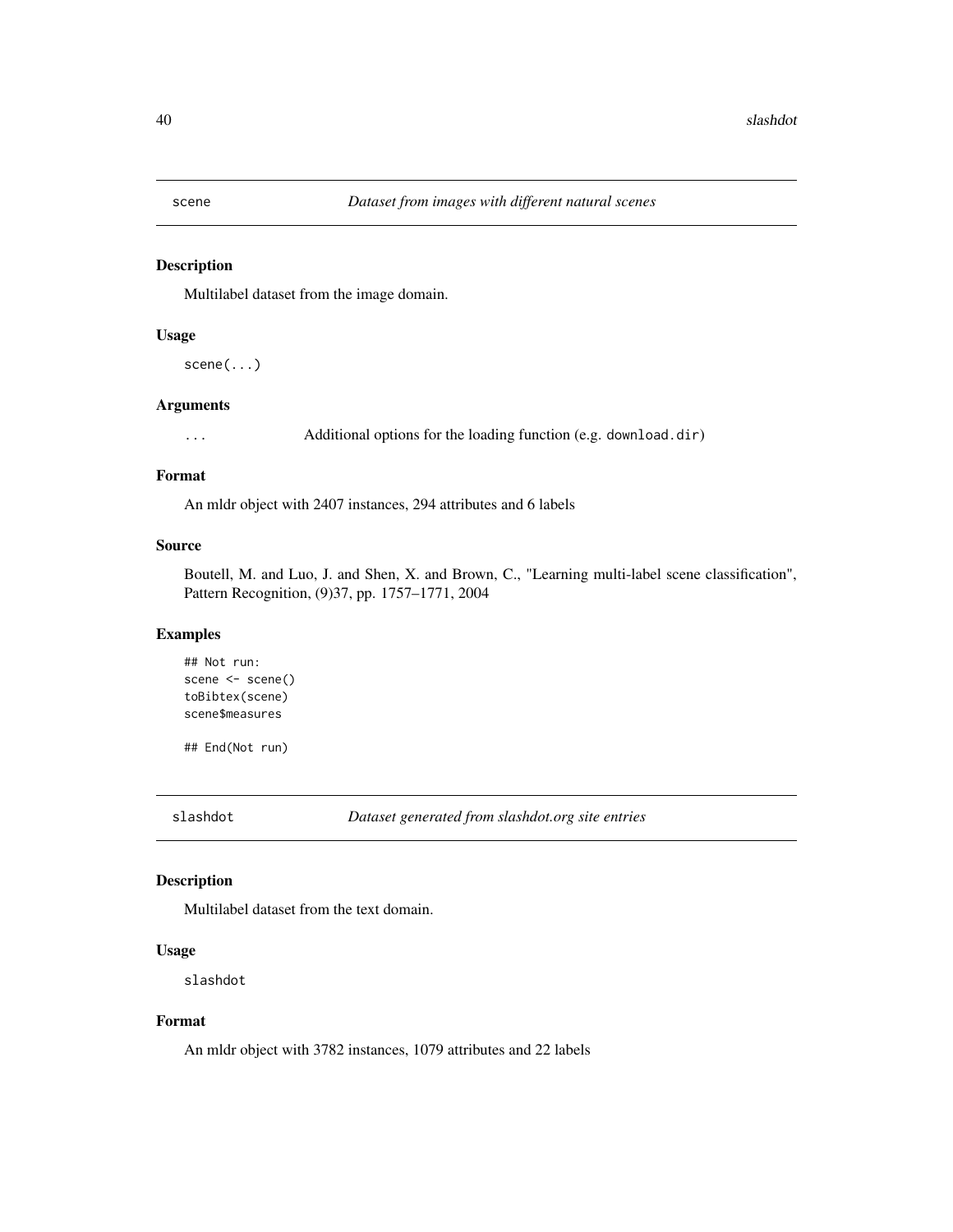## scene *Dataset from images with different natural scenes*

### Description

Multilabel dataset from the image domain.

### Usage

```
scene(...)
```

### Arguments

`...` Additional options for the loading function (e.g. `download.dir`)

### Format

An mldr object with 2407 instances, 294 attributes and 6 labels

### Source

Boutell, M. and Luo, J. and Shen, X. and Brown, C., "Learning multi-label scene classification", Pattern Recognition, (9)37, pp. 1757–1771, 2004

### Examples

```
## Not run:
scene <- scene()
toBibtex(scene)
scene$measures

## End(Not run)
```

## slashdot *Dataset generated from slashdot.org site entries*

### Description

Multilabel dataset from the text domain.

### Usage

```
slashdot
```

### Format

An mldr object with 3782 instances, 1079 attributes and 22 labels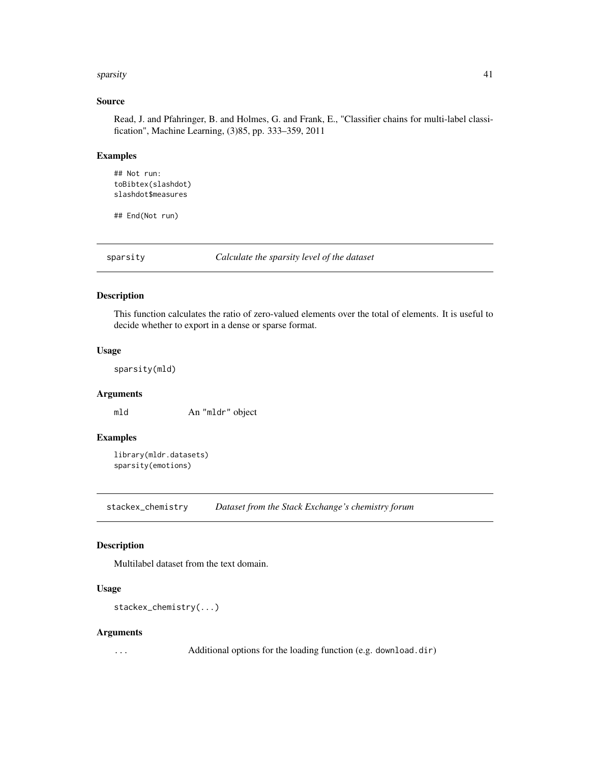### Source

Read, J. and Pfahringer, B. and Holmes, G. and Frank, E., "Classifier chains for multi-label classification", Machine Learning, (3)85, pp. 333–359, 2011

### Examples

```
## Not run:
toBibtex(slashdot)
slashdot$measures

## End(Not run)
```

---

## sparsity — *Calculate the sparsity level of the dataset*

### Description

This function calculates the ratio of zero-valued elements over the total of elements. It is useful to decide whether to export in a dense or sparse format.

### Usage

```
sparsity(mld)
```

### Arguments

| | |
|---|---|
| `mld` | An "mldr" object |

### Examples

```
library(mldr.datasets)
sparsity(emotions)
```

---

## stackex_chemistry — *Dataset from the Stack Exchange's chemistry forum*

### Description

Multilabel dataset from the text domain.

### Usage

```
stackex_chemistry(...)
```

### Arguments

| | |
|---|---|
| `...` | Additional options for the loading function (e.g. `download.dir`) |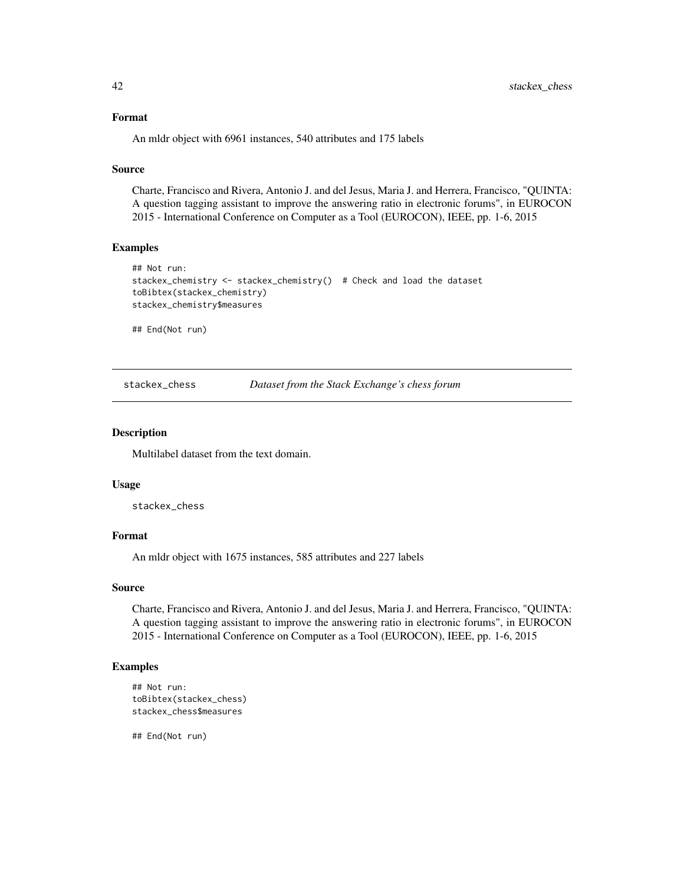### Format

An mldr object with 6961 instances, 540 attributes and 175 labels

### Source

Charte, Francisco and Rivera, Antonio J. and del Jesus, Maria J. and Herrera, Francisco, "QUINTA: A question tagging assistant to improve the answering ratio in electronic forums", in EUROCON 2015 - International Conference on Computer as a Tool (EUROCON), IEEE, pp. 1-6, 2015

### Examples

```
## Not run:
stackex_chemistry <- stackex_chemistry()  # Check and load the dataset
toBibtex(stackex_chemistry)
stackex_chemistry$measures

## End(Not run)
```

---

## stackex_chess — *Dataset from the Stack Exchange's chess forum*

### Description

Multilabel dataset from the text domain.

### Usage

```
stackex_chess
```

### Format

An mldr object with 1675 instances, 585 attributes and 227 labels

### Source

Charte, Francisco and Rivera, Antonio J. and del Jesus, Maria J. and Herrera, Francisco, "QUINTA: A question tagging assistant to improve the answering ratio in electronic forums", in EUROCON 2015 - International Conference on Computer as a Tool (EUROCON), IEEE, pp. 1-6, 2015

### Examples

```
## Not run:
toBibtex(stackex_chess)
stackex_chess$measures

## End(Not run)
```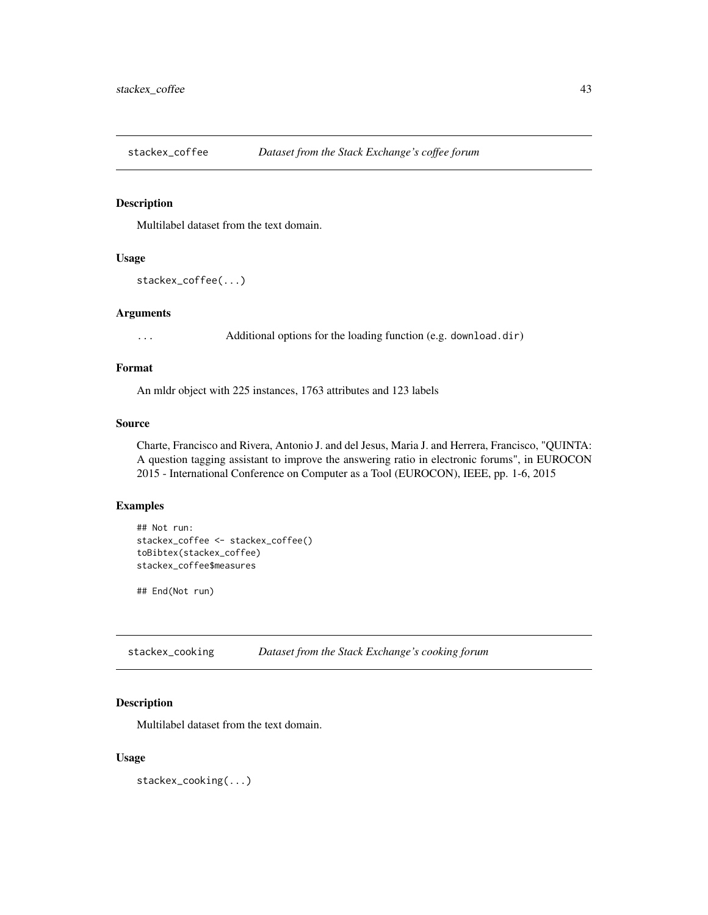## stackex_coffee — *Dataset from the Stack Exchange's coffee forum*

### Description

Multilabel dataset from the text domain.

### Usage

```
stackex_coffee(...)
```

### Arguments

`...` Additional options for the loading function (e.g. `download.dir`)

### Format

An mldr object with 225 instances, 1763 attributes and 123 labels

### Source

Charte, Francisco and Rivera, Antonio J. and del Jesus, Maria J. and Herrera, Francisco, "QUINTA: A question tagging assistant to improve the answering ratio in electronic forums", in EUROCON 2015 - International Conference on Computer as a Tool (EUROCON), IEEE, pp. 1-6, 2015

### Examples

```
## Not run:
stackex_coffee <- stackex_coffee()
toBibtex(stackex_coffee)
stackex_coffee$measures

## End(Not run)
```

## stackex_cooking — *Dataset from the Stack Exchange's cooking forum*

### Description

Multilabel dataset from the text domain.

### Usage

```
stackex_cooking(...)
```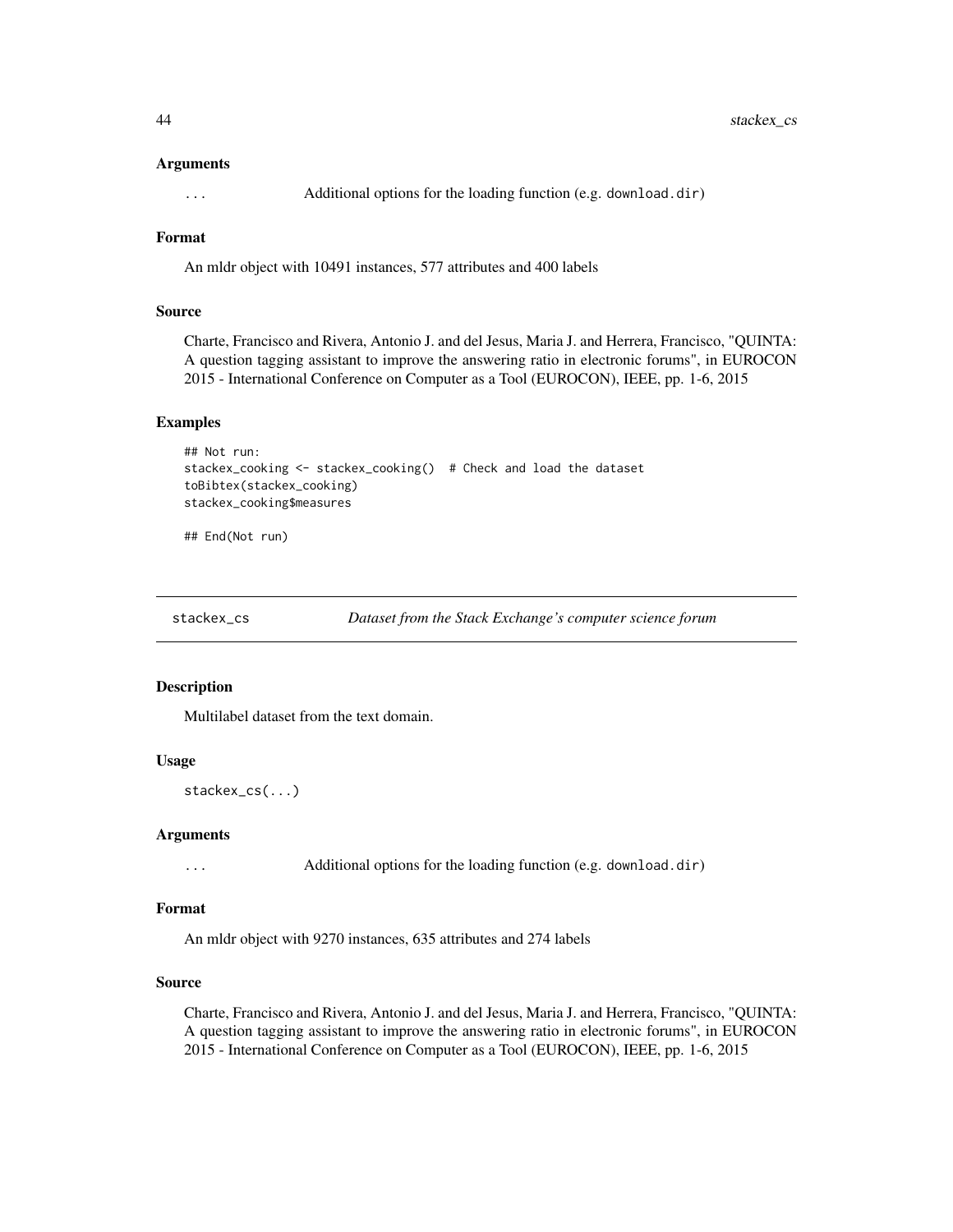### Arguments

... Additional options for the loading function (e.g. download.dir)

### Format

An mldr object with 10491 instances, 577 attributes and 400 labels

### Source

Charte, Francisco and Rivera, Antonio J. and del Jesus, Maria J. and Herrera, Francisco, "QUINTA: A question tagging assistant to improve the answering ratio in electronic forums", in EUROCON 2015 - International Conference on Computer as a Tool (EUROCON), IEEE, pp. 1-6, 2015

### Examples

```
## Not run:
stackex_cooking <- stackex_cooking()  # Check and load the dataset
toBibtex(stackex_cooking)
stackex_cooking$measures

## End(Not run)
```

---

## stackex_cs *Dataset from the Stack Exchange's computer science forum*

---

### Description

Multilabel dataset from the text domain.

### Usage

```
stackex_cs(...)
```

### Arguments

... Additional options for the loading function (e.g. download.dir)

### Format

An mldr object with 9270 instances, 635 attributes and 274 labels

### Source

Charte, Francisco and Rivera, Antonio J. and del Jesus, Maria J. and Herrera, Francisco, "QUINTA: A question tagging assistant to improve the answering ratio in electronic forums", in EUROCON 2015 - International Conference on Computer as a Tool (EUROCON), IEEE, pp. 1-6, 2015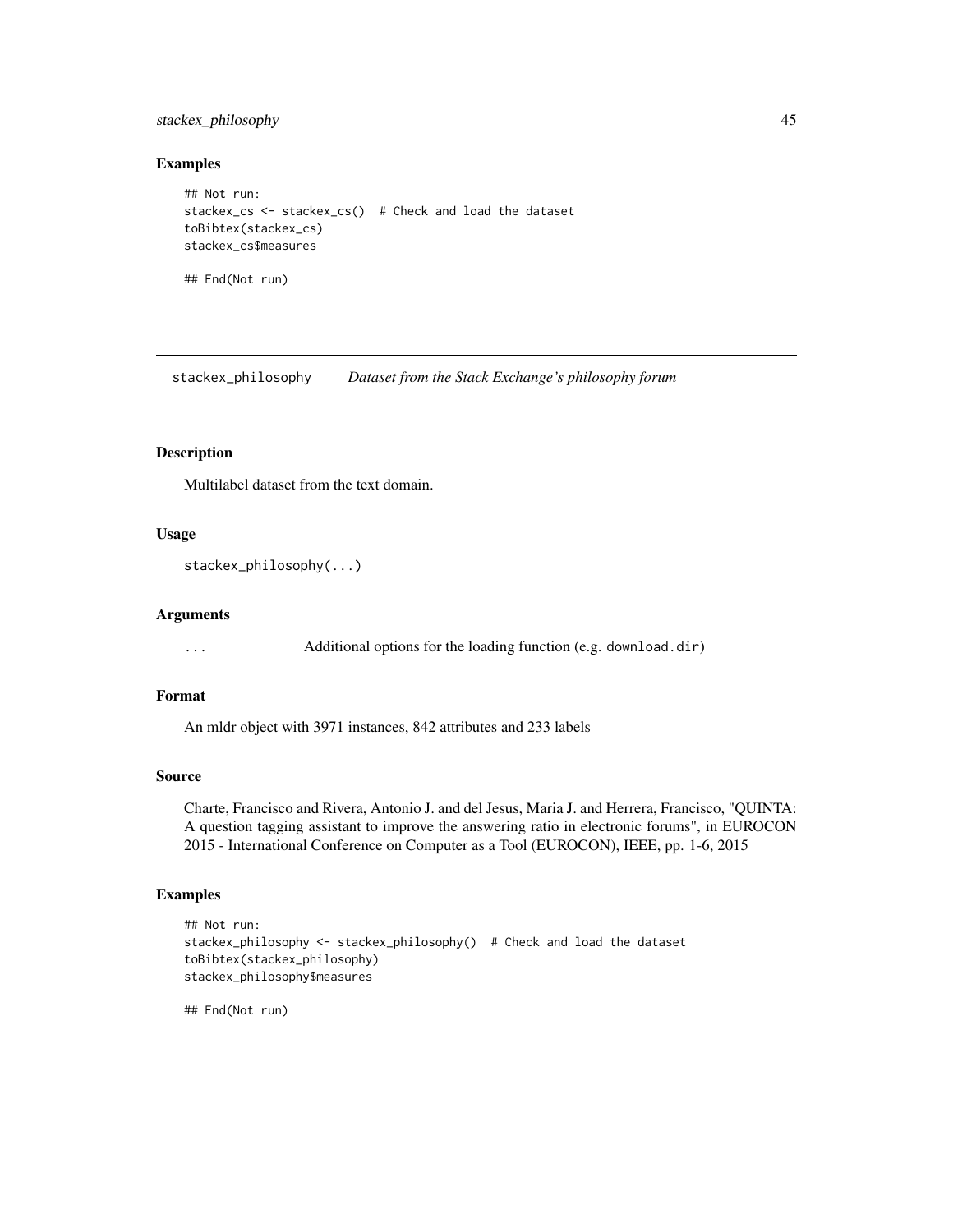### Examples

```
## Not run:
stackex_cs <- stackex_cs()  # Check and load the dataset
toBibtex(stackex_cs)
stackex_cs$measures

## End(Not run)
```

---

## stackex_philosophy — *Dataset from the Stack Exchange's philosophy forum*

---

### Description

Multilabel dataset from the text domain.

### Usage

```
stackex_philosophy(...)
```

### Arguments

| | |
|---|---|
| ... | Additional options for the loading function (e.g. `download.dir`) |

### Format

An mldr object with 3971 instances, 842 attributes and 233 labels

### Source

Charte, Francisco and Rivera, Antonio J. and del Jesus, Maria J. and Herrera, Francisco, "QUINTA: A question tagging assistant to improve the answering ratio in electronic forums", in EUROCON 2015 - International Conference on Computer as a Tool (EUROCON), IEEE, pp. 1-6, 2015

### Examples

```
## Not run:
stackex_philosophy <- stackex_philosophy()  # Check and load the dataset
toBibtex(stackex_philosophy)
stackex_philosophy$measures

## End(Not run)
```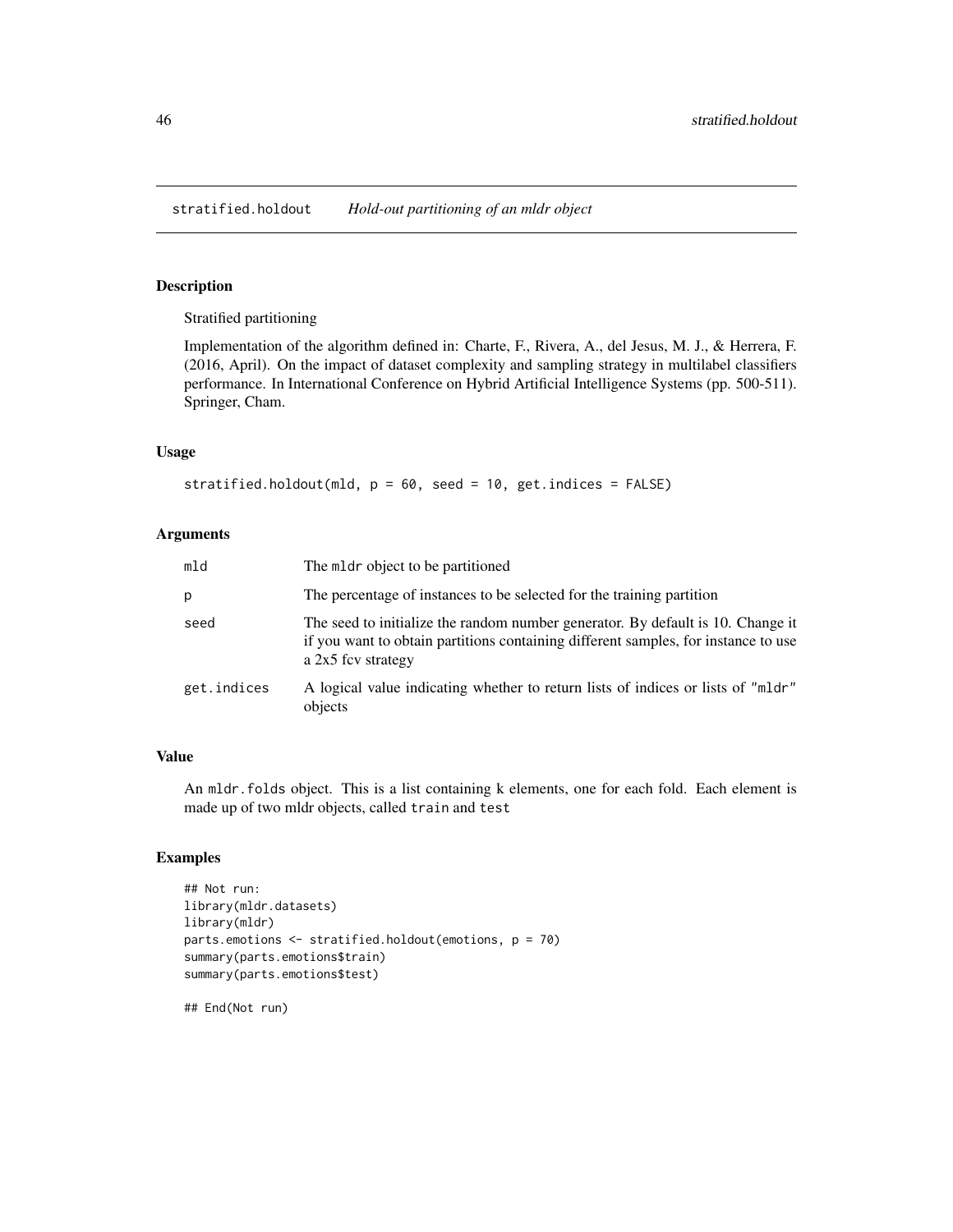stratified.holdout *Hold-out partitioning of an mldr object*

## Description

Stratified partitioning

Implementation of the algorithm defined in: Charte, F., Rivera, A., del Jesus, M. J., & Herrera, F. (2016, April). On the impact of dataset complexity and sampling strategy in multilabel classifiers performance. In International Conference on Hybrid Artificial Intelligence Systems (pp. 500-511). Springer, Cham.

## Usage

```
stratified.holdout(mld, p = 60, seed = 10, get.indices = FALSE)
```

## Arguments

| | |
|---|---|
| `mld` | The `mldr` object to be partitioned |
| `p` | The percentage of instances to be selected for the training partition |
| `seed` | The seed to initialize the random number generator. By default is 10. Change it if you want to obtain partitions containing different samples, for instance to use a 2x5 fcv strategy |
| `get.indices` | A logical value indicating whether to return lists of indices or lists of `"mldr"` objects |

## Value

An `mldr.folds` object. This is a list containing k elements, one for each fold. Each element is made up of two mldr objects, called `train` and `test`

## Examples

```
## Not run:
library(mldr.datasets)
library(mldr)
parts.emotions <- stratified.holdout(emotions, p = 70)
summary(parts.emotions$train)
summary(parts.emotions$test)

## End(Not run)
```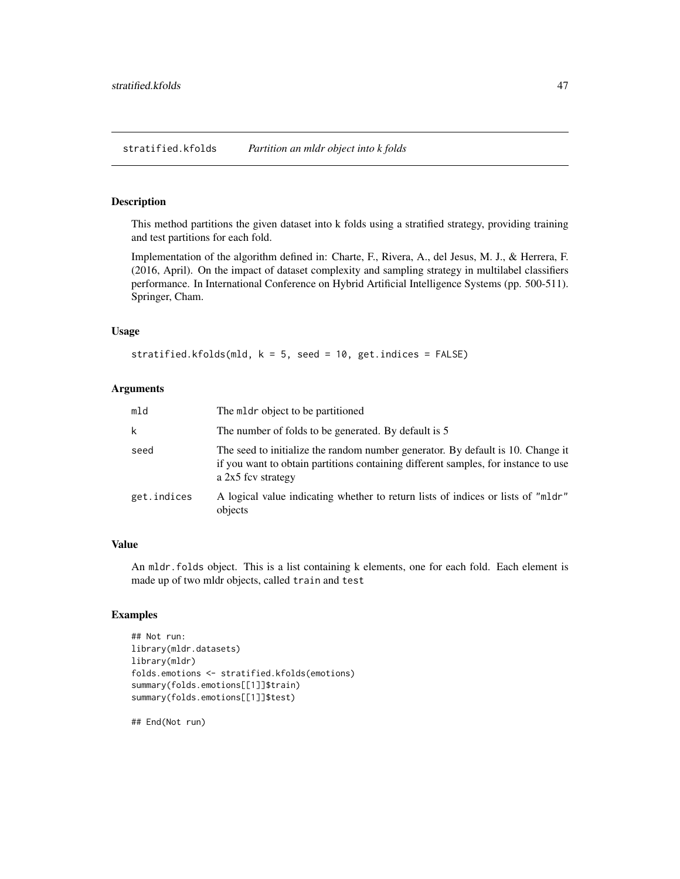## stratified.kfolds *Partition an mldr object into k folds*

### Description

This method partitions the given dataset into k folds using a stratified strategy, providing training and test partitions for each fold.

Implementation of the algorithm defined in: Charte, F., Rivera, A., del Jesus, M. J., & Herrera, F. (2016, April). On the impact of dataset complexity and sampling strategy in multilabel classifiers performance. In International Conference on Hybrid Artificial Intelligence Systems (pp. 500-511). Springer, Cham.

### Usage

```
stratified.kfolds(mld, k = 5, seed = 10, get.indices = FALSE)
```

### Arguments

| | |
|---|---|
| `mld` | The `mldr` object to be partitioned |
| `k` | The number of folds to be generated. By default is 5 |
| `seed` | The seed to initialize the random number generator. By default is 10. Change it if you want to obtain partitions containing different samples, for instance to use a 2x5 fcv strategy |
| `get.indices` | A logical value indicating whether to return lists of indices or lists of `"mldr"` objects |

### Value

An `mldr.folds` object. This is a list containing k elements, one for each fold. Each element is made up of two mldr objects, called `train` and `test`

### Examples

```
## Not run:
library(mldr.datasets)
library(mldr)
folds.emotions <- stratified.kfolds(emotions)
summary(folds.emotions[[1]]$train)
summary(folds.emotions[[1]]$test)

## End(Not run)
```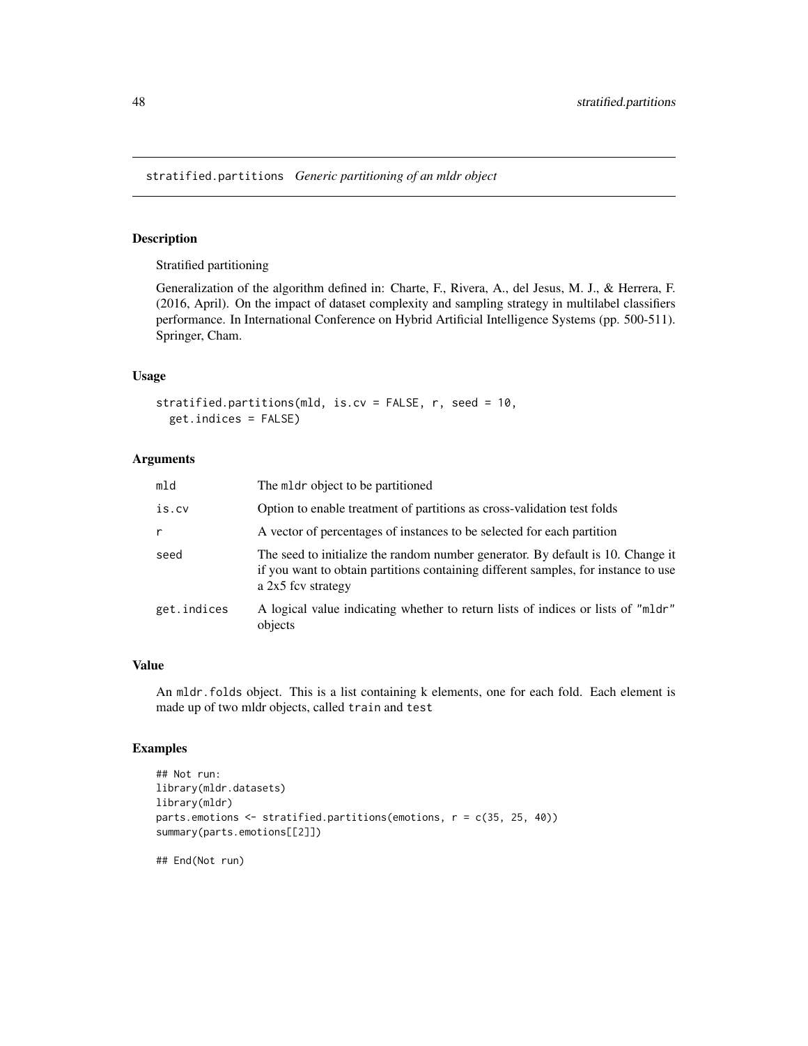# stratified.partitions *Generic partitioning of an mldr object*

## Description

Stratified partitioning

Generalization of the algorithm defined in: Charte, F., Rivera, A., del Jesus, M. J., & Herrera, F. (2016, April). On the impact of dataset complexity and sampling strategy in multilabel classifiers performance. In International Conference on Hybrid Artificial Intelligence Systems (pp. 500-511). Springer, Cham.

## Usage

```
stratified.partitions(mld, is.cv = FALSE, r, seed = 10,
  get.indices = FALSE)
```

## Arguments

| | |
|---|---|
| mld | The mldr object to be partitioned |
| is.cv | Option to enable treatment of partitions as cross-validation test folds |
| r | A vector of percentages of instances to be selected for each partition |
| seed | The seed to initialize the random number generator. By default is 10. Change it if you want to obtain partitions containing different samples, for instance to use a 2x5 fcv strategy |
| get.indices | A logical value indicating whether to return lists of indices or lists of "mldr" objects |

## Value

An mldr.folds object. This is a list containing k elements, one for each fold. Each element is made up of two mldr objects, called train and test

## Examples

```
## Not run:
library(mldr.datasets)
library(mldr)
parts.emotions <- stratified.partitions(emotions, r = c(35, 25, 40))
summary(parts.emotions[[2]])

## End(Not run)
```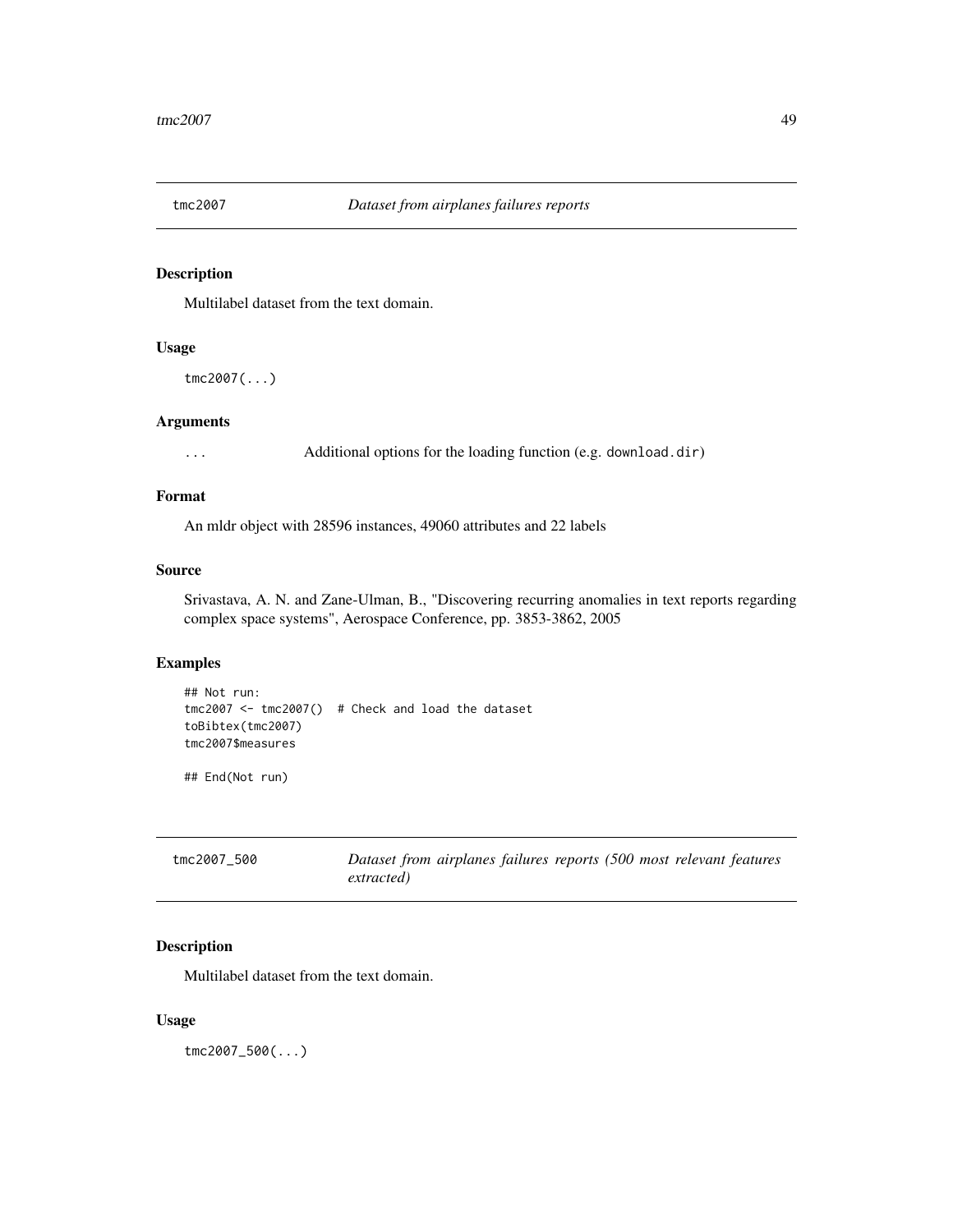## tmc2007 — *Dataset from airplanes failures reports*

### Description

Multilabel dataset from the text domain.

### Usage

```
tmc2007(...)
```

### Arguments

| | |
|---|---|
| ... | Additional options for the loading function (e.g. `download.dir`) |

### Format

An mldr object with 28596 instances, 49060 attributes and 22 labels

### Source

Srivastava, A. N. and Zane-Ulman, B., "Discovering recurring anomalies in text reports regarding complex space systems", Aerospace Conference, pp. 3853-3862, 2005

### Examples

```
## Not run:
tmc2007 <- tmc2007()  # Check and load the dataset
toBibtex(tmc2007)
tmc2007$measures

## End(Not run)
```

## tmc2007_500 — *Dataset from airplanes failures reports (500 most relevant features extracted)*

### Description

Multilabel dataset from the text domain.

### Usage

```
tmc2007_500(...)
```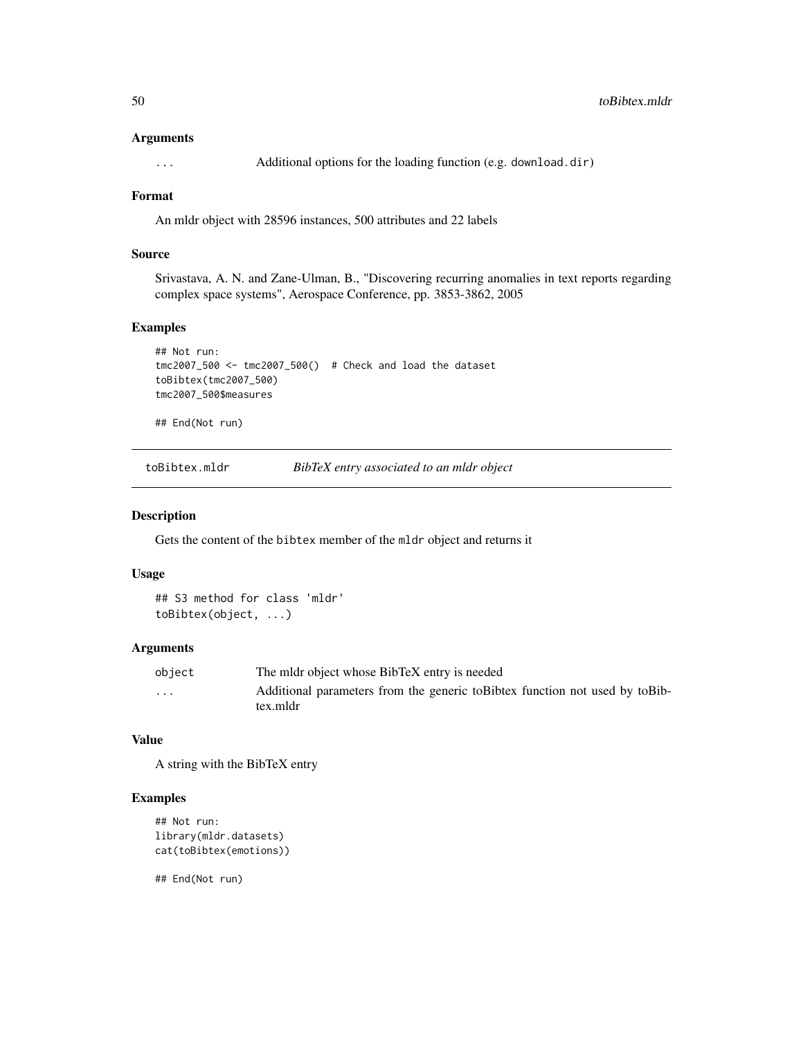### Arguments

| | |
|---|---|
| ... | Additional options for the loading function (e.g. download.dir) |

### Format

An mldr object with 28596 instances, 500 attributes and 22 labels

### Source

Srivastava, A. N. and Zane-Ulman, B., "Discovering recurring anomalies in text reports regarding complex space systems", Aerospace Conference, pp. 3853-3862, 2005

### Examples

```
## Not run:
tmc2007_500 <- tmc2007_500()  # Check and load the dataset
toBibtex(tmc2007_500)
tmc2007_500$measures

## End(Not run)
```

---

## toBibtex.mldr — *BibTeX entry associated to an mldr object*

### Description

Gets the content of the bibtex member of the mldr object and returns it

### Usage

```
## S3 method for class 'mldr'
toBibtex(object, ...)
```

### Arguments

| | |
|---|---|
| object | The mldr object whose BibTeX entry is needed |
| ... | Additional parameters from the generic toBibtex function not used by toBibtex.mldr |

### Value

A string with the BibTeX entry

### Examples

```
## Not run:
library(mldr.datasets)
cat(toBibtex(emotions))

## End(Not run)
```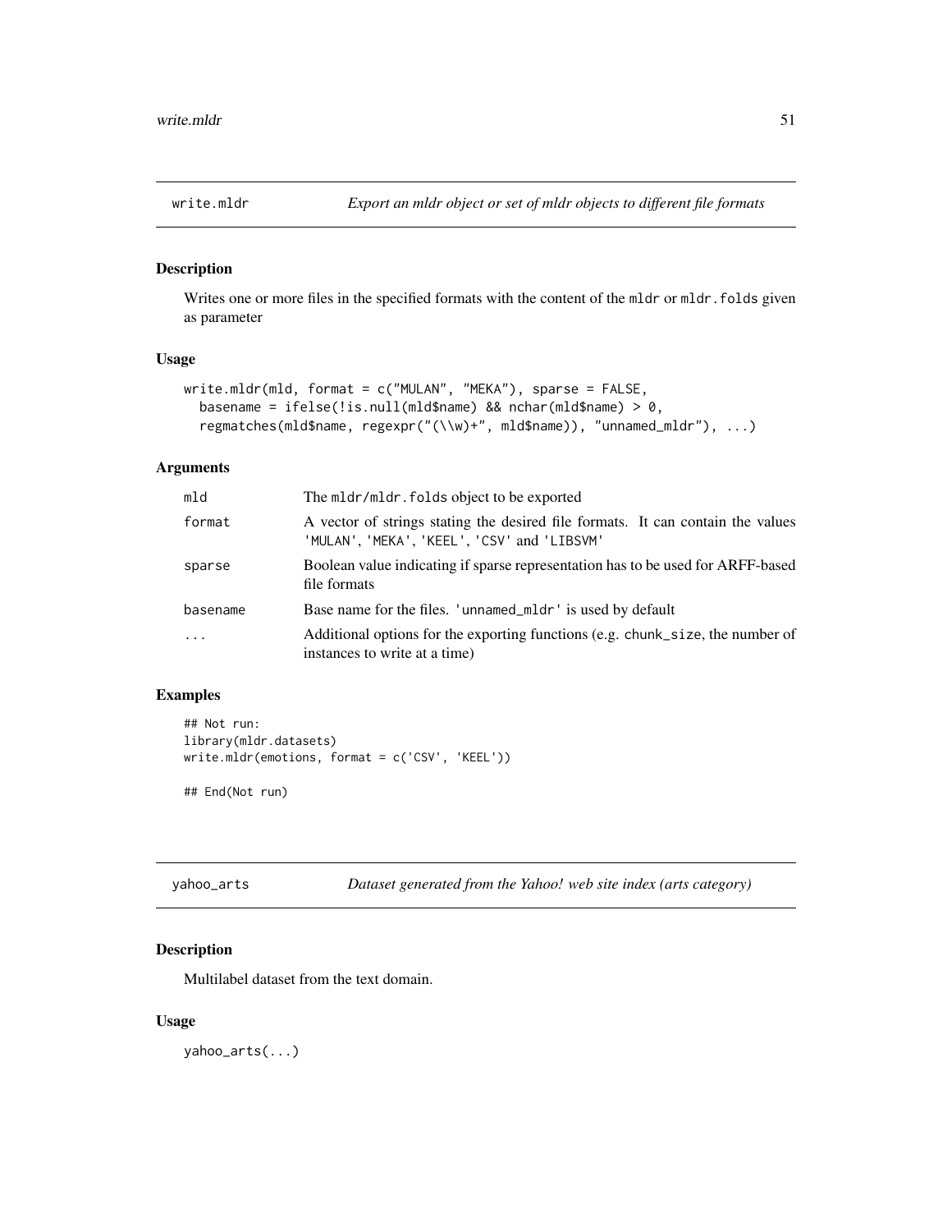## write.mldr — *Export an mldr object or set of mldr objects to different file formats*

### Description

Writes one or more files in the specified formats with the content of the `mldr` or `mldr.folds` given as parameter

### Usage

```
write.mldr(mld, format = c("MULAN", "MEKA"), sparse = FALSE,
  basename = ifelse(!is.null(mld$name) && nchar(mld$name) > 0,
  regmatches(mld$name, regexpr("(\\w)+", mld$name)), "unnamed_mldr"), ...)
```

### Arguments

| | |
|---|---|
| `mld` | The `mldr/mldr.folds` object to be exported |
| `format` | A vector of strings stating the desired file formats. It can contain the values `'MULAN'`, `'MEKA'`, `'KEEL'`, `'CSV'` and `'LIBSVM'` |
| `sparse` | Boolean value indicating if sparse representation has to be used for ARFF-based file formats |
| `basename` | Base name for the files. `'unnamed_mldr'` is used by default |
| `...` | Additional options for the exporting functions (e.g. `chunk_size`, the number of instances to write at a time) |

### Examples

```
## Not run:
library(mldr.datasets)
write.mldr(emotions, format = c('CSV', 'KEEL'))

## End(Not run)
```

## yahoo_arts — *Dataset generated from the Yahoo! web site index (arts category)*

### Description

Multilabel dataset from the text domain.

### Usage

```
yahoo_arts(...)
```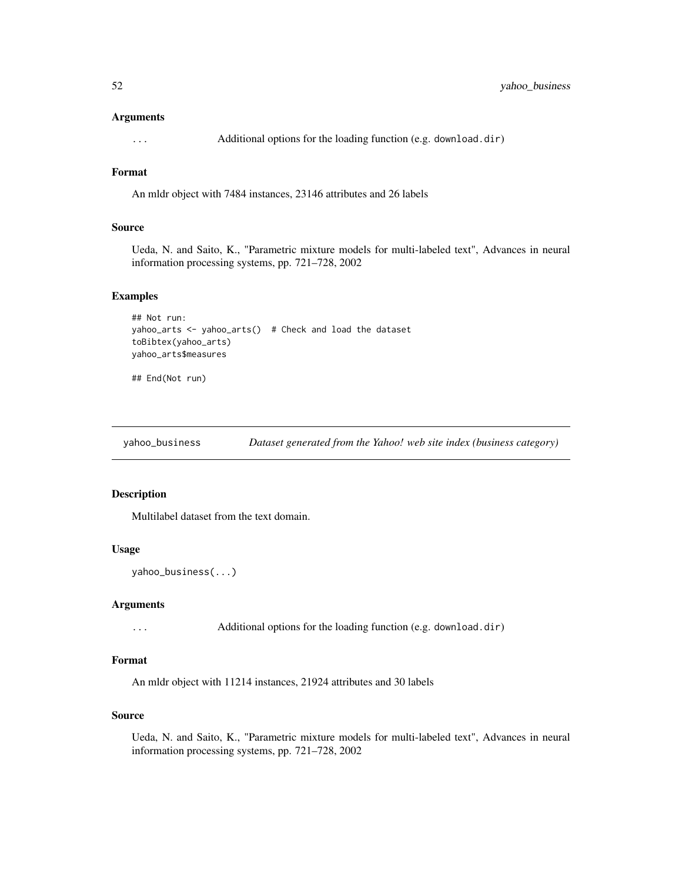### Arguments

`...` Additional options for the loading function (e.g. `download.dir`)

### Format

An mldr object with 7484 instances, 23146 attributes and 26 labels

### Source

Ueda, N. and Saito, K., "Parametric mixture models for multi-labeled text", Advances in neural information processing systems, pp. 721–728, 2002

### Examples

```
## Not run:
yahoo_arts <- yahoo_arts()  # Check and load the dataset
toBibtex(yahoo_arts)
yahoo_arts$measures

## End(Not run)
```

---

## yahoo_business *Dataset generated from the Yahoo! web site index (business category)*

---

### Description

Multilabel dataset from the text domain.

### Usage

```
yahoo_business(...)
```

### Arguments

`...` Additional options for the loading function (e.g. `download.dir`)

### Format

An mldr object with 11214 instances, 21924 attributes and 30 labels

### Source

Ueda, N. and Saito, K., "Parametric mixture models for multi-labeled text", Advances in neural information processing systems, pp. 721–728, 2002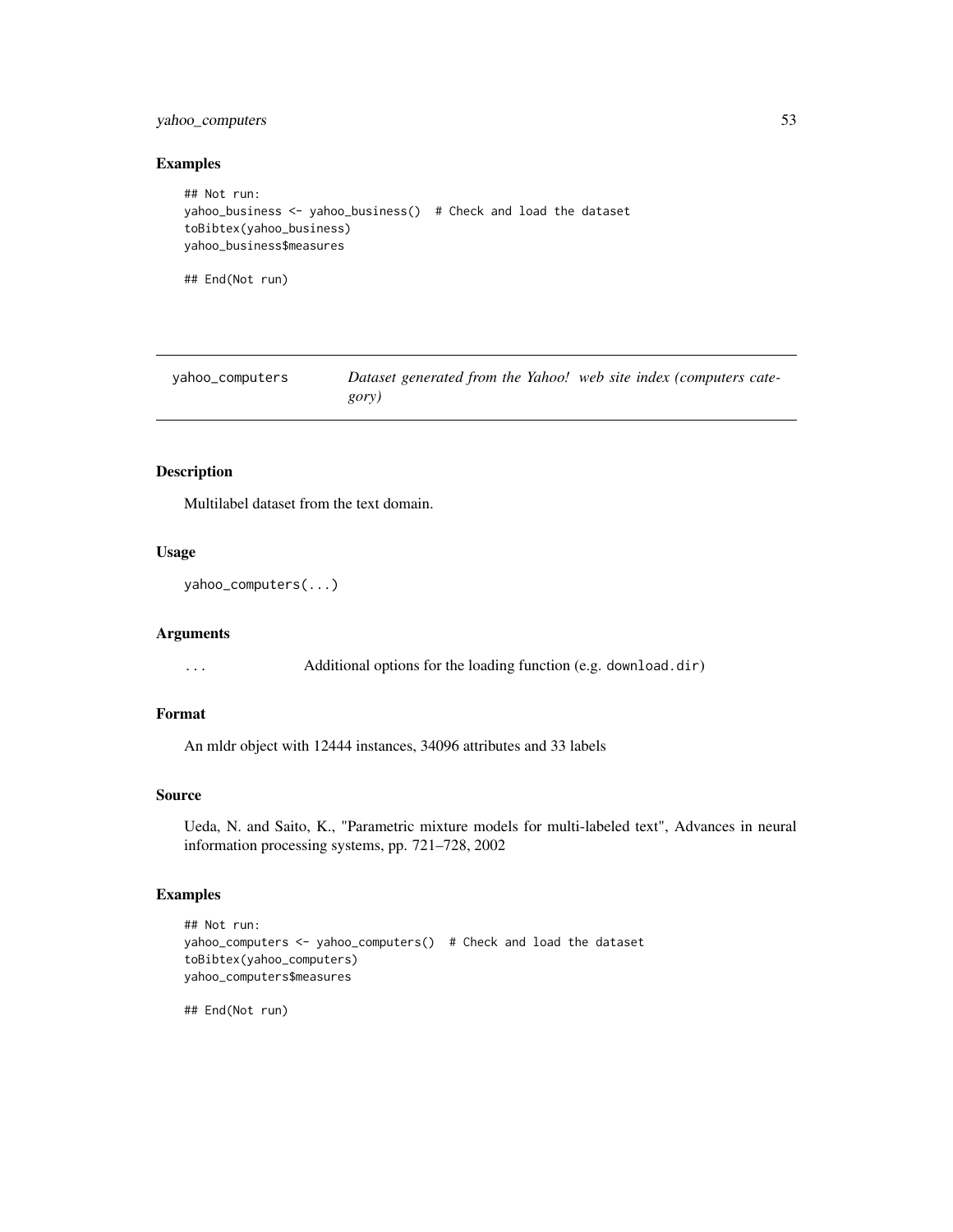### Examples

```
## Not run:
yahoo_business <- yahoo_business()  # Check and load the dataset
toBibtex(yahoo_business)
yahoo_business$measures

## End(Not run)
```

---

## yahoo_computers — *Dataset generated from the Yahoo! web site index (computers category)*

---

### Description

Multilabel dataset from the text domain.

### Usage

```
yahoo_computers(...)
```

### Arguments

`...` Additional options for the loading function (e.g. `download.dir`)

### Format

An mldr object with 12444 instances, 34096 attributes and 33 labels

### Source

Ueda, N. and Saito, K., "Parametric mixture models for multi-labeled text", Advances in neural information processing systems, pp. 721–728, 2002

### Examples

```
## Not run:
yahoo_computers <- yahoo_computers()  # Check and load the dataset
toBibtex(yahoo_computers)
yahoo_computers$measures

## End(Not run)
```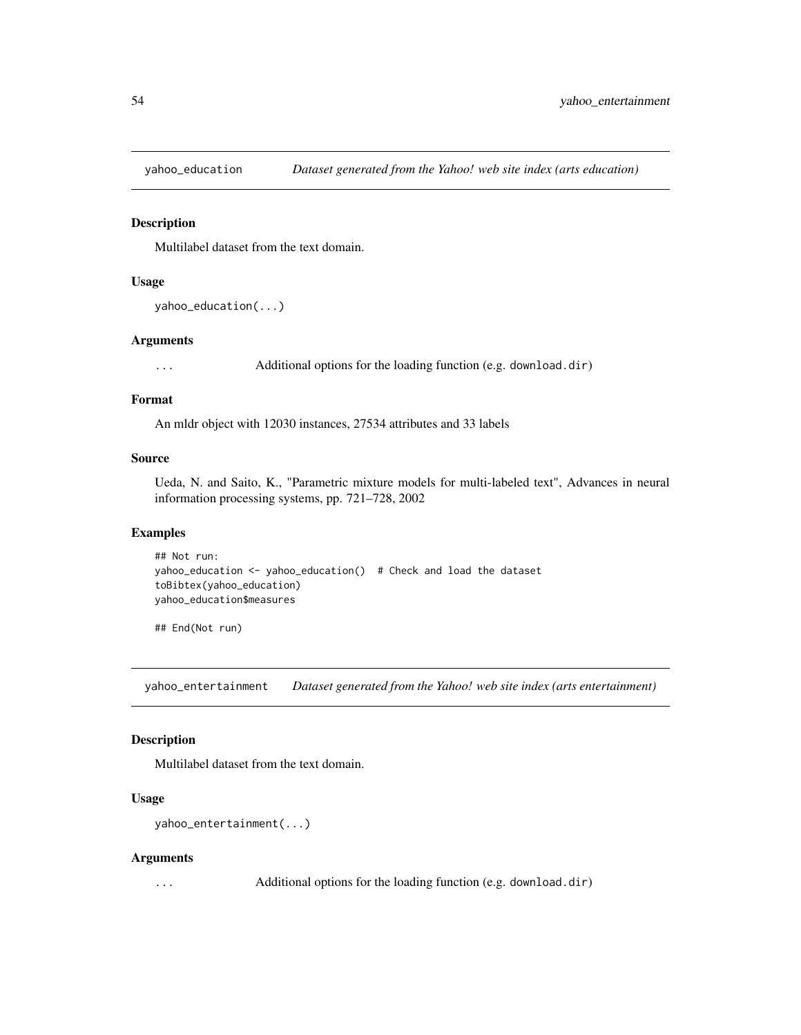## yahoo_education — *Dataset generated from the Yahoo! web site index (arts education)*

### Description

Multilabel dataset from the text domain.

### Usage

```
yahoo_education(...)
```

### Arguments

`...` Additional options for the loading function (e.g. `download.dir`)

### Format

An mldr object with 12030 instances, 27534 attributes and 33 labels

### Source

Ueda, N. and Saito, K., "Parametric mixture models for multi-labeled text", Advances in neural information processing systems, pp. 721–728, 2002

### Examples

```
## Not run:
yahoo_education <- yahoo_education()  # Check and load the dataset
toBibtex(yahoo_education)
yahoo_education$measures

## End(Not run)
```

## yahoo_entertainment — *Dataset generated from the Yahoo! web site index (arts entertainment)*

### Description

Multilabel dataset from the text domain.

### Usage

```
yahoo_entertainment(...)
```

### Arguments

`...` Additional options for the loading function (e.g. `download.dir`)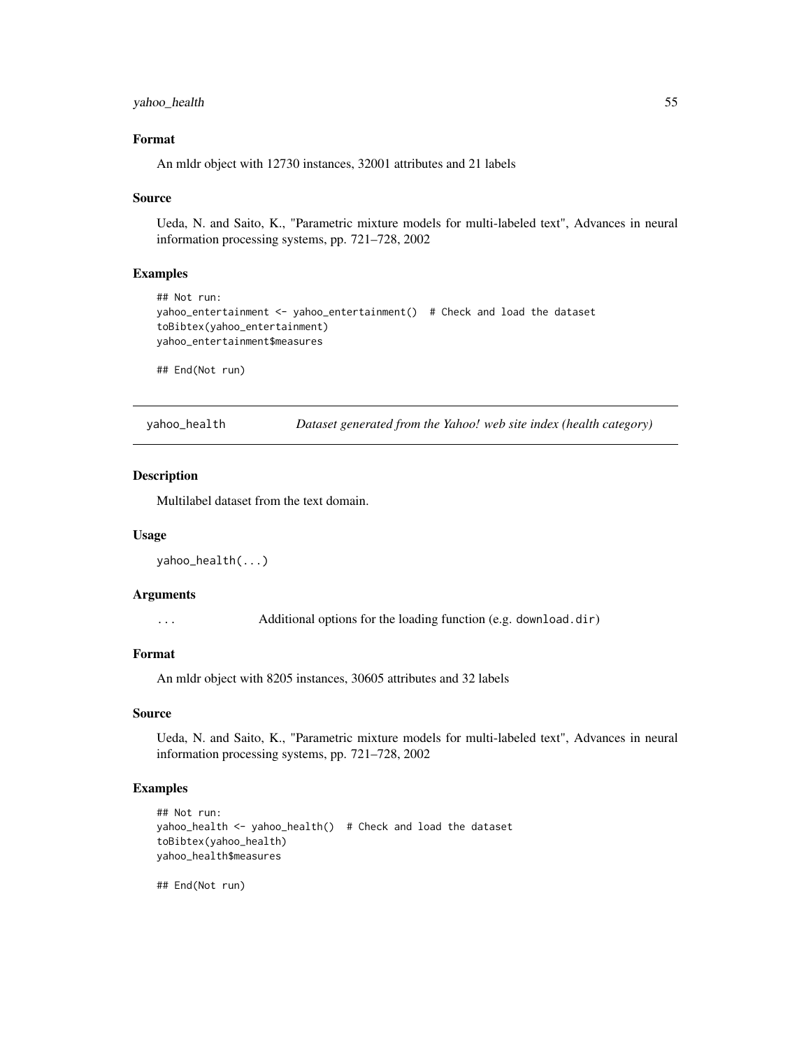### Format

An mldr object with 12730 instances, 32001 attributes and 21 labels

### Source

Ueda, N. and Saito, K., "Parametric mixture models for multi-labeled text", Advances in neural information processing systems, pp. 721–728, 2002

### Examples

```
## Not run:
yahoo_entertainment <- yahoo_entertainment()  # Check and load the dataset
toBibtex(yahoo_entertainment)
yahoo_entertainment$measures

## End(Not run)
```

---

## yahoo_health — *Dataset generated from the Yahoo! web site index (health category)*

---

### Description

Multilabel dataset from the text domain.

### Usage

```
yahoo_health(...)
```

### Arguments

| | |
|---|---|
| `...` | Additional options for the loading function (e.g. `download.dir`) |

### Format

An mldr object with 8205 instances, 30605 attributes and 32 labels

### Source

Ueda, N. and Saito, K., "Parametric mixture models for multi-labeled text", Advances in neural information processing systems, pp. 721–728, 2002

### Examples

```
## Not run:
yahoo_health <- yahoo_health()  # Check and load the dataset
toBibtex(yahoo_health)
yahoo_health$measures

## End(Not run)
```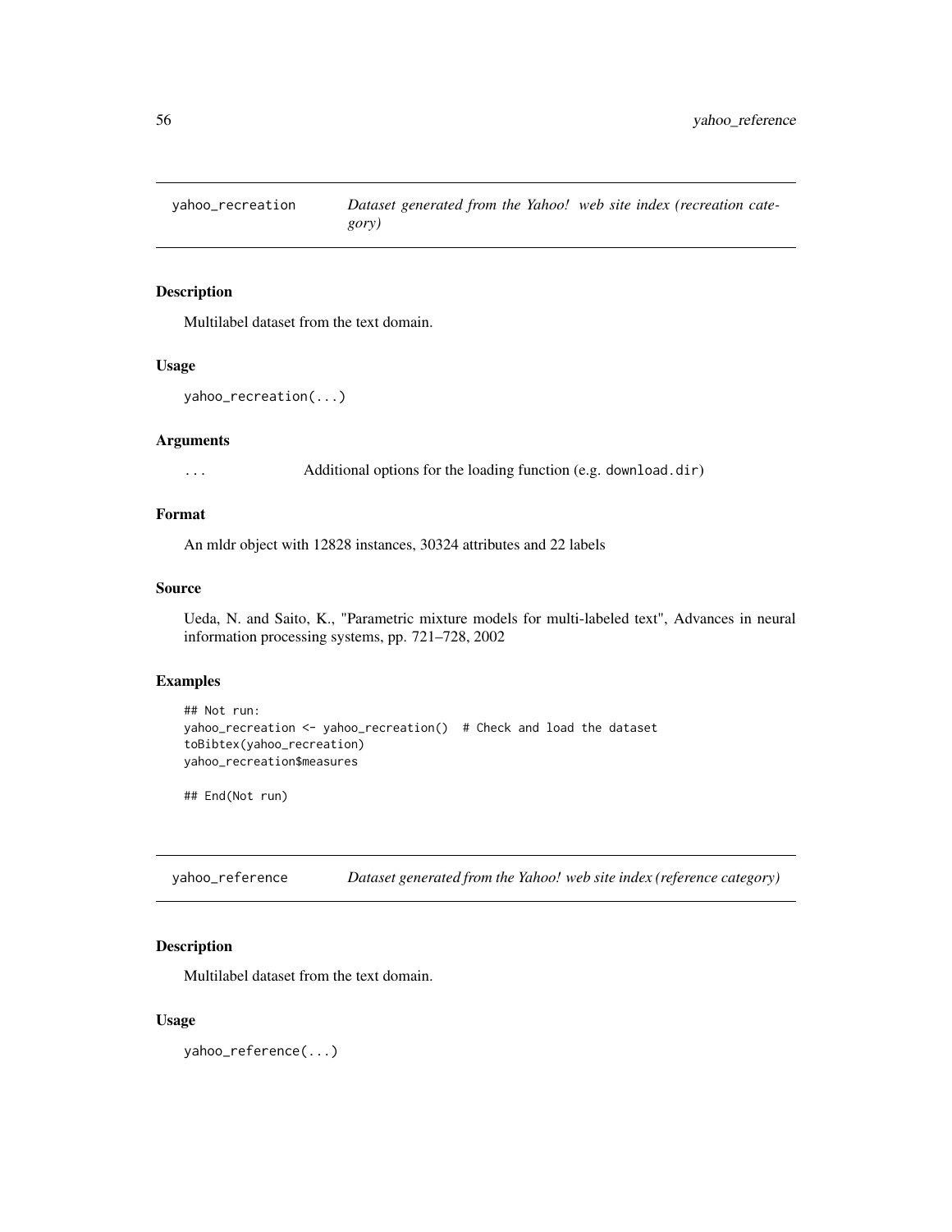## yahoo_recreation — *Dataset generated from the Yahoo! web site index (recreation category)*

### Description

Multilabel dataset from the text domain.

### Usage

```
yahoo_recreation(...)
```

### Arguments

`...` Additional options for the loading function (e.g. `download.dir`)

### Format

An mldr object with 12828 instances, 30324 attributes and 22 labels

### Source

Ueda, N. and Saito, K., "Parametric mixture models for multi-labeled text", Advances in neural information processing systems, pp. 721–728, 2002

### Examples

```
## Not run:
yahoo_recreation <- yahoo_recreation()  # Check and load the dataset
toBibtex(yahoo_recreation)
yahoo_recreation$measures

## End(Not run)
```

## yahoo_reference — *Dataset generated from the Yahoo! web site index (reference category)*

### Description

Multilabel dataset from the text domain.

### Usage

```
yahoo_reference(...)
```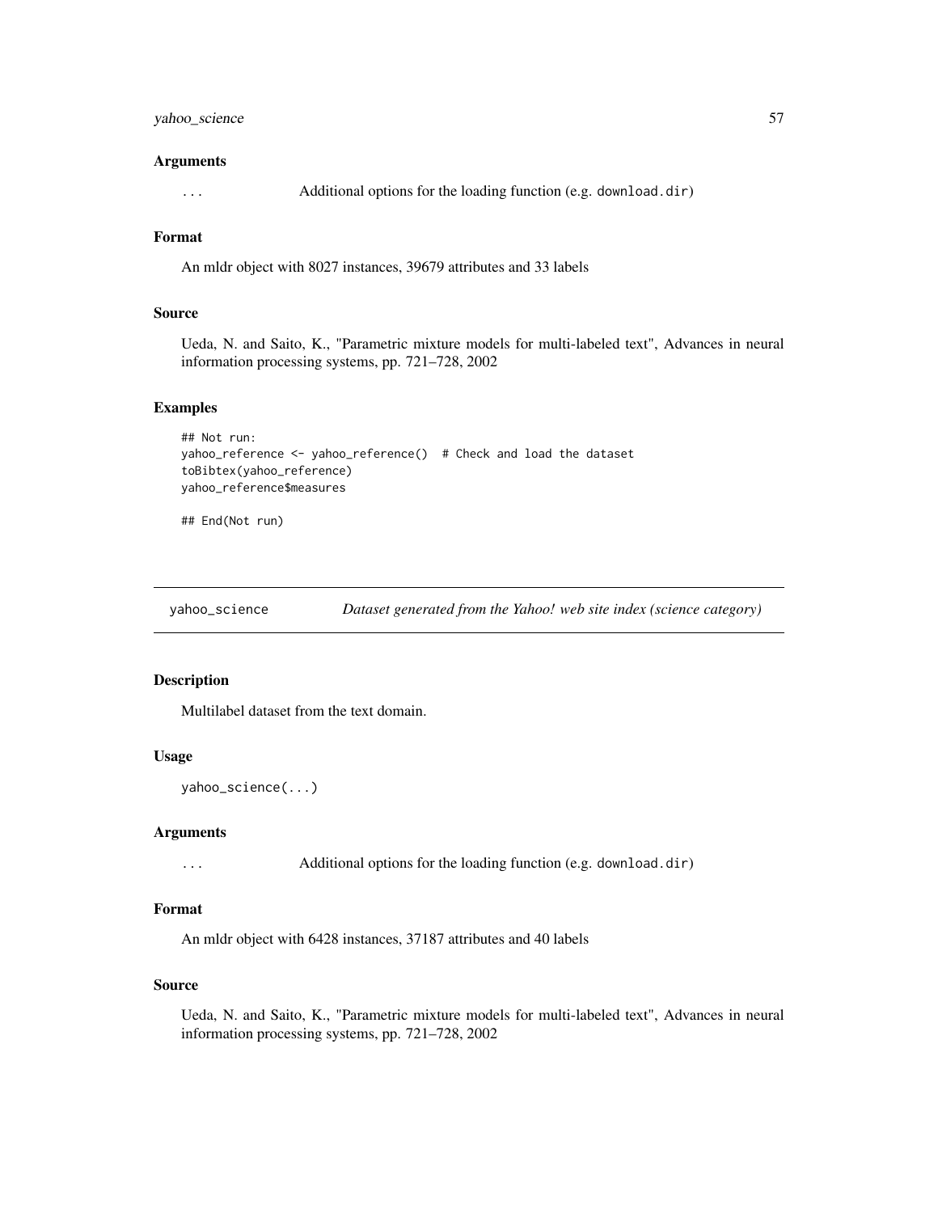### Arguments

`...` Additional options for the loading function (e.g. `download.dir`)

### Format

An mldr object with 8027 instances, 39679 attributes and 33 labels

### Source

Ueda, N. and Saito, K., "Parametric mixture models for multi-labeled text", Advances in neural information processing systems, pp. 721–728, 2002

### Examples

```
## Not run:
yahoo_reference <- yahoo_reference()  # Check and load the dataset
toBibtex(yahoo_reference)
yahoo_reference$measures

## End(Not run)
```

---

## yahoo_science — *Dataset generated from the Yahoo! web site index (science category)*

### Description

Multilabel dataset from the text domain.

### Usage

```
yahoo_science(...)
```

### Arguments

`...` Additional options for the loading function (e.g. `download.dir`)

### Format

An mldr object with 6428 instances, 37187 attributes and 40 labels

### Source

Ueda, N. and Saito, K., "Parametric mixture models for multi-labeled text", Advances in neural information processing systems, pp. 721–728, 2002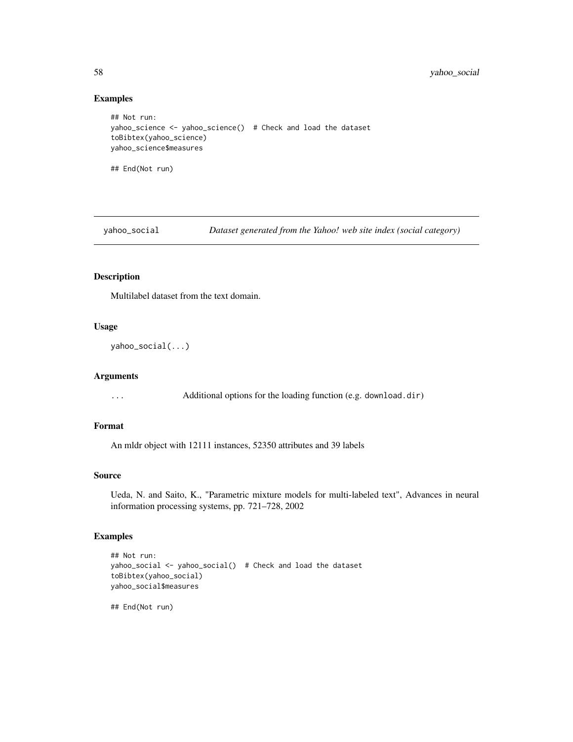## Examples

```
## Not run:
yahoo_science <- yahoo_science()  # Check and load the dataset
toBibtex(yahoo_science)
yahoo_science$measures

## End(Not run)
```

---

# yahoo_social — *Dataset generated from the Yahoo! web site index (social category)*

---

## Description

Multilabel dataset from the text domain.

## Usage

```
yahoo_social(...)
```

## Arguments

| | |
|---|---|
| ... | Additional options for the loading function (e.g. download.dir) |

## Format

An mldr object with 12111 instances, 52350 attributes and 39 labels

## Source

Ueda, N. and Saito, K., "Parametric mixture models for multi-labeled text", Advances in neural information processing systems, pp. 721–728, 2002

## Examples

```
## Not run:
yahoo_social <- yahoo_social()  # Check and load the dataset
toBibtex(yahoo_social)
yahoo_social$measures

## End(Not run)
```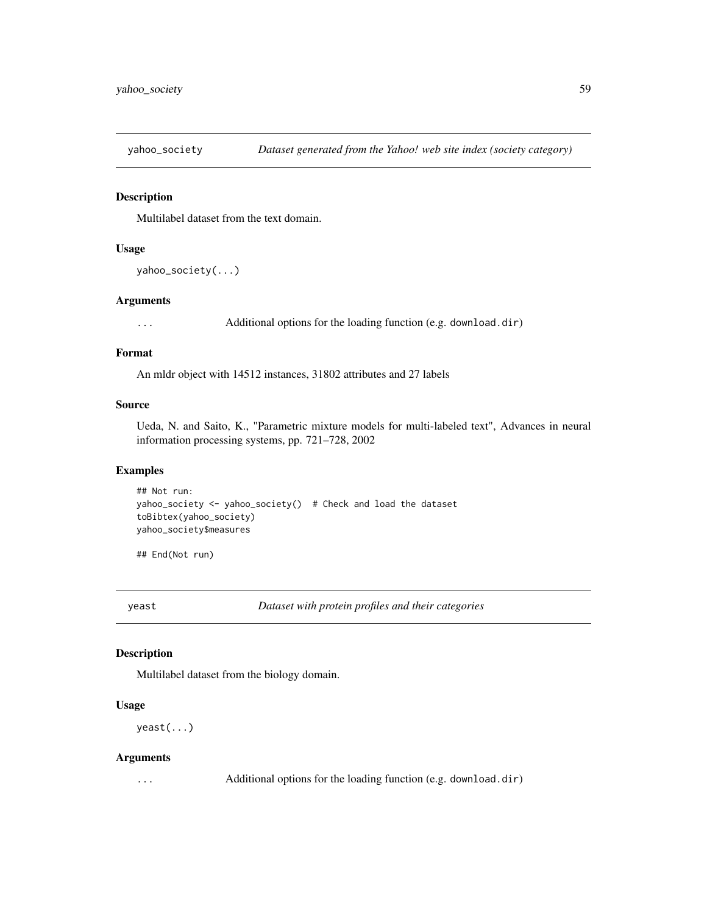## yahoo_society — *Dataset generated from the Yahoo! web site index (society category)*

### Description

Multilabel dataset from the text domain.

### Usage

```
yahoo_society(...)
```

### Arguments

... Additional options for the loading function (e.g. `download.dir`)

### Format

An mldr object with 14512 instances, 31802 attributes and 27 labels

### Source

Ueda, N. and Saito, K., "Parametric mixture models for multi-labeled text", Advances in neural information processing systems, pp. 721–728, 2002

### Examples

```
## Not run:
yahoo_society <- yahoo_society()  # Check and load the dataset
toBibtex(yahoo_society)
yahoo_society$measures

## End(Not run)
```

## yeast — *Dataset with protein profiles and their categories*

### Description

Multilabel dataset from the biology domain.

### Usage

```
yeast(...)
```

### Arguments

... Additional options for the loading function (e.g. `download.dir`)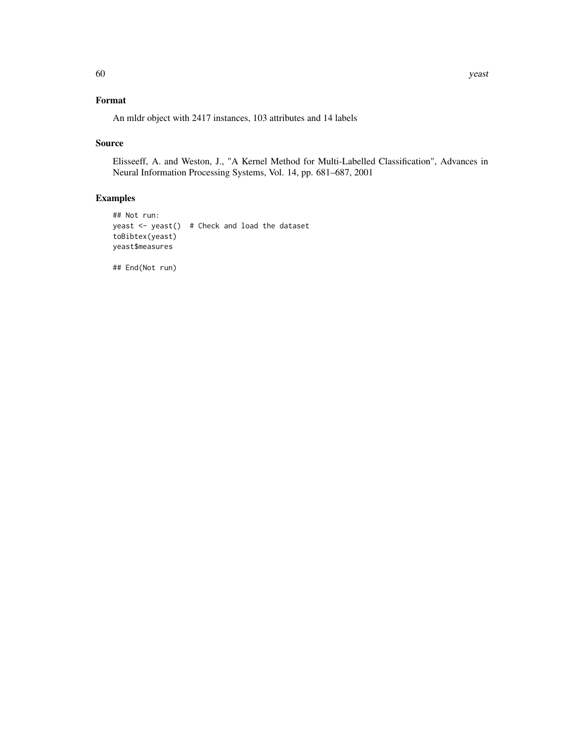### Format

An mldr object with 2417 instances, 103 attributes and 14 labels

### Source

Elisseeff, A. and Weston, J., "A Kernel Method for Multi-Labelled Classification", Advances in Neural Information Processing Systems, Vol. 14, pp. 681–687, 2001

### Examples

```
## Not run:
yeast <- yeast()  # Check and load the dataset
toBibtex(yeast)
yeast$measures

## End(Not run)
```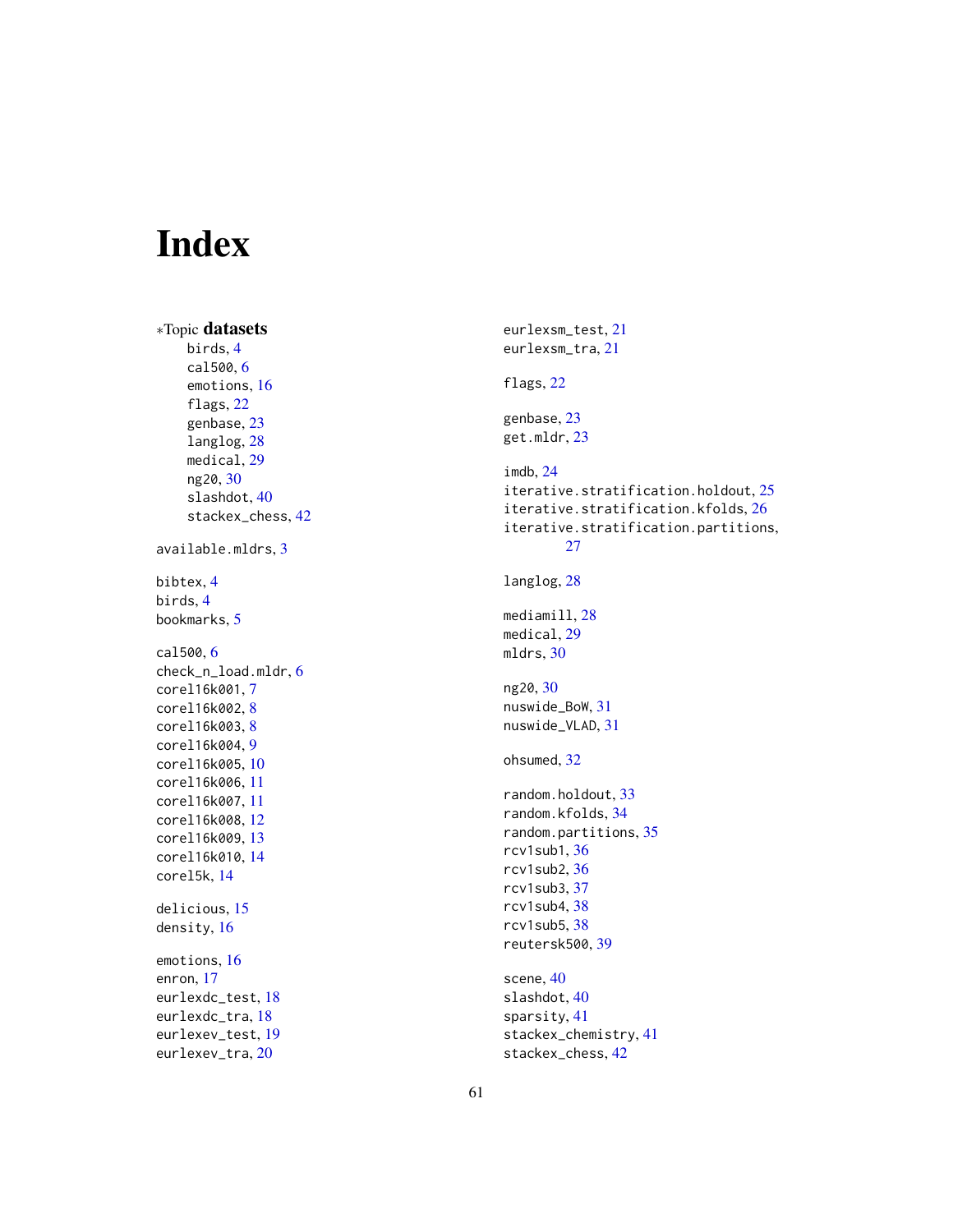# Index

*Topic **datasets**
- birds, 4
- cal500, 6
- emotions, 16
- flags, 22
- genbase, 23
- langlog, 28
- medical, 29
- ng20, 30
- slashdot, 40
- stackex_chess, 42

available.mldrs, 3

bibtex, 4
birds, 4
bookmarks, 5

cal500, 6
check_n_load.mldr, 6
corel16k001, 7
corel16k002, 8
corel16k003, 8
corel16k004, 9
corel16k005, 10
corel16k006, 11
corel16k007, 11
corel16k008, 12
corel16k009, 13
corel16k010, 14
corel5k, 14

delicious, 15
density, 16

emotions, 16
enron, 17
eurlexdc_test, 18
eurlexdc_tra, 18
eurlexev_test, 19
eurlexev_tra, 20
eurlexsm_test, 21
eurlexsm_tra, 21

flags, 22

genbase, 23
get.mldr, 23

imdb, 24
iterative.stratification.holdout, 25
iterative.stratification.kfolds, 26
iterative.stratification.partitions, 27

langlog, 28

mediamill, 28
medical, 29
mldrs, 30

ng20, 30
nuswide_BoW, 31
nuswide_VLAD, 31

ohsumed, 32

random.holdout, 33
random.kfolds, 34
random.partitions, 35
rcv1sub1, 36
rcv1sub2, 36
rcv1sub3, 37
rcv1sub4, 38
rcv1sub5, 38
reutersk500, 39

scene, 40
slashdot, 40
sparsity, 41
stackex_chemistry, 41
stackex_chess, 42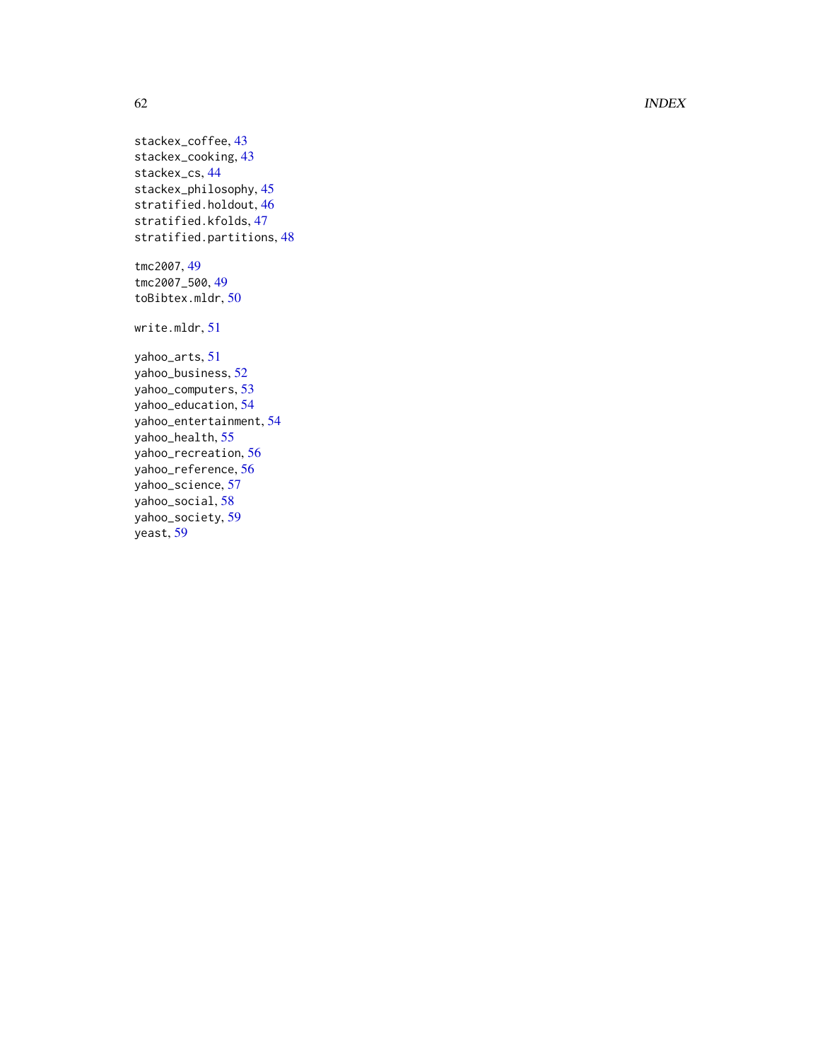stackex_coffee, 43
stackex_cooking, 43
stackex_cs, 44
stackex_philosophy, 45
stratified.holdout, 46
stratified.kfolds, 47
stratified.partitions, 48

tmc2007, 49
tmc2007_500, 49
toBibtex.mldr, 50

write.mldr, 51

yahoo_arts, 51
yahoo_business, 52
yahoo_computers, 53
yahoo_education, 54
yahoo_entertainment, 54
yahoo_health, 55
yahoo_recreation, 56
yahoo_reference, 56
yahoo_science, 57
yahoo_social, 58
yahoo_society, 59
yeast, 59